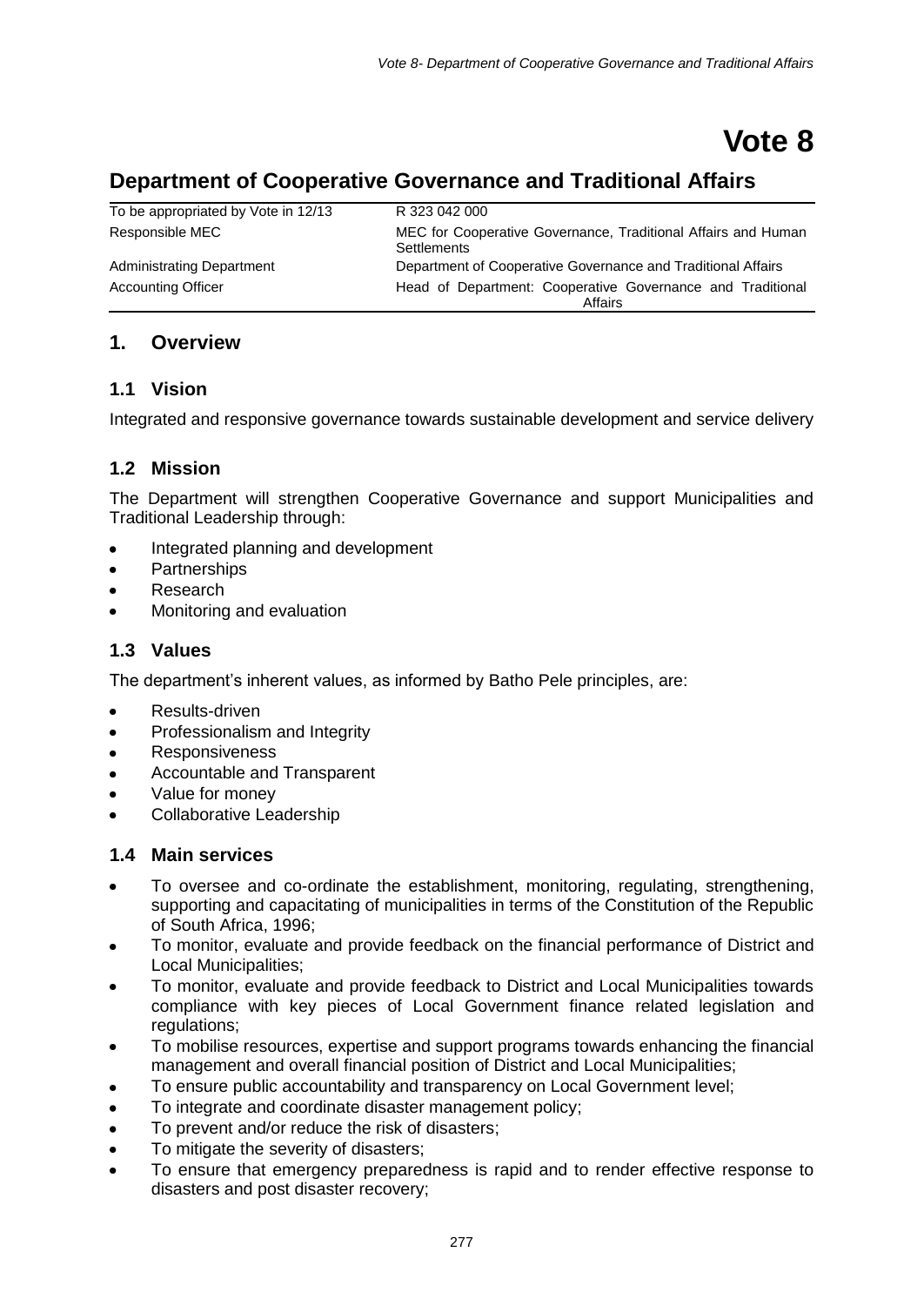# Vote 8

## Department of Cooperative Governance and Traditional Affairs

| To be appropriated by Vote in 12/13 | R 323 042 000 |
|---|---|
| Responsible MEC | MEC for Cooperative Governance, Traditional Affairs and Human Settlements |
| Administrating Department | Department of Cooperative Governance and Traditional Affairs |
| Accounting Officer | Head of Department: Cooperative Governance and Traditional Affairs |

## 1. Overview

### 1.1 Vision

Integrated and responsive governance towards sustainable development and service delivery

### 1.2 Mission

The Department will strengthen Cooperative Governance and support Municipalities and Traditional Leadership through:

- Integrated planning and development
- Partnerships
- Research
- Monitoring and evaluation

### 1.3 Values

The department's inherent values, as informed by Batho Pele principles, are:

- Results-driven
- Professionalism and Integrity
- Responsiveness
- Accountable and Transparent
- Value for money
- Collaborative Leadership

### 1.4 Main services

- To oversee and co-ordinate the establishment, monitoring, regulating, strengthening, supporting and capacitating of municipalities in terms of the Constitution of the Republic of South Africa, 1996;
- To monitor, evaluate and provide feedback on the financial performance of District and Local Municipalities;
- To monitor, evaluate and provide feedback to District and Local Municipalities towards compliance with key pieces of Local Government finance related legislation and regulations;
- To mobilise resources, expertise and support programs towards enhancing the financial management and overall financial position of District and Local Municipalities;
- To ensure public accountability and transparency on Local Government level;
- To integrate and coordinate disaster management policy;
- To prevent and/or reduce the risk of disasters;
- To mitigate the severity of disasters;
- To ensure that emergency preparedness is rapid and to render effective response to disasters and post disaster recovery;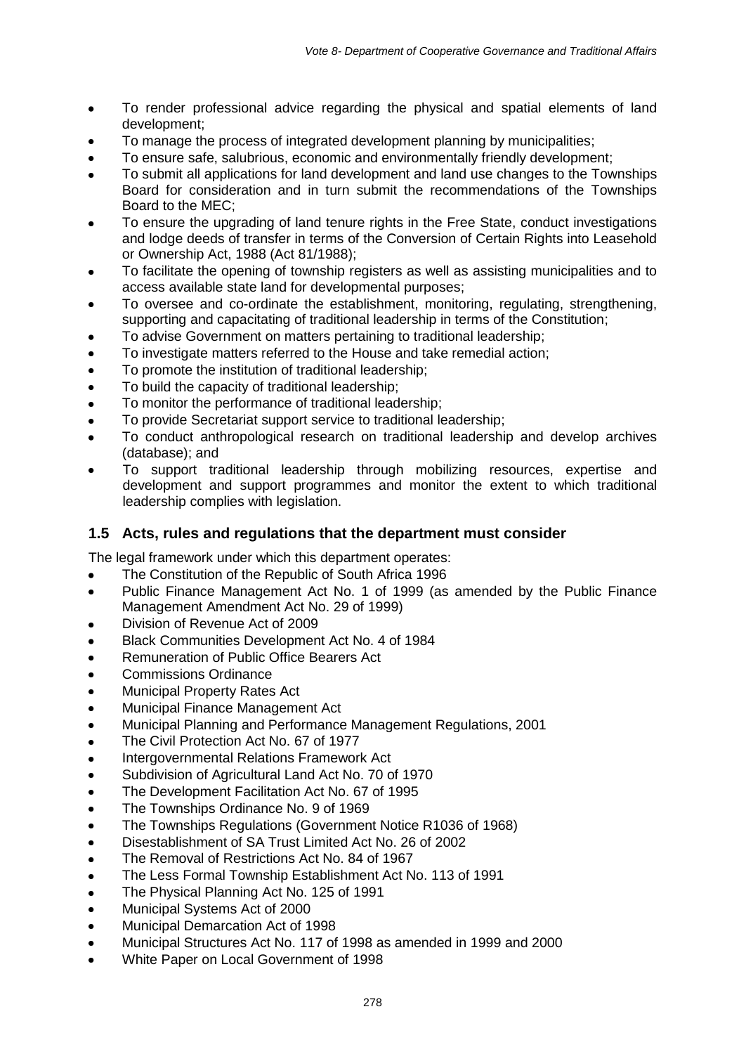- To render professional advice regarding the physical and spatial elements of land development;
- To manage the process of integrated development planning by municipalities;
- To ensure safe, salubrious, economic and environmentally friendly development;
- To submit all applications for land development and land use changes to the Townships Board for consideration and in turn submit the recommendations of the Townships Board to the MEC;
- To ensure the upgrading of land tenure rights in the Free State, conduct investigations and lodge deeds of transfer in terms of the Conversion of Certain Rights into Leasehold or Ownership Act, 1988 (Act 81/1988);
- To facilitate the opening of township registers as well as assisting municipalities and to access available state land for developmental purposes;
- To oversee and co-ordinate the establishment, monitoring, regulating, strengthening, supporting and capacitating of traditional leadership in terms of the Constitution;
- To advise Government on matters pertaining to traditional leadership;
- To investigate matters referred to the House and take remedial action;
- To promote the institution of traditional leadership;
- To build the capacity of traditional leadership;
- To monitor the performance of traditional leadership;
- To provide Secretariat support service to traditional leadership;
- To conduct anthropological research on traditional leadership and develop archives (database); and
- To support traditional leadership through mobilizing resources, expertise and development and support programmes and monitor the extent to which traditional leadership complies with legislation.

## 1.5 Acts, rules and regulations that the department must consider

The legal framework under which this department operates:

- The Constitution of the Republic of South Africa 1996
- Public Finance Management Act No. 1 of 1999 (as amended by the Public Finance Management Amendment Act No. 29 of 1999)
- Division of Revenue Act of 2009
- Black Communities Development Act No. 4 of 1984
- Remuneration of Public Office Bearers Act
- Commissions Ordinance
- Municipal Property Rates Act
- Municipal Finance Management Act
- Municipal Planning and Performance Management Regulations, 2001
- The Civil Protection Act No. 67 of 1977
- Intergovernmental Relations Framework Act
- Subdivision of Agricultural Land Act No. 70 of 1970
- The Development Facilitation Act No. 67 of 1995
- The Townships Ordinance No. 9 of 1969
- The Townships Regulations (Government Notice R1036 of 1968)
- Disestablishment of SA Trust Limited Act No. 26 of 2002
- The Removal of Restrictions Act No. 84 of 1967
- The Less Formal Township Establishment Act No. 113 of 1991
- The Physical Planning Act No. 125 of 1991
- Municipal Systems Act of 2000
- Municipal Demarcation Act of 1998
- Municipal Structures Act No. 117 of 1998 as amended in 1999 and 2000
- White Paper on Local Government of 1998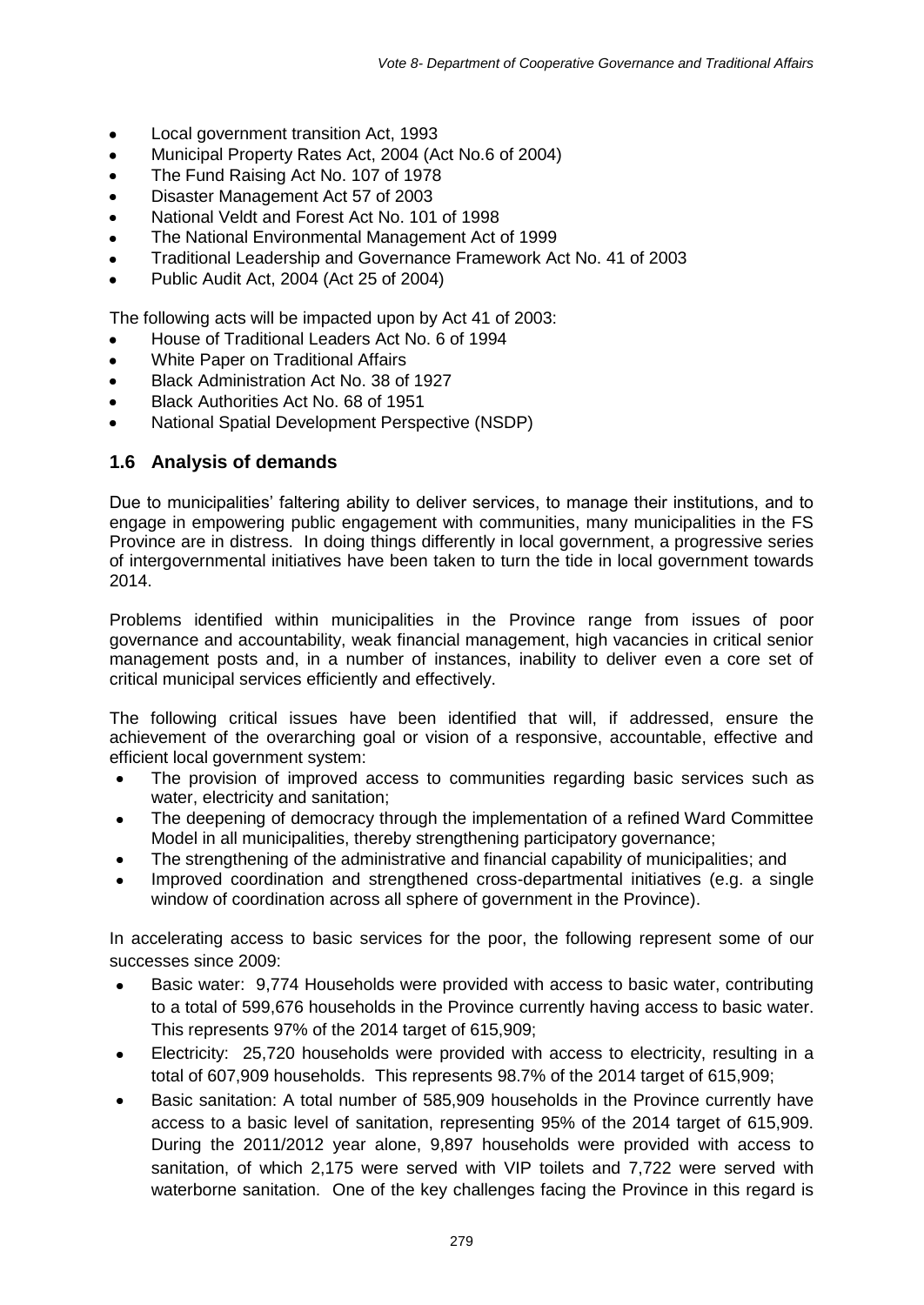- Local government transition Act, 1993
- Municipal Property Rates Act, 2004 (Act No.6 of 2004)
- The Fund Raising Act No. 107 of 1978
- Disaster Management Act 57 of 2003
- National Veldt and Forest Act No. 101 of 1998
- The National Environmental Management Act of 1999
- Traditional Leadership and Governance Framework Act No. 41 of 2003
- Public Audit Act, 2004 (Act 25 of 2004)

The following acts will be impacted upon by Act 41 of 2003:

- House of Traditional Leaders Act No. 6 of 1994
- White Paper on Traditional Affairs
- Black Administration Act No. 38 of 1927
- Black Authorities Act No. 68 of 1951
- National Spatial Development Perspective (NSDP)

## 1.6 Analysis of demands

Due to municipalities' faltering ability to deliver services, to manage their institutions, and to engage in empowering public engagement with communities, many municipalities in the FS Province are in distress. In doing things differently in local government, a progressive series of intergovernmental initiatives have been taken to turn the tide in local government towards 2014.

Problems identified within municipalities in the Province range from issues of poor governance and accountability, weak financial management, high vacancies in critical senior management posts and, in a number of instances, inability to deliver even a core set of critical municipal services efficiently and effectively.

The following critical issues have been identified that will, if addressed, ensure the achievement of the overarching goal or vision of a responsive, accountable, effective and efficient local government system:

- The provision of improved access to communities regarding basic services such as water, electricity and sanitation;
- The deepening of democracy through the implementation of a refined Ward Committee Model in all municipalities, thereby strengthening participatory governance;
- The strengthening of the administrative and financial capability of municipalities; and
- Improved coordination and strengthened cross-departmental initiatives (e.g. a single window of coordination across all sphere of government in the Province).

In accelerating access to basic services for the poor, the following represent some of our successes since 2009:

- Basic water: 9,774 Households were provided with access to basic water, contributing to a total of 599,676 households in the Province currently having access to basic water. This represents 97% of the 2014 target of 615,909;
- Electricity: 25,720 households were provided with access to electricity, resulting in a total of 607,909 households. This represents 98.7% of the 2014 target of 615,909;
- Basic sanitation: A total number of 585,909 households in the Province currently have access to a basic level of sanitation, representing 95% of the 2014 target of 615,909. During the 2011/2012 year alone, 9,897 households were provided with access to sanitation, of which 2,175 were served with VIP toilets and 7,722 were served with waterborne sanitation. One of the key challenges facing the Province in this regard is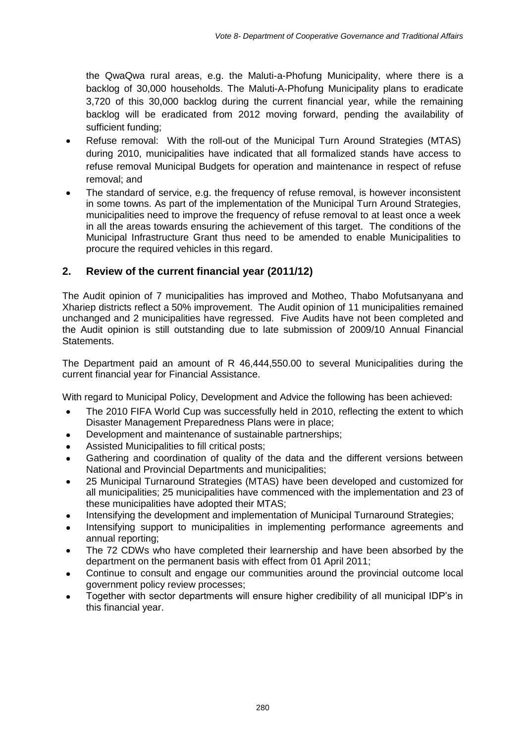the QwaQwa rural areas, e.g. the Maluti-a-Phofung Municipality, where there is a backlog of 30,000 households. The Maluti-A-Phofung Municipality plans to eradicate 3,720 of this 30,000 backlog during the current financial year, while the remaining backlog will be eradicated from 2012 moving forward, pending the availability of sufficient funding;

- Refuse removal: With the roll-out of the Municipal Turn Around Strategies (MTAS) during 2010, municipalities have indicated that all formalized stands have access to refuse removal Municipal Budgets for operation and maintenance in respect of refuse removal; and
- The standard of service, e.g. the frequency of refuse removal, is however inconsistent in some towns. As part of the implementation of the Municipal Turn Around Strategies, municipalities need to improve the frequency of refuse removal to at least once a week in all the areas towards ensuring the achievement of this target. The conditions of the Municipal Infrastructure Grant thus need to be amended to enable Municipalities to procure the required vehicles in this regard.

## 2. Review of the current financial year (2011/12)

The Audit opinion of 7 municipalities has improved and Motheo, Thabo Mofutsanyana and Xhariep districts reflect a 50% improvement. The Audit opinion of 11 municipalities remained unchanged and 2 municipalities have regressed. Five Audits have not been completed and the Audit opinion is still outstanding due to late submission of 2009/10 Annual Financial Statements.

The Department paid an amount of R 46,444,550.00 to several Municipalities during the current financial year for Financial Assistance.

With regard to Municipal Policy, Development and Advice the following has been achieved:

- The 2010 FIFA World Cup was successfully held in 2010, reflecting the extent to which Disaster Management Preparedness Plans were in place;
- Development and maintenance of sustainable partnerships;
- Assisted Municipalities to fill critical posts;
- Gathering and coordination of quality of the data and the different versions between National and Provincial Departments and municipalities;
- 25 Municipal Turnaround Strategies (MTAS) have been developed and customized for all municipalities; 25 municipalities have commenced with the implementation and 23 of these municipalities have adopted their MTAS;
- Intensifying the development and implementation of Municipal Turnaround Strategies;
- Intensifying support to municipalities in implementing performance agreements and annual reporting;
- The 72 CDWs who have completed their learnership and have been absorbed by the department on the permanent basis with effect from 01 April 2011;
- Continue to consult and engage our communities around the provincial outcome local government policy review processes;
- Together with sector departments will ensure higher credibility of all municipal IDP's in this financial year.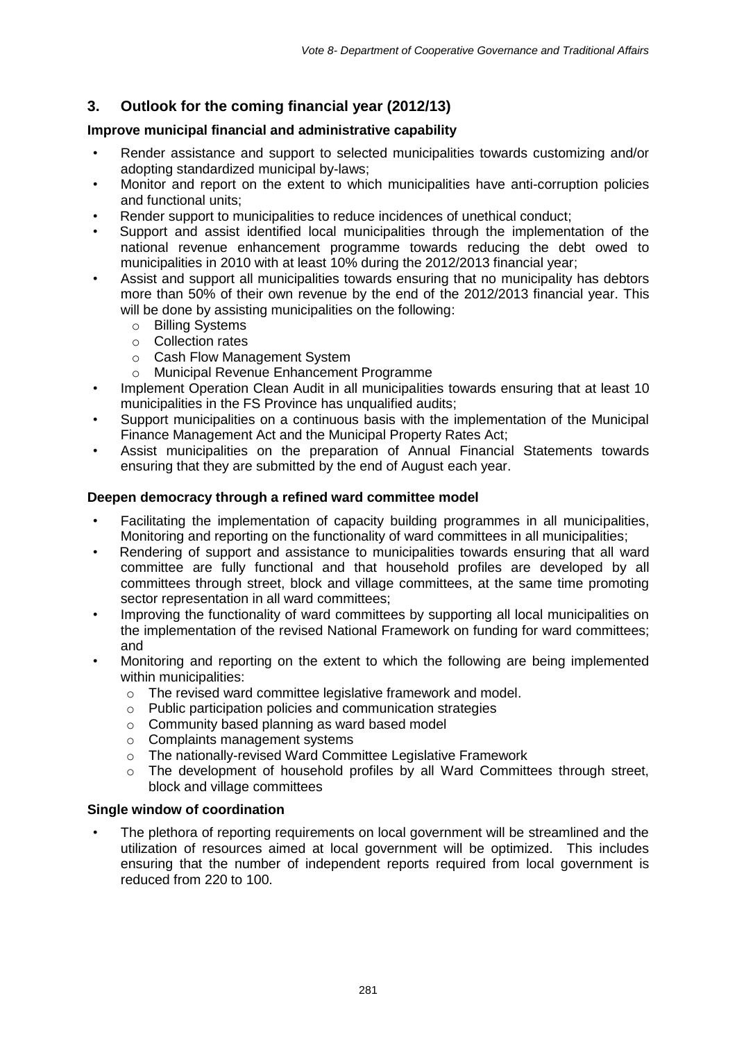## 3. Outlook for the coming financial year (2012/13)

**Improve municipal financial and administrative capability**

- Render assistance and support to selected municipalities towards customizing and/or adopting standardized municipal by-laws;
- Monitor and report on the extent to which municipalities have anti-corruption policies and functional units;
- Render support to municipalities to reduce incidences of unethical conduct;
- Support and assist identified local municipalities through the implementation of the national revenue enhancement programme towards reducing the debt owed to municipalities in 2010 with at least 10% during the 2012/2013 financial year;
- Assist and support all municipalities towards ensuring that no municipality has debtors more than 50% of their own revenue by the end of the 2012/2013 financial year. This will be done by assisting municipalities on the following:
  - Billing Systems
  - Collection rates
  - Cash Flow Management System
  - Municipal Revenue Enhancement Programme
- Implement Operation Clean Audit in all municipalities towards ensuring that at least 10 municipalities in the FS Province has unqualified audits;
- Support municipalities on a continuous basis with the implementation of the Municipal Finance Management Act and the Municipal Property Rates Act;
- Assist municipalities on the preparation of Annual Financial Statements towards ensuring that they are submitted by the end of August each year.

**Deepen democracy through a refined ward committee model**

- Facilitating the implementation of capacity building programmes in all municipalities, Monitoring and reporting on the functionality of ward committees in all municipalities;
- Rendering of support and assistance to municipalities towards ensuring that all ward committee are fully functional and that household profiles are developed by all committees through street, block and village committees, at the same time promoting sector representation in all ward committees;
- Improving the functionality of ward committees by supporting all local municipalities on the implementation of the revised National Framework on funding for ward committees; and
- Monitoring and reporting on the extent to which the following are being implemented within municipalities:
  - The revised ward committee legislative framework and model.
  - Public participation policies and communication strategies
  - Community based planning as ward based model
  - Complaints management systems
  - The nationally-revised Ward Committee Legislative Framework
  - The development of household profiles by all Ward Committees through street, block and village committees

**Single window of coordination**

- The plethora of reporting requirements on local government will be streamlined and the utilization of resources aimed at local government will be optimized. This includes ensuring that the number of independent reports required from local government is reduced from 220 to 100.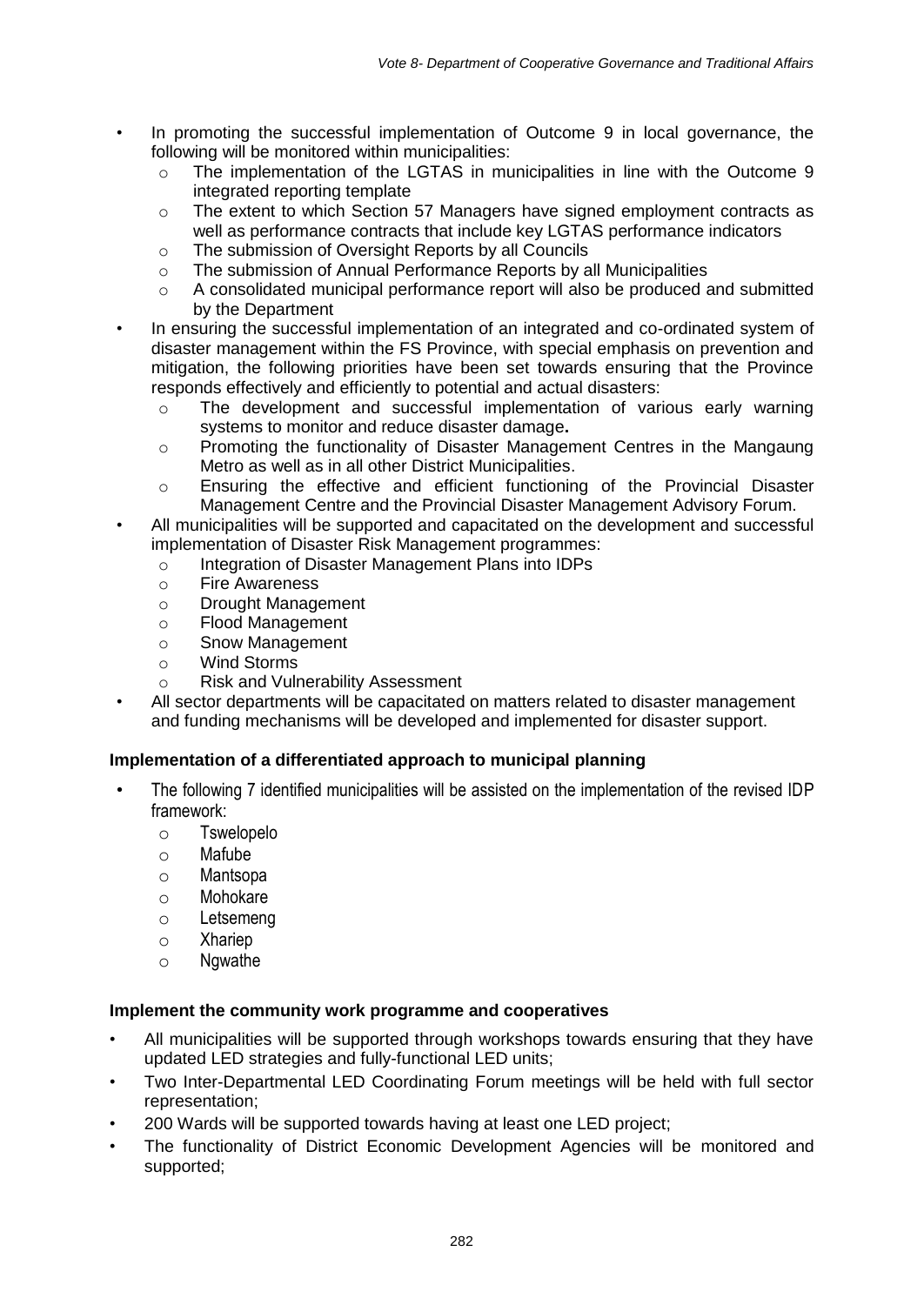- In promoting the successful implementation of Outcome 9 in local governance, the following will be monitored within municipalities:
  - The implementation of the LGTAS in municipalities in line with the Outcome 9 integrated reporting template
  - The extent to which Section 57 Managers have signed employment contracts as well as performance contracts that include key LGTAS performance indicators
  - The submission of Oversight Reports by all Councils
  - The submission of Annual Performance Reports by all Municipalities
  - A consolidated municipal performance report will also be produced and submitted by the Department
- In ensuring the successful implementation of an integrated and co-ordinated system of disaster management within the FS Province, with special emphasis on prevention and mitigation, the following priorities have been set towards ensuring that the Province responds effectively and efficiently to potential and actual disasters:
  - The development and successful implementation of various early warning systems to monitor and reduce disaster damage**.**
  - Promoting the functionality of Disaster Management Centres in the Mangaung Metro as well as in all other District Municipalities.
  - Ensuring the effective and efficient functioning of the Provincial Disaster Management Centre and the Provincial Disaster Management Advisory Forum.
- All municipalities will be supported and capacitated on the development and successful implementation of Disaster Risk Management programmes:
  - Integration of Disaster Management Plans into IDPs
  - Fire Awareness
  - Drought Management
  - Flood Management
  - Snow Management
  - Wind Storms
  - Risk and Vulnerability Assessment
- All sector departments will be capacitated on matters related to disaster management and funding mechanisms will be developed and implemented for disaster support.

**Implementation of a differentiated approach to municipal planning**

- The following 7 identified municipalities will be assisted on the implementation of the revised IDP framework:
  - Tswelopelo
  - Mafube
  - Mantsopa
  - Mohokare
  - Letsemeng
  - Xhariep
  - Ngwathe

**Implement the community work programme and cooperatives**

- All municipalities will be supported through workshops towards ensuring that they have updated LED strategies and fully-functional LED units;
- Two Inter-Departmental LED Coordinating Forum meetings will be held with full sector representation;
- 200 Wards will be supported towards having at least one LED project;
- The functionality of District Economic Development Agencies will be monitored and supported;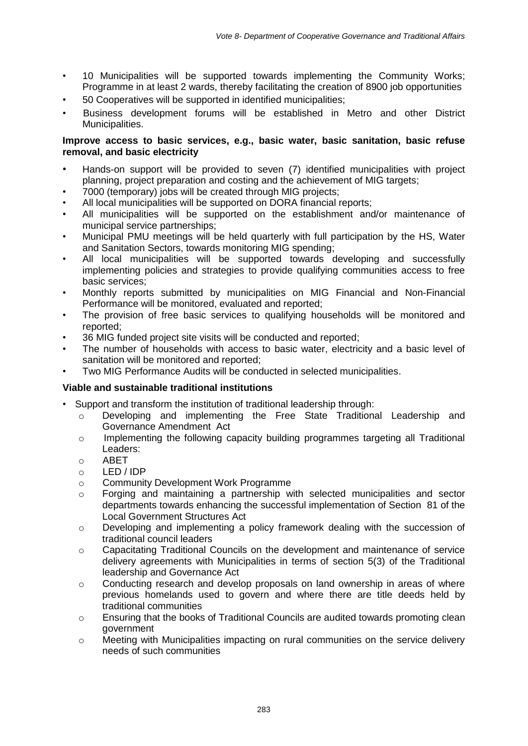- 10 Municipalities will be supported towards implementing the Community Works; Programme in at least 2 wards, thereby facilitating the creation of 8900 job opportunities
- 50 Cooperatives will be supported in identified municipalities;
- Business development forums will be established in Metro and other District Municipalities.

**Improve access to basic services, e.g., basic water, basic sanitation, basic refuse removal, and basic electricity**

- Hands-on support will be provided to seven (7) identified municipalities with project planning, project preparation and costing and the achievement of MIG targets;
- 7000 (temporary) jobs will be created through MIG projects;
- All local municipalities will be supported on DORA financial reports;
- All municipalities will be supported on the establishment and/or maintenance of municipal service partnerships;
- Municipal PMU meetings will be held quarterly with full participation by the HS, Water and Sanitation Sectors, towards monitoring MIG spending;
- All local municipalities will be supported towards developing and successfully implementing policies and strategies to provide qualifying communities access to free basic services;
- Monthly reports submitted by municipalities on MIG Financial and Non-Financial Performance will be monitored, evaluated and reported;
- The provision of free basic services to qualifying households will be monitored and reported;
- 36 MIG funded project site visits will be conducted and reported;
- The number of households with access to basic water, electricity and a basic level of sanitation will be monitored and reported;
- Two MIG Performance Audits will be conducted in selected municipalities.

**Viable and sustainable traditional institutions**

- Support and transform the institution of traditional leadership through:
  - Developing and implementing the Free State Traditional Leadership and Governance Amendment Act
  - Implementing the following capacity building programmes targeting all Traditional Leaders:
  - ABET
  - LED / IDP
  - Community Development Work Programme
  - Forging and maintaining a partnership with selected municipalities and sector departments towards enhancing the successful implementation of Section 81 of the Local Government Structures Act
  - Developing and implementing a policy framework dealing with the succession of traditional council leaders
  - Capacitating Traditional Councils on the development and maintenance of service delivery agreements with Municipalities in terms of section 5(3) of the Traditional leadership and Governance Act
  - Conducting research and develop proposals on land ownership in areas of where previous homelands used to govern and where there are title deeds held by traditional communities
  - Ensuring that the books of Traditional Councils are audited towards promoting clean government
  - Meeting with Municipalities impacting on rural communities on the service delivery needs of such communities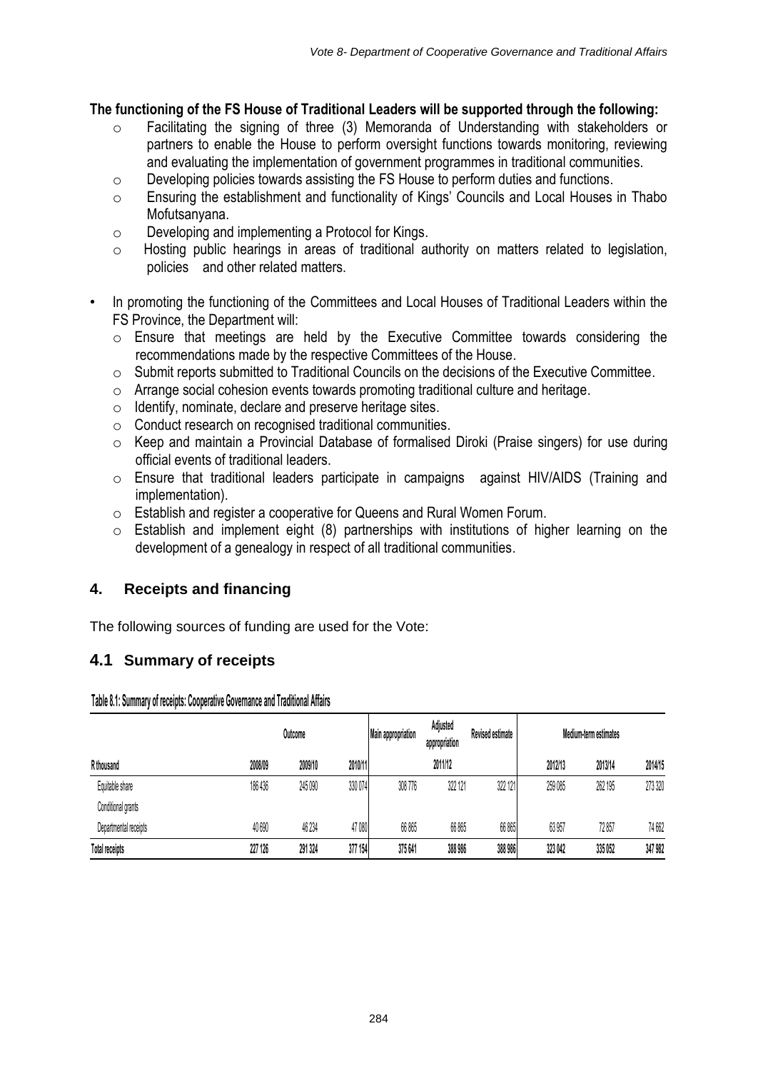**The functioning of the FS House of Traditional Leaders will be supported through the following:**

- Facilitating the signing of three (3) Memoranda of Understanding with stakeholders or partners to enable the House to perform oversight functions towards monitoring, reviewing and evaluating the implementation of government programmes in traditional communities.
- Developing policies towards assisting the FS House to perform duties and functions.
- Ensuring the establishment and functionality of Kings' Councils and Local Houses in Thabo Mofutsanyana.
- Developing and implementing a Protocol for Kings.
- Hosting public hearings in areas of traditional authority on matters related to legislation, policies and other related matters.

- In promoting the functioning of the Committees and Local Houses of Traditional Leaders within the FS Province, the Department will:
  - Ensure that meetings are held by the Executive Committee towards considering the recommendations made by the respective Committees of the House.
  - Submit reports submitted to Traditional Councils on the decisions of the Executive Committee.
  - Arrange social cohesion events towards promoting traditional culture and heritage.
  - Identify, nominate, declare and preserve heritage sites.
  - Conduct research on recognised traditional communities.
  - Keep and maintain a Provincial Database of formalised Diroki (Praise singers) for use during official events of traditional leaders.
  - Ensure that traditional leaders participate in campaigns against HIV/AIDS (Training and implementation).
  - Establish and register a cooperative for Queens and Rural Women Forum.
  - Establish and implement eight (8) partnerships with institutions of higher learning on the development of a genealogy in respect of all traditional communities.

## 4. Receipts and financing

The following sources of funding are used for the Vote:

### 4.1 Summary of receipts

**Table 8.1: Summary of receipts: Cooperative Governance and Traditional Affairs**

| | Outcome | | | Main appropriation | Adjusted appropriation | Revised estimate | Medium-term estimates | | |
|---|---|---|---|---|---|---|---|---|---|
| R thousand | 2008/09 | 2009/10 | 2010/11 | | 2011/12 | | 2012/13 | 2013/14 | 2014/15 |
| Equitable share | 186 436 | 245 090 | 330 074 | 308 776 | 322 121 | 322 121 | 259 085 | 262 195 | 273 320 |
| Conditional grants | | | | | | | | | |
| Departmental receipts | 40 690 | 46 234 | 47 080 | 66 865 | 66 865 | 66 865 | 63 957 | 72 857 | 74 662 |
| **Total receipts** | **227 126** | **291 324** | **377 154** | **375 641** | **388 986** | **388 986** | **323 042** | **335 052** | **347 982** |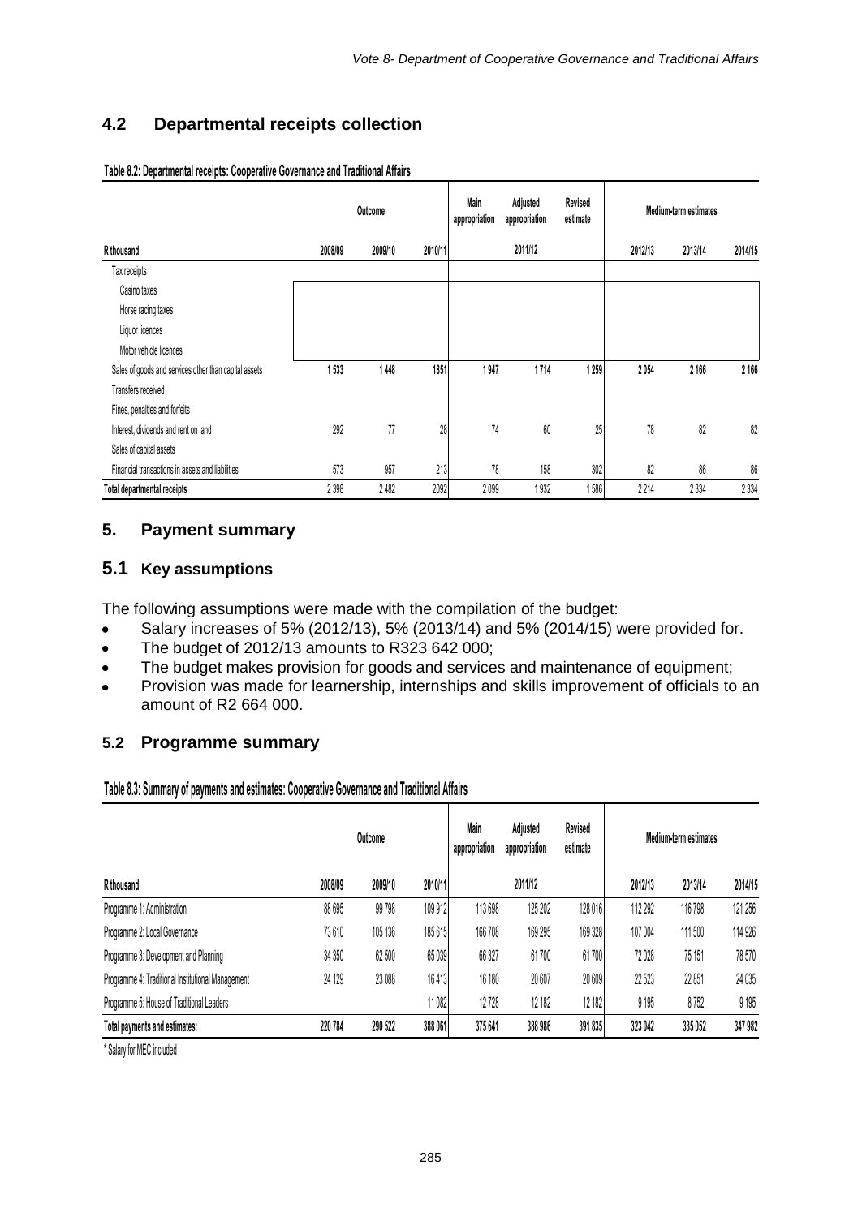## 4.2 Departmental receipts collection

**Table 8.2: Departmental receipts: Cooperative Governance and Traditional Affairs**

| R thousand | Outcome | | | Main appropriation | Adjusted appropriation | Revised estimate | Medium-term estimates | | |
|---|---|---|---|---|---|---|---|---|---|
| | 2008/09 | 2009/10 | 2010/11 | | 2011/12 | | 2012/13 | 2013/14 | 2014/15 |
| Tax receipts | | | | | | | | | |
| Casino taxes | | | | | | | | | |
| Horse racing taxes | | | | | | | | | |
| Liquor licences | | | | | | | | | |
| Motor vehicle licences | | | | | | | | | |
| Sales of goods and services other than capital assets | 1 533 | 1 448 | 1851 | 1 947 | 1 714 | 1 259 | 2 054 | 2 166 | 2 166 |
| Transfers received | | | | | | | | | |
| Fines, penalties and forfeits | | | | | | | | | |
| Interest, dividends and rent on land | 292 | 77 | 28 | 74 | 60 | 25 | 78 | 82 | 82 |
| Sales of capital assets | | | | | | | | | |
| Financial transactions in assets and liabilities | 573 | 957 | 213 | 78 | 158 | 302 | 82 | 86 | 86 |
| **Total departmental receipts** | 2 398 | 2 482 | 2092 | 2 099 | 1 932 | 1 586 | 2 214 | 2 334 | 2 334 |

## 5. Payment summary

## 5.1 Key assumptions

The following assumptions were made with the compilation of the budget:

- Salary increases of 5% (2012/13), 5% (2013/14) and 5% (2014/15) were provided for.
- The budget of 2012/13 amounts to R323 642 000;
- The budget makes provision for goods and services and maintenance of equipment;
- Provision was made for learnership, internships and skills improvement of officials to an amount of R2 664 000.

## 5.2 Programme summary

**Table 8.3: Summary of payments and estimates: Cooperative Governance and Traditional Affairs**

| R thousand | Outcome | | | Main appropriation | Adjusted appropriation | Revised estimate | Medium-term estimates | | |
|---|---|---|---|---|---|---|---|---|---|
| | 2008/09 | 2009/10 | 2010/11 | | 2011/12 | | 2012/13 | 2013/14 | 2014/15 |
| Programme 1: Administration | 88 695 | 99 798 | 109 912 | 113 698 | 125 202 | 128 016 | 112 292 | 116 798 | 121 256 |
| Programme 2: Local Governance | 73 610 | 105 136 | 185 615 | 166 708 | 169 295 | 169 328 | 107 004 | 111 500 | 114 926 |
| Programme 3: Development and Planning | 34 350 | 62 500 | 65 039 | 66 327 | 61 700 | 61 700 | 72 028 | 75 151 | 78 570 |
| Programme 4: Traditional Institutional Management | 24 129 | 23 088 | 16 413 | 16 180 | 20 607 | 20 609 | 22 523 | 22 851 | 24 035 |
| Programme 5: House of Traditional Leaders | | | 11 082 | 12 728 | 12 182 | 12 182 | 9 195 | 8 752 | 9 195 |
| **Total payments and estimates:** | **220 784** | **290 522** | **388 061** | **375 641** | **388 986** | **391 835** | **323 042** | **335 052** | **347 982** |

* Salary for MEC included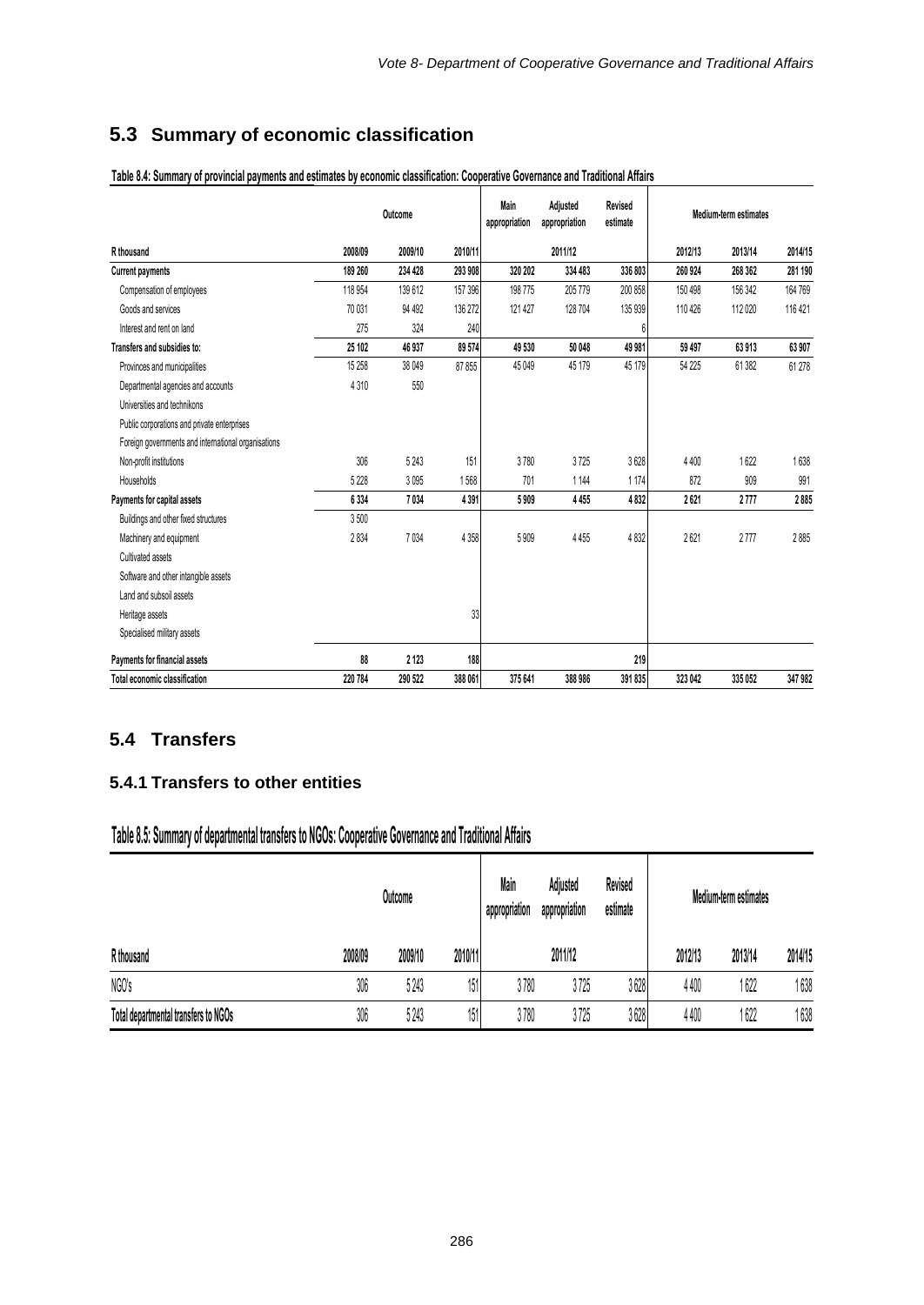## 5.3 Summary of economic classification

**Table 8.4: Summary of provincial payments and estimates by economic classification: Cooperative Governance and Traditional Affairs**

| | Outcome | | | Main appropriation | Adjusted appropriation | Revised estimate | Medium-term estimates | | |
|---|---|---|---|---|---|---|---|---|---|
| R thousand | 2008/09 | 2009/10 | 2010/11 | | 2011/12 | | 2012/13 | 2013/14 | 2014/15 |
| **Current payments** | **189 260** | **234 428** | **293 908** | **320 202** | **334 483** | **336 803** | **260 924** | **268 362** | **281 190** |
| Compensation of employees | 118 954 | 139 612 | 157 396 | 198 775 | 205 779 | 200 858 | 150 498 | 156 342 | 164 769 |
| Goods and services | 70 031 | 94 492 | 136 272 | 121 427 | 128 704 | 135 939 | 110 426 | 112 020 | 116 421 |
| Interest and rent on land | 275 | 324 | 240 | | | 6 | | | |
| **Transfers and subsidies to:** | **25 102** | **46 937** | **89 574** | **49 530** | **50 048** | **49 981** | **59 497** | **63 913** | **63 907** |
| Provinces and municipalities | 15 258 | 38 049 | 87 855 | 45 049 | 45 179 | 45 179 | 54 225 | 61 382 | 61 278 |
| Departmental agencies and accounts | 4 310 | 550 | | | | | | | |
| Universities and technikons | | | | | | | | | |
| Public corporations and private enterprises | | | | | | | | | |
| Foreign governments and international organisations | | | | | | | | | |
| Non-profit institutions | 306 | 5 243 | 151 | 3 780 | 3 725 | 3 628 | 4 400 | 1 622 | 1 638 |
| Households | 5 228 | 3 095 | 1 568 | 701 | 1 144 | 1 174 | 872 | 909 | 991 |
| **Payments for capital assets** | **6 334** | **7 034** | **4 391** | **5 909** | **4 455** | **4 832** | **2 621** | **2 777** | **2 885** |
| Buildings and other fixed structures | 3 500 | | | | | | | | |
| Machinery and equipment | 2 834 | 7 034 | 4 358 | 5 909 | 4 455 | 4 832 | 2 621 | 2 777 | 2 885 |
| Cultivated assets | | | | | | | | | |
| Software and other intangible assets | | | | | | | | | |
| Land and subsoil assets | | | | | | | | | |
| Heritage assets | | | 33 | | | | | | |
| Specialised military assets | | | | | | | | | |
| **Payments for financial assets** | **88** | **2 123** | **188** | | | **219** | | | |
| **Total economic classification** | **220 784** | **290 522** | **388 061** | **375 641** | **388 986** | **391 835** | **323 042** | **335 052** | **347 982** |

## 5.4 Transfers

### 5.4.1 Transfers to other entities

**Table 8.5: Summary of departmental transfers to NGOs: Cooperative Governance and Traditional Affairs**

| | Outcome | | | Main appropriation | Adjusted appropriation | Revised estimate | Medium-term estimates | | |
|---|---|---|---|---|---|---|---|---|---|
| R thousand | 2008/09 | 2009/10 | 2010/11 | | 2011/12 | | 2012/13 | 2013/14 | 2014/15 |
| NGO's | 306 | 5 243 | 151 | 3 780 | 3 725 | 3 628 | 4 400 | 1 622 | 1 638 |
| **Total departmental transfers to NGOs** | **306** | **5 243** | **151** | **3 780** | **3 725** | **3 628** | **4 400** | **1 622** | **1 638** |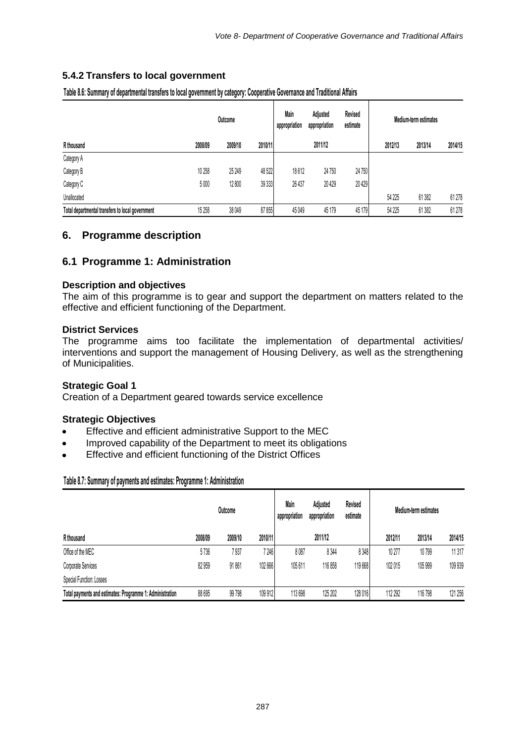### 5.4.2 Transfers to local government

**Table 8.6: Summary of departmental transfers to local government by category: Cooperative Governance and Traditional Affairs**

| | Outcome | | | Main appropriation | Adjusted appropriation | Revised estimate | Medium-term estimates | | |
|---|---|---|---|---|---|---|---|---|---|
| **R thousand** | **2008/09** | **2009/10** | **2010/11** | | **2011/12** | | **2012/13** | **2013/14** | **2014/15** |
| Category A | | | | | | | | | |
| Category B | 10 258 | 25 249 | 48 522 | 18 612 | 24 750 | 24 750 | | | |
| Category C | 5 000 | 12 800 | 39 333 | 26 437 | 20 429 | 20 429 | | | |
| Unallocated | | | | | | | 54 225 | 61 382 | 61 278 |
| **Total departmental transfers to local government** | 15 258 | 38 049 | 87 855 | 45 049 | 45 179 | 45 179 | 54 225 | 61 382 | 61 278 |

## 6. Programme description

## 6.1 Programme 1: Administration

**Description and objectives**

The aim of this programme is to gear and support the department on matters related to the effective and efficient functioning of the Department.

**District Services**

The programme aims too facilitate the implementation of departmental activities/ interventions and support the management of Housing Delivery, as well as the strengthening of Municipalities.

**Strategic Goal 1**

Creation of a Department geared towards service excellence

**Strategic Objectives**

- Effective and efficient administrative Support to the MEC
- Improved capability of the Department to meet its obligations
- Effective and efficient functioning of the District Offices

**Table 8.7: Summary of payments and estimates: Programme 1: Administration**

| | Outcome | | | Main appropriation | Adjusted appropriation | Revised estimate | Medium-term estimates | | |
|---|---|---|---|---|---|---|---|---|---|
| **R thousand** | **2008/09** | **2009/10** | **2010/11** | | **2011/12** | | **2012/11** | **2013/14** | **2014/15** |
| Office of the MEC | 5 736 | 7 937 | 7 246 | 8 087 | 8 344 | 8 348 | 10 277 | 10 799 | 11 317 |
| Corporate Services | 82 959 | 91 861 | 102 666 | 105 611 | 116 858 | 119 668 | 102 015 | 105 999 | 109 939 |
| Special Function: Losses | | | | | | | | | |
| **Total payments and estimates: Programme 1: Administration** | 88 695 | 99 798 | 109 912 | 113 698 | 125 202 | 128 016 | 112 292 | 116 798 | 121 256 |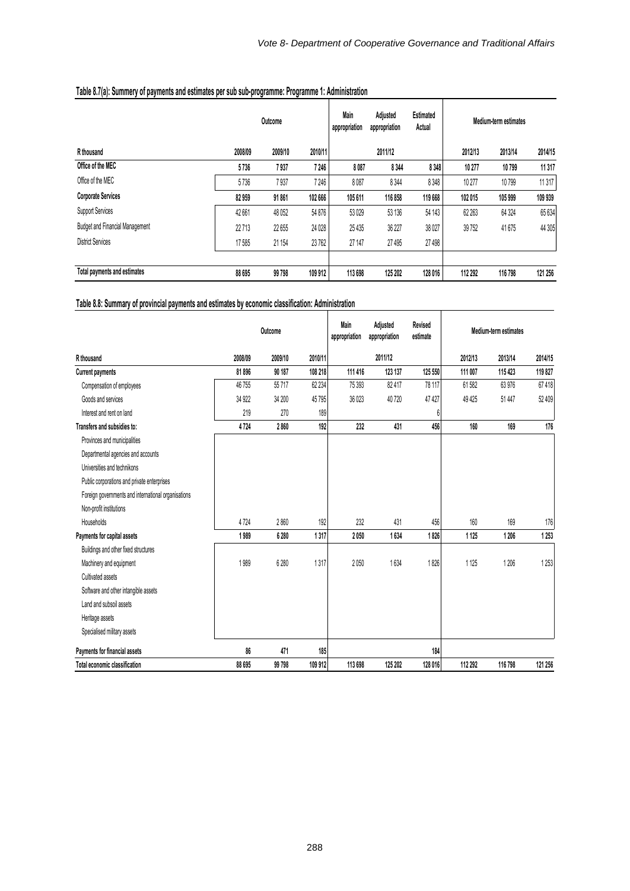**Table 8.7(a): Summery of payments and estimates per sub sub-programme: Programme 1: Administration**

| | Outcome | | | Main appropriation | Adjusted appropriation | Estimated Actual | Medium-term estimates | | |
|---|---|---|---|---|---|---|---|---|---|
| R thousand | 2008/09 | 2009/10 | 2010/11 | 2011/12 | | | 2012/13 | 2013/14 | 2014/15 |
| **Office of the MEC** | **5 736** | **7 937** | **7 246** | **8 087** | **8 344** | **8 348** | **10 277** | **10 799** | **11 317** |
| Office of the MEC | 5 736 | 7 937 | 7 246 | 8 087 | 8 344 | 8 348 | 10 277 | 10 799 | 11 317 |
| **Corporate Services** | **82 959** | **91 861** | **102 666** | **105 611** | **116 858** | **119 668** | **102 015** | **105 999** | **109 939** |
| Support Services | 42 661 | 48 052 | 54 876 | 53 029 | 53 136 | 54 143 | 62 263 | 64 324 | 65 634 |
| Budget and Financial Management | 22 713 | 22 655 | 24 028 | 25 435 | 36 227 | 38 027 | 39 752 | 41 675 | 44 305 |
| District Services | 17 585 | 21 154 | 23 762 | 27 147 | 27 495 | 27 498 | | | |
| **Total payments and estimates** | **88 695** | **99 798** | **109 912** | **113 698** | **125 202** | **128 016** | **112 292** | **116 798** | **121 256** |

**Table 8.8: Summary of provincial payments and estimates by economic classification: Administration**

| | Outcome | | | Main appropriation | Adjusted appropriation | Revised estimate | Medium-term estimates | | |
|---|---|---|---|---|---|---|---|---|---|
| R thousand | 2008/09 | 2009/10 | 2010/11 | 2011/12 | | | 2012/13 | 2013/14 | 2014/15 |
| **Current payments** | **81 896** | **90 187** | **108 218** | **111 416** | **123 137** | **125 550** | **111 007** | **115 423** | **119 827** |
| Compensation of employees | 46 755 | 55 717 | 62 234 | 75 393 | 82 417 | 78 117 | 61 582 | 63 976 | 67 418 |
| Goods and services | 34 922 | 34 200 | 45 795 | 36 023 | 40 720 | 47 427 | 49 425 | 51 447 | 52 409 |
| Interest and rent on land | 219 | 270 | 189 | | | 6 | | | |
| **Transfers and subsidies to:** | **4 724** | **2 860** | **192** | **232** | **431** | **456** | **160** | **169** | **176** |
| Provinces and municipalities | | | | | | | | | |
| Departmental agencies and accounts | | | | | | | | | |
| Universities and technikons | | | | | | | | | |
| Public corporations and private enterprises | | | | | | | | | |
| Foreign governments and international organisations | | | | | | | | | |
| Non-profit institutions | | | | | | | | | |
| Households | 4 724 | 2 860 | 192 | 232 | 431 | 456 | 160 | 169 | 176 |
| **Payments for capital assets** | **1 989** | **6 280** | **1 317** | **2 050** | **1 634** | **1 826** | **1 125** | **1 206** | **1 253** |
| Buildings and other fixed structures | | | | | | | | | |
| Machinery and equipment | 1 989 | 6 280 | 1 317 | 2 050 | 1 634 | 1 826 | 1 125 | 1 206 | 1 253 |
| Cultivated assets | | | | | | | | | |
| Software and other intangible assets | | | | | | | | | |
| Land and subsoil assets | | | | | | | | | |
| Heritage assets | | | | | | | | | |
| Specialised military assets | | | | | | | | | |
| **Payments for financial assets** | **86** | **471** | **185** | | | **184** | | | |
| **Total economic classification** | **88 695** | **99 798** | **109 912** | **113 698** | **125 202** | **128 016** | **112 292** | **116 798** | **121 256** |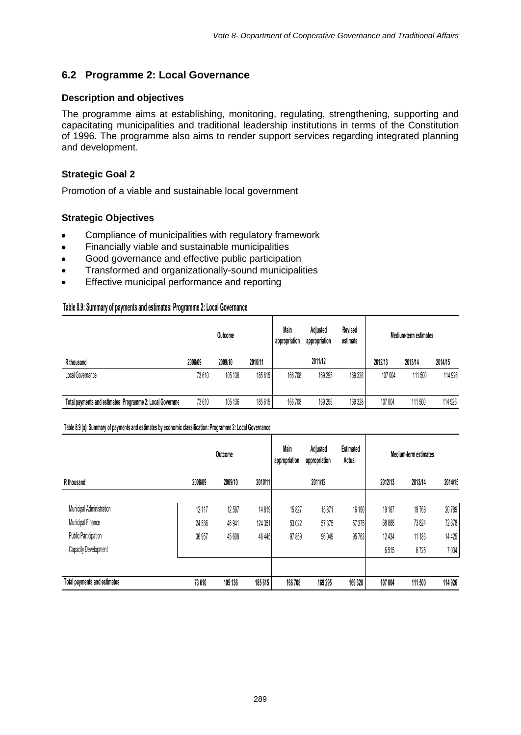## 6.2 Programme 2: Local Governance

### Description and objectives

The programme aims at establishing, monitoring, regulating, strengthening, supporting and capacitating municipalities and traditional leadership institutions in terms of the Constitution of 1996. The programme also aims to render support services regarding integrated planning and development.

### Strategic Goal 2

Promotion of a viable and sustainable local government

### Strategic Objectives

- Compliance of municipalities with regulatory framework
- Financially viable and sustainable municipalities
- Good governance and effective public participation
- Transformed and organizationally-sound municipalities
- Effective municipal performance and reporting

**Table 8.9: Summary of payments and estimates: Programme 2: Local Governance**

| | Outcome | | | Main appropriation | Adjusted appropriation | Revised estimate | Medium-term estimates | | |
|---|---|---|---|---|---|---|---|---|---|
| R thousand | 2008/09 | 2009/10 | 2010/11 | | 2011/12 | | 2012/13 | 2013/14 | 2014/15 |
| Local Governance | 73 610 | 105 136 | 185 615 | 166 708 | 169 295 | 169 328 | 107 004 | 111 500 | 114 926 |
| Total payments and estimates: Programme 2: Local Governme | 73 610 | 105 136 | 185 615 | 166 708 | 169 295 | 169 328 | 107 004 | 111 500 | 114 926 |

**Table 8.9 (a): Summary of payments and estimates by economic classification: Programme 2: Local Governance**

| | Outcome | | | Main appropriation | Adjusted appropriation | Estimated Actual | Medium-term estimates | | |
|---|---|---|---|---|---|---|---|---|---|
| R thousand | 2008/09 | 2009/10 | 2010/11 | | 2011/12 | | 2012/13 | 2013/14 | 2014/15 |
| Municipal Administration | 12 117 | 12 587 | 14 819 | 15 827 | 15 871 | 16 190 | 19 167 | 19 768 | 20 789 |
| Municipal Finance | 24 536 | 46 941 | 124 351 | 53 022 | 57 375 | 57 375 | 68 888 | 73 824 | 72 678 |
| Public Participation | 36 957 | 45 608 | 46 445 | 97 859 | 96 049 | 95 763 | 12 434 | 11 183 | 14 425 |
| Capacity Development | | | | | | | 6 515 | 6 725 | 7 034 |
| **Total payments and estimates** | **73 610** | **105 136** | **185 615** | **166 708** | **169 295** | **169 328** | **107 004** | **111 500** | **114 926** |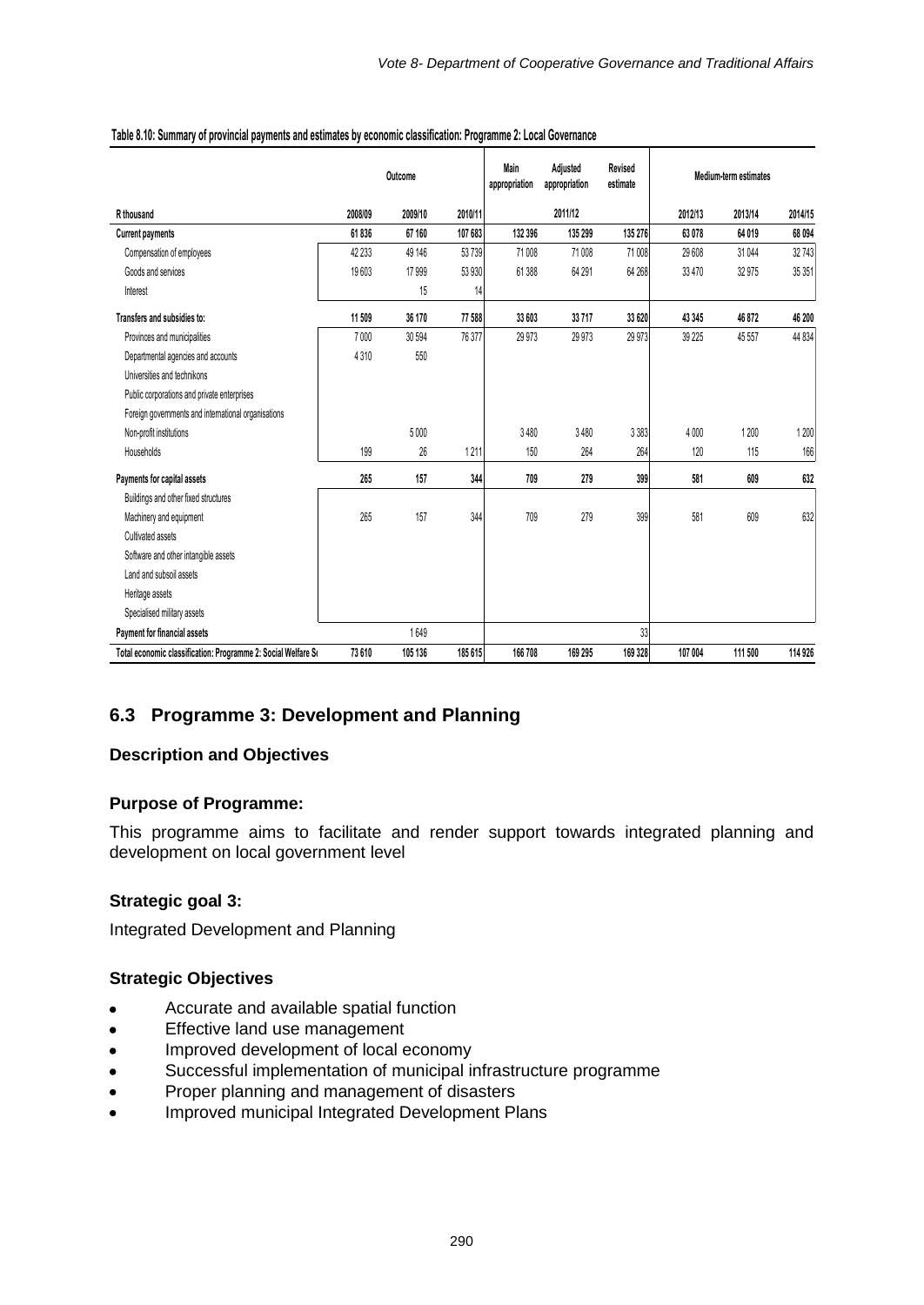**Table 8.10: Summary of provincial payments and estimates by economic classification: Programme 2: Local Governance**

| | Outcome | | | Main appropriation | Adjusted appropriation | Revised estimate | Medium-term estimates | | |
|---|---|---|---|---|---|---|---|---|---|
| R thousand | 2008/09 | 2009/10 | 2010/11 | 2011/12 | | | 2012/13 | 2013/14 | 2014/15 |
| **Current payments** | **61 836** | **67 160** | **107 683** | **132 396** | **135 299** | **135 276** | **63 078** | **64 019** | **68 094** |
| Compensation of employees | 42 233 | 49 146 | 53 739 | 71 008 | 71 008 | 71 008 | 29 608 | 31 044 | 32 743 |
| Goods and services | 19 603 | 17 999 | 53 930 | 61 388 | 64 291 | 64 268 | 33 470 | 32 975 | 35 351 |
| Interest | | 15 | 14 | | | | | | |
| **Transfers and subsidies to:** | **11 509** | **36 170** | **77 588** | **33 603** | **33 717** | **33 620** | **43 345** | **46 872** | **46 200** |
| Provinces and municipalities | 7 000 | 30 594 | 76 377 | 29 973 | 29 973 | 29 973 | 39 225 | 45 557 | 44 834 |
| Departmental agencies and accounts | 4 310 | 550 | | | | | | | |
| Universities and technikons | | | | | | | | | |
| Public corporations and private enterprises | | | | | | | | | |
| Foreign governments and international organisations | | | | | | | | | |
| Non-profit institutions | | 5 000 | | 3 480 | 3 480 | 3 383 | 4 000 | 1 200 | 1 200 |
| Households | 199 | 26 | 1 211 | 150 | 264 | 264 | 120 | 115 | 166 |
| **Payments for capital assets** | **265** | **157** | **344** | **709** | **279** | **399** | **581** | **609** | **632** |
| Buildings and other fixed structures | | | | | | | | | |
| Machinery and equipment | 265 | 157 | 344 | 709 | 279 | 399 | 581 | 609 | 632 |
| Cultivated assets | | | | | | | | | |
| Software and other intangible assets | | | | | | | | | |
| Land and subsoil assets | | | | | | | | | |
| Heritage assets | | | | | | | | | |
| Specialised military assets | | | | | | | | | |
| **Payment for financial assets** | | 1 649 | | | | 33 | | | |
| **Total economic classification: Programme 2: Social Welfare S** | **73 610** | **105 136** | **185 615** | **166 708** | **169 295** | **169 328** | **107 004** | **111 500** | **114 926** |

## 6.3 Programme 3: Development and Planning

### Description and Objectives

### Purpose of Programme:

This programme aims to facilitate and render support towards integrated planning and development on local government level

### Strategic goal 3:

Integrated Development and Planning

### Strategic Objectives

- Accurate and available spatial function
- Effective land use management
- Improved development of local economy
- Successful implementation of municipal infrastructure programme
- Proper planning and management of disasters
- Improved municipal Integrated Development Plans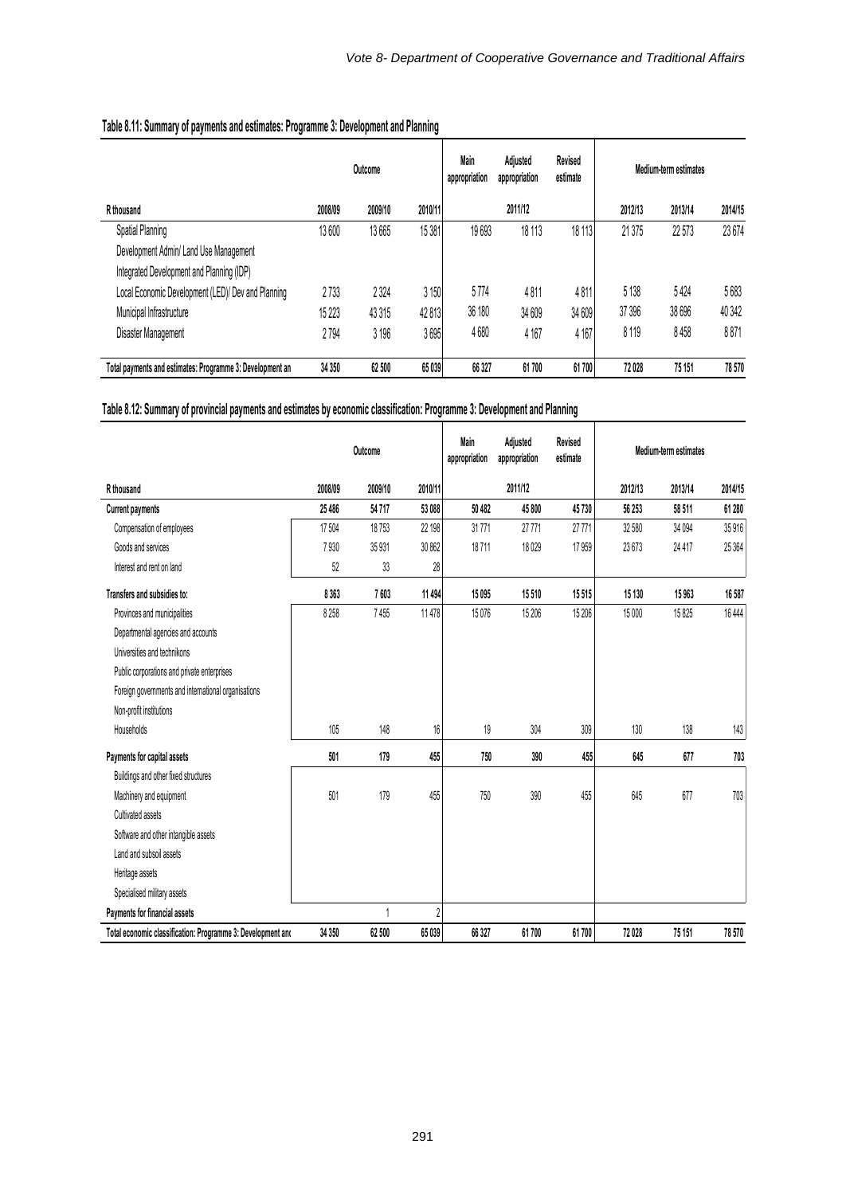**Table 8.11: Summary of payments and estimates: Programme 3: Development and Planning**

| | Outcome | | | Main appropriation | Adjusted appropriation | Revised estimate | Medium-term estimates | | |
|---|---|---|---|---|---|---|---|---|---|
| R thousand | 2008/09 | 2009/10 | 2010/11 | 2011/12 | | | 2012/13 | 2013/14 | 2014/15 |
| Spatial Planning | 13 600 | 13 665 | 15 381 | 19 693 | 18 113 | 18 113 | 21 375 | 22 573 | 23 674 |
| Development Admin/ Land Use Management | | | | | | | | | |
| Integrated Development and Planning (IDP) | | | | | | | | | |
| Local Economic Development (LED)/ Dev and Planning | 2 733 | 2 324 | 3 150 | 5 774 | 4 811 | 4 811 | 5 138 | 5 424 | 5 683 |
| Municipal Infrastructure | 15 223 | 43 315 | 42 813 | 36 180 | 34 609 | 34 609 | 37 396 | 38 696 | 40 342 |
| Disaster Management | 2 794 | 3 196 | 3 695 | 4 680 | 4 167 | 4 167 | 8 119 | 8 458 | 8 871 |
| **Total payments and estimates: Programme 3: Development an** | **34 350** | **62 500** | **65 039** | **66 327** | **61 700** | **61 700** | **72 028** | **75 151** | **78 570** |

**Table 8.12: Summary of provincial payments and estimates by economic classification: Programme 3: Development and Planning**

| | Outcome | | | Main appropriation | Adjusted appropriation | Revised estimate | Medium-term estimates | | |
|---|---|---|---|---|---|---|---|---|---|
| R thousand | 2008/09 | 2009/10 | 2010/11 | 2011/12 | | | 2012/13 | 2013/14 | 2014/15 |
| **Current payments** | **25 486** | **54 717** | **53 088** | **50 482** | **45 800** | **45 730** | **56 253** | **58 511** | **61 280** |
| Compensation of employees | 17 504 | 18 753 | 22 198 | 31 771 | 27 771 | 27 771 | 32 580 | 34 094 | 35 916 |
| Goods and services | 7 930 | 35 931 | 30 862 | 18 711 | 18 029 | 17 959 | 23 673 | 24 417 | 25 364 |
| Interest and rent on land | 52 | 33 | 28 | | | | | | |
| **Transfers and subsidies to:** | **8 363** | **7 603** | **11 494** | **15 095** | **15 510** | **15 515** | **15 130** | **15 963** | **16 587** |
| Provinces and municipalities | 8 258 | 7 455 | 11 478 | 15 076 | 15 206 | 15 206 | 15 000 | 15 825 | 16 444 |
| Departmental agencies and accounts | | | | | | | | | |
| Universities and technikons | | | | | | | | | |
| Public corporations and private enterprises | | | | | | | | | |
| Foreign governments and international organisations | | | | | | | | | |
| Non-profit institutions | | | | | | | | | |
| Households | 105 | 148 | 16 | 19 | 304 | 309 | 130 | 138 | 143 |
| **Payments for capital assets** | **501** | **179** | **455** | **750** | **390** | **455** | **645** | **677** | **703** |
| Buildings and other fixed structures | | | | | | | | | |
| Machinery and equipment | 501 | 179 | 455 | 750 | 390 | 455 | 645 | 677 | 703 |
| Cultivated assets | | | | | | | | | |
| Software and other intangible assets | | | | | | | | | |
| Land and subsoil assets | | | | | | | | | |
| Heritage assets | | | | | | | | | |
| Specialised military assets | | | | | | | | | |
| **Payments for financial assets** | | 1 | 2 | | | | | | |
| **Total economic classification: Programme 3: Development and** | **34 350** | **62 500** | **65 039** | **66 327** | **61 700** | **61 700** | **72 028** | **75 151** | **78 570** |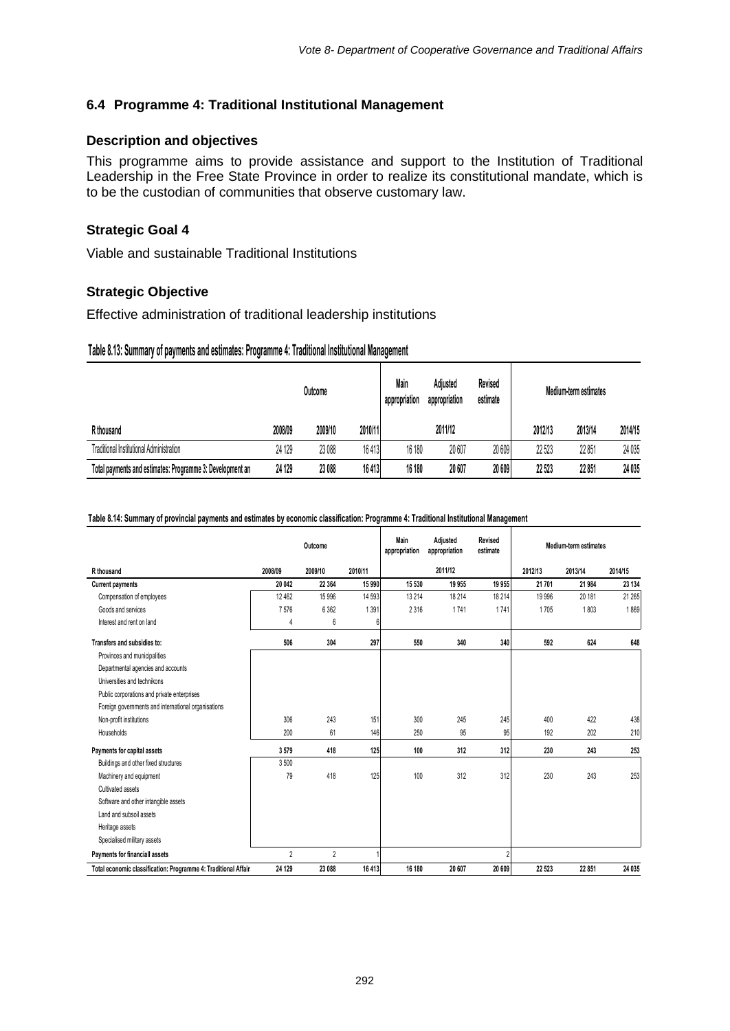## 6.4 Programme 4: Traditional Institutional Management

### Description and objectives

This programme aims to provide assistance and support to the Institution of Traditional Leadership in the Free State Province in order to realize its constitutional mandate, which is to be the custodian of communities that observe customary law.

### Strategic Goal 4

Viable and sustainable Traditional Institutions

### Strategic Objective

Effective administration of traditional leadership institutions

**Table 8.13: Summary of payments and estimates: Programme 4: Traditional Institutional Management**

| | Outcome | | | Main appropriation | Adjusted appropriation | Revised estimate | Medium-term estimates | | |
|---|---|---|---|---|---|---|---|---|---|
| R thousand | 2008/09 | 2009/10 | 2010/11 | | 2011/12 | | 2012/13 | 2013/14 | 2014/15 |
| Traditional Institutional Administration | 24 129 | 23 088 | 16 413 | 16 180 | 20 607 | 20 609 | 22 523 | 22 851 | 24 035 |
| **Total payments and estimates: Programme 3: Development an** | **24 129** | **23 088** | **16 413** | **16 180** | **20 607** | **20 609** | **22 523** | **22 851** | **24 035** |

**Table 8.14: Summary of provincial payments and estimates by economic classification: Programme 4: Traditional Institutional Management**

| | Outcome | | | Main appropriation | Adjusted appropriation | Revised estimate | Medium-term estimates | | |
|---|---|---|---|---|---|---|---|---|---|
| R thousand | 2008/09 | 2009/10 | 2010/11 | | 2011/12 | | 2012/13 | 2013/14 | 2014/15 |
| **Current payments** | **20 042** | **22 364** | **15 990** | **15 530** | **19 955** | **19 955** | **21 701** | **21 984** | **23 134** |
| Compensation of employees | 12 462 | 15 996 | 14 593 | 13 214 | 18 214 | 18 214 | 19 996 | 20 181 | 21 265 |
| Goods and services | 7 576 | 6 362 | 1 391 | 2 316 | 1 741 | 1 741 | 1 705 | 1 803 | 1 869 |
| Interest and rent on land | 4 | 6 | 6 | | | | | | |
| **Transfers and subsidies to:** | **506** | **304** | **297** | **550** | **340** | **340** | **592** | **624** | **648** |
| Provinces and municipalities | | | | | | | | | |
| Departmental agencies and accounts | | | | | | | | | |
| Universities and technikons | | | | | | | | | |
| Public corporations and private enterprises | | | | | | | | | |
| Foreign governments and international organisations | | | | | | | | | |
| Non-profit institutions | 306 | 243 | 151 | 300 | 245 | 245 | 400 | 422 | 438 |
| Households | 200 | 61 | 146 | 250 | 95 | 95 | 192 | 202 | 210 |
| **Payments for capital assets** | **3 579** | **418** | **125** | **100** | **312** | **312** | **230** | **243** | **253** |
| Buildings and other fixed structures | 3 500 | | | | | | | | |
| Machinery and equipment | 79 | 418 | 125 | 100 | 312 | 312 | 230 | 243 | 253 |
| Cultivated assets | | | | | | | | | |
| Software and other intangible assets | | | | | | | | | |
| Land and subsoil assets | | | | | | | | | |
| Heritage assets | | | | | | | | | |
| Specialised military assets | | | | | | | | | |
| **Payments for financiall assets** | 2 | 2 | 1 | | | 2 | | | |
| **Total economic classification: Programme 4: Traditional Affair** | **24 129** | **23 088** | **16 413** | **16 180** | **20 607** | **20 609** | **22 523** | **22 851** | **24 035** |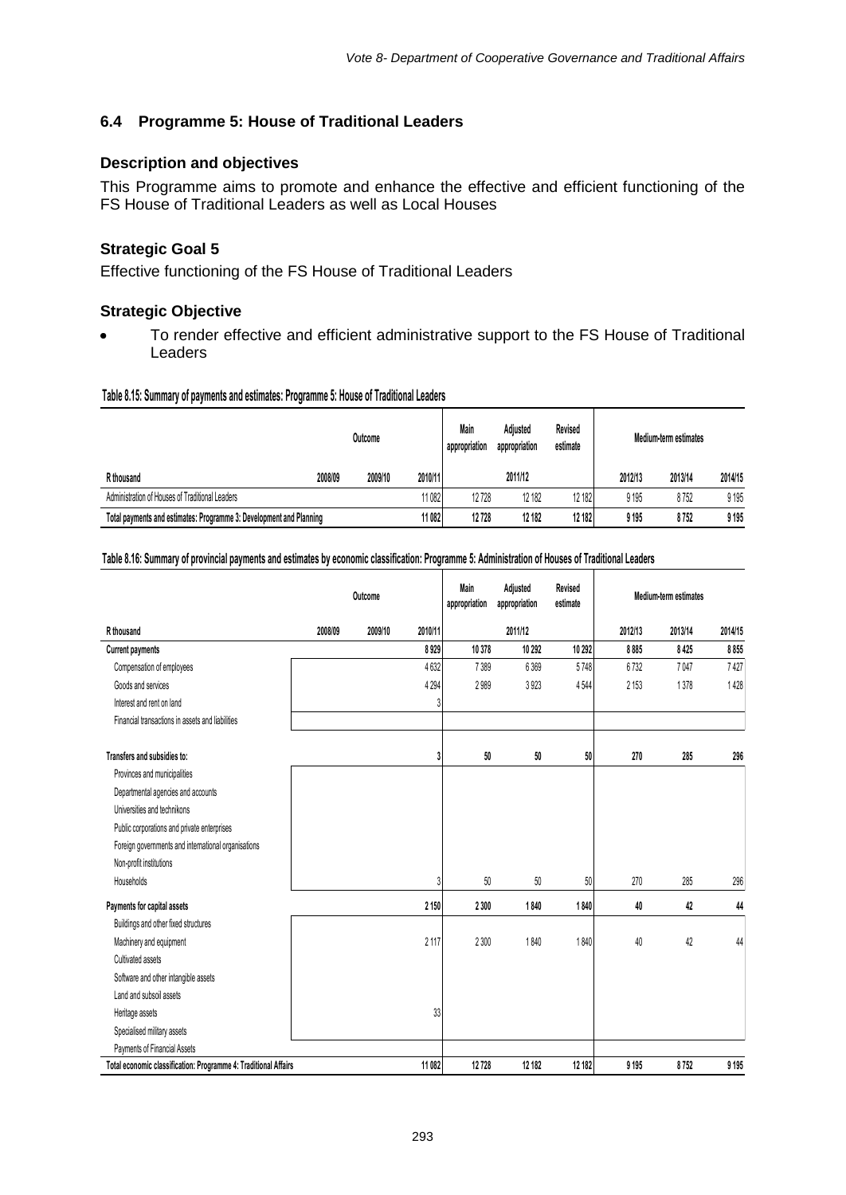## 6.4 Programme 5: House of Traditional Leaders

### Description and objectives

This Programme aims to promote and enhance the effective and efficient functioning of the FS House of Traditional Leaders as well as Local Houses

### Strategic Goal 5

Effective functioning of the FS House of Traditional Leaders

### Strategic Objective

- To render effective and efficient administrative support to the FS House of Traditional Leaders

**Table 8.15: Summary of payments and estimates: Programme 5: House of Traditional Leaders**

| | Outcome | | | Main appropriation | Adjusted appropriation | Revised estimate | Medium-term estimates | | |
|---|---|---|---|---|---|---|---|---|---|
| R thousand | 2008/09 | 2009/10 | 2010/11 | | 2011/12 | | 2012/13 | 2013/14 | 2014/15 |
| Administration of Houses of Traditional Leaders | | | 11 082 | 12 728 | 12 182 | 12 182 | 9 195 | 8 752 | 9 195 |
| **Total payments and estimates: Programme 3: Development and Planning** | | | **11 082** | **12 728** | **12 182** | **12 182** | **9 195** | **8 752** | **9 195** |

**Table 8.16: Summary of provincial payments and estimates by economic classification: Programme 5: Administration of Houses of Traditional Leaders**

| | Outcome | | | Main appropriation | Adjusted appropriation | Revised estimate | Medium-term estimates | | |
|---|---|---|---|---|---|---|---|---|---|
| R thousand | 2008/09 | 2009/10 | 2010/11 | | 2011/12 | | 2012/13 | 2013/14 | 2014/15 |
| **Current payments** | | | **8 929** | **10 378** | **10 292** | **10 292** | **8 885** | **8 425** | **8 855** |
| Compensation of employees | | | 4 632 | 7 389 | 6 369 | 5 748 | 6 732 | 7 047 | 7 427 |
| Goods and services | | | 4 294 | 2 989 | 3 923 | 4 544 | 2 153 | 1 378 | 1 428 |
| Interest and rent on land | | | 3 | | | | | | |
| Financial transactions in assets and liabilities | | | | | | | | | |
| **Transfers and subsidies to:** | | | **3** | **50** | **50** | **50** | **270** | **285** | **296** |
| Provinces and municipalities | | | | | | | | | |
| Departmental agencies and accounts | | | | | | | | | |
| Universities and technikons | | | | | | | | | |
| Public corporations and private enterprises | | | | | | | | | |
| Foreign governments and international organisations | | | | | | | | | |
| Non-profit institutions | | | | | | | | | |
| Households | | | 3 | 50 | 50 | 50 | 270 | 285 | 296 |
| **Payments for capital assets** | | | **2 150** | **2 300** | **1 840** | **1 840** | **40** | **42** | **44** |
| Buildings and other fixed structures | | | | | | | | | |
| Machinery and equipment | | | 2 117 | 2 300 | 1 840 | 1 840 | 40 | 42 | 44 |
| Cultivated assets | | | | | | | | | |
| Software and other intangible assets | | | | | | | | | |
| Land and subsoil assets | | | | | | | | | |
| Heritage assets | | | 33 | | | | | | |
| Specialised military assets | | | | | | | | | |
| Payments of Financial Assets | | | | | | | | | |
| **Total economic classification: Programme 4: Traditional Affairs** | | | **11 082** | **12 728** | **12 182** | **12 182** | **9 195** | **8 752** | **9 195** |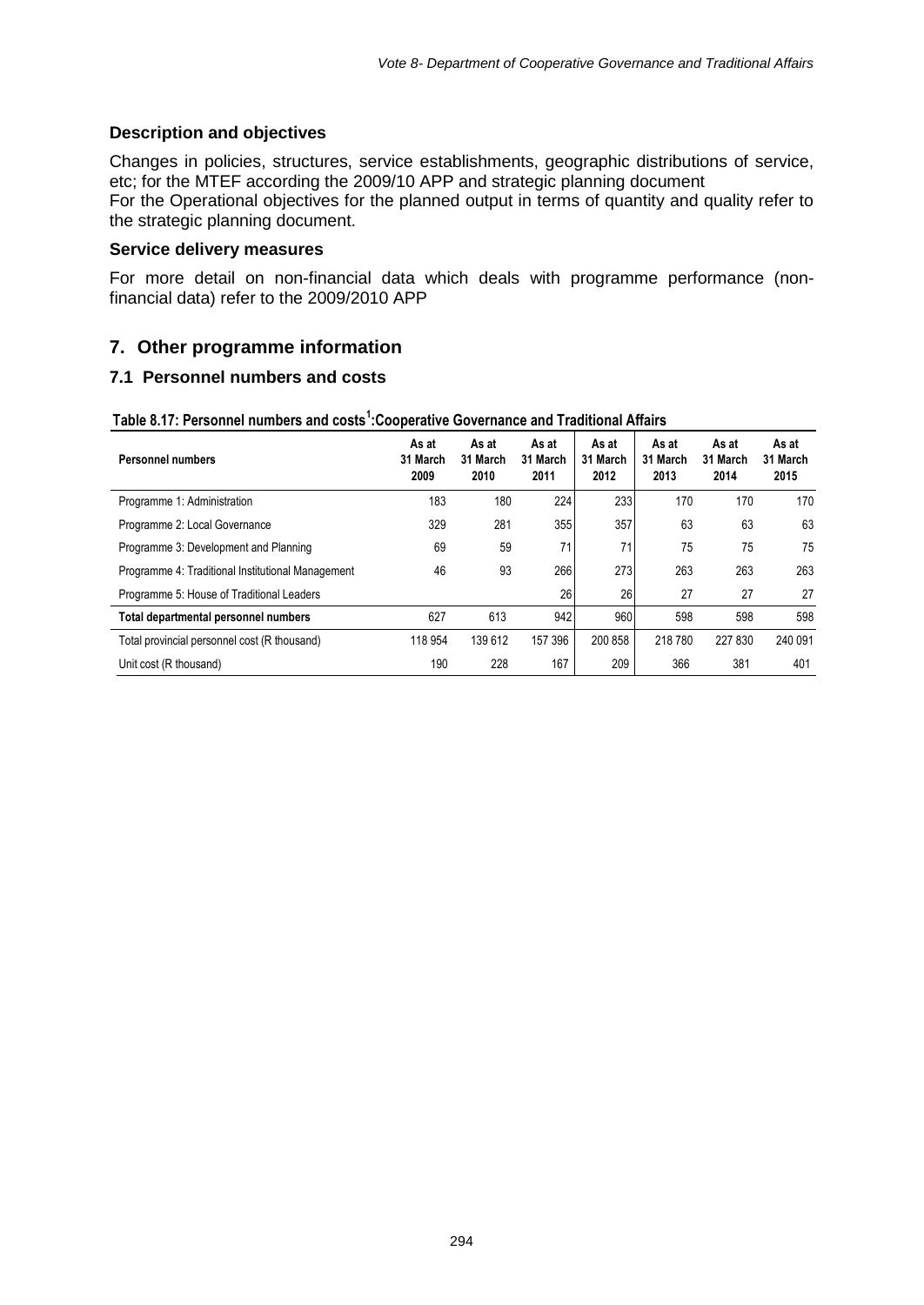### Description and objectives

Changes in policies, structures, service establishments, geographic distributions of service, etc; for the MTEF according the 2009/10 APP and strategic planning document
For the Operational objectives for the planned output in terms of quantity and quality refer to the strategic planning document.

### Service delivery measures

For more detail on non-financial data which deals with programme performance (non-financial data) refer to the 2009/2010 APP

## 7. Other programme information

### 7.1 Personnel numbers and costs

**Table 8.17: Personnel numbers and costs[1]:Cooperative Governance and Traditional Affairs**

| Personnel numbers | As at 31 March 2009 | As at 31 March 2010 | As at 31 March 2011 | As at 31 March 2012 | As at 31 March 2013 | As at 31 March 2014 | As at 31 March 2015 |
|---|---|---|---|---|---|---|---|
| Programme 1: Administration | 183 | 180 | 224 | 233 | 170 | 170 | 170 |
| Programme 2: Local Governance | 329 | 281 | 355 | 357 | 63 | 63 | 63 |
| Programme 3: Development and Planning | 69 | 59 | 71 | 71 | 75 | 75 | 75 |
| Programme 4: Traditional Institutional Management | 46 | 93 | 266 | 273 | 263 | 263 | 263 |
| Programme 5: House of Traditional Leaders | | | 26 | 26 | 27 | 27 | 27 |
| **Total departmental personnel numbers** | 627 | 613 | 942 | 960 | 598 | 598 | 598 |
| Total provincial personnel cost (R thousand) | 118 954 | 139 612 | 157 396 | 200 858 | 218 780 | 227 830 | 240 091 |
| Unit cost (R thousand) | 190 | 228 | 167 | 209 | 366 | 381 | 401 |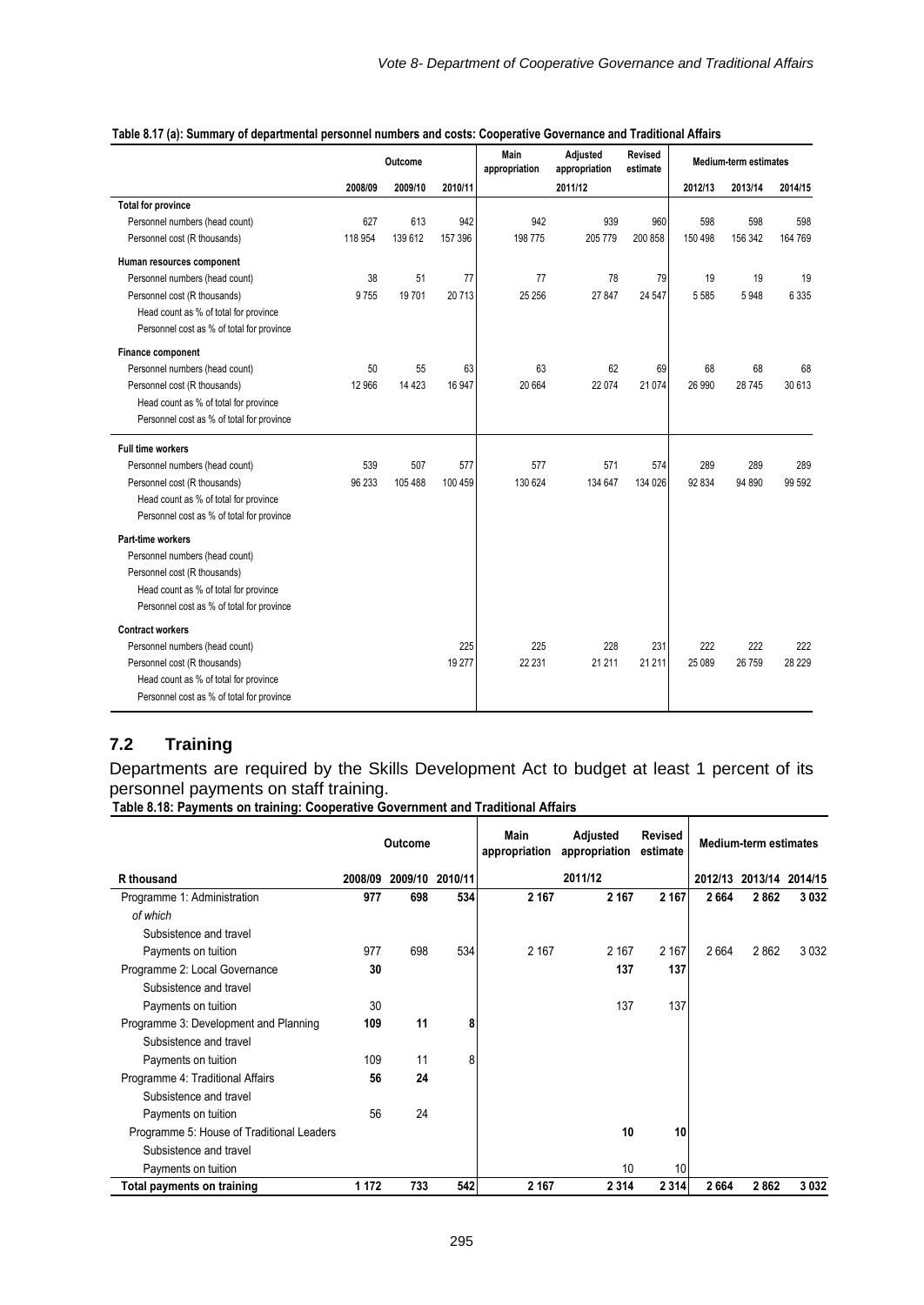**Table 8.17 (a): Summary of departmental personnel numbers and costs: Cooperative Governance and Traditional Affairs**

| | Outcome | | | Main appropriation | Adjusted appropriation | Revised estimate | Medium-term estimates | | |
|---|---|---|---|---|---|---|---|---|---|
| | 2008/09 | 2009/10 | 2010/11 | | 2011/12 | | 2012/13 | 2013/14 | 2014/15 |
| **Total for province** | | | | | | | | | |
| Personnel numbers (head count) | 627 | 613 | 942 | 942 | 939 | 960 | 598 | 598 | 598 |
| Personnel cost (R thousands) | 118 954 | 139 612 | 157 396 | 198 775 | 205 779 | 200 858 | 150 498 | 156 342 | 164 769 |
| **Human resources component** | | | | | | | | | |
| Personnel numbers (head count) | 38 | 51 | 77 | 77 | 78 | 79 | 19 | 19 | 19 |
| Personnel cost (R thousands) | 9 755 | 19 701 | 20 713 | 25 256 | 27 847 | 24 547 | 5 585 | 5 948 | 6 335 |
| Head count as % of total for province | | | | | | | | | |
| Personnel cost as % of total for province | | | | | | | | | |
| **Finance component** | | | | | | | | | |
| Personnel numbers (head count) | 50 | 55 | 63 | 63 | 62 | 69 | 68 | 68 | 68 |
| Personnel cost (R thousands) | 12 966 | 14 423 | 16 947 | 20 664 | 22 074 | 21 074 | 26 990 | 28 745 | 30 613 |
| Head count as % of total for province | | | | | | | | | |
| Personnel cost as % of total for province | | | | | | | | | |
| **Full time workers** | | | | | | | | | |
| Personnel numbers (head count) | 539 | 507 | 577 | 577 | 571 | 574 | 289 | 289 | 289 |
| Personnel cost (R thousands) | 96 233 | 105 488 | 100 459 | 130 624 | 134 647 | 134 026 | 92 834 | 94 890 | 99 592 |
| Head count as % of total for province | | | | | | | | | |
| Personnel cost as % of total for province | | | | | | | | | |
| **Part-time workers** | | | | | | | | | |
| Personnel numbers (head count) | | | | | | | | | |
| Personnel cost (R thousands) | | | | | | | | | |
| Head count as % of total for province | | | | | | | | | |
| Personnel cost as % of total for province | | | | | | | | | |
| **Contract workers** | | | | | | | | | |
| Personnel numbers (head count) | | | 225 | 225 | 228 | 231 | 222 | 222 | 222 |
| Personnel cost (R thousands) | | | 19 277 | 22 231 | 21 211 | 21 211 | 25 089 | 26 759 | 28 229 |
| Head count as % of total for province | | | | | | | | | |
| Personnel cost as % of total for province | | | | | | | | | |

## 7.2 Training

Departments are required by the Skills Development Act to budget at least 1 percent of its personnel payments on staff training.

**Table 8.18: Payments on training: Cooperative Government and Traditional Affairs**

| | Outcome | | | Main appropriation | Adjusted appropriation | Revised estimate | Medium-term estimates | | |
|---|---|---|---|---|---|---|---|---|---|
| **R thousand** | **2008/09** | **2009/10** | **2010/11** | | **2011/12** | | **2012/13** | **2013/14** | **2014/15** |
| Programme 1: Administration | **977** | **698** | **534** | **2 167** | **2 167** | **2 167** | **2 664** | **2 862** | **3 032** |
| *of which* | | | | | | | | | |
| Subsistence and travel | | | | | | | | | |
| Payments on tuition | 977 | 698 | 534 | 2 167 | 2 167 | 2 167 | 2 664 | 2 862 | 3 032 |
| Programme 2: Local Governance | **30** | | | | **137** | **137** | | | |
| Subsistence and travel | | | | | | | | | |
| Payments on tuition | 30 | | | | 137 | 137 | | | |
| Programme 3: Development and Planning | **109** | **11** | **8** | | | | | | |
| Subsistence and travel | | | | | | | | | |
| Payments on tuition | 109 | 11 | 8 | | | | | | |
| Programme 4: Traditional Affairs | **56** | **24** | | | | | | | |
| Subsistence and travel | | | | | | | | | |
| Payments on tuition | 56 | 24 | | | | | | | |
| Programme 5: House of Traditional Leaders | | | | | **10** | **10** | | | |
| Subsistence and travel | | | | | | | | | |
| Payments on tuition | | | | | 10 | 10 | | | |
| **Total payments on training** | **1 172** | **733** | **542** | **2 167** | **2 314** | **2 314** | **2 664** | **2 862** | **3 032** |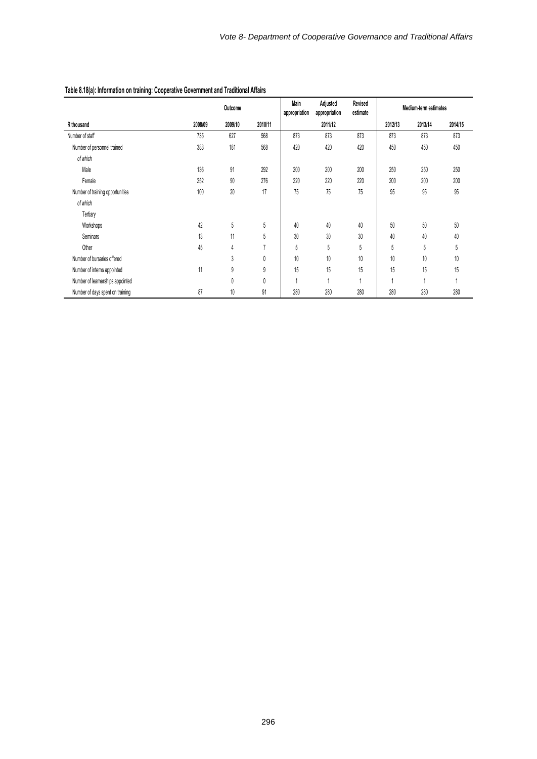**Table 8.18(a): Information on training: Cooperative Government and Traditional Affairs**

| | Outcome | | | Main appropriation | Adjusted appropriation | Revised estimate | Medium-term estimates | | |
|---|---|---|---|---|---|---|---|---|---|
| R thousand | 2008/09 | 2009/10 | 2010/11 | | 2011/12 | | 2012/13 | 2013/14 | 2014/15 |
| Number of staff | 735 | 627 | 568 | 873 | 873 | 873 | 873 | 873 | 873 |
| Number of personnel trained | 388 | 181 | 568 | 420 | 420 | 420 | 450 | 450 | 450 |
| *of which* | | | | | | | | | |
| Male | 136 | 91 | 292 | 200 | 200 | 200 | 250 | 250 | 250 |
| Female | 252 | 90 | 276 | 220 | 220 | 220 | 200 | 200 | 200 |
| Number of training opportunities | 100 | 20 | 17 | 75 | 75 | 75 | 95 | 95 | 95 |
| *of which* | | | | | | | | | |
| Tertiary | | | | | | | | | |
| Workshops | 42 | 5 | 5 | 40 | 40 | 40 | 50 | 50 | 50 |
| Seminars | 13 | 11 | 5 | 30 | 30 | 30 | 40 | 40 | 40 |
| Other | 45 | 4 | 7 | 5 | 5 | 5 | 5 | 5 | 5 |
| Number of bursaries offered | | 3 | 0 | 10 | 10 | 10 | 10 | 10 | 10 |
| Number of interns appointed | 11 | 9 | 9 | 15 | 15 | 15 | 15 | 15 | 15 |
| Number of learnerships appointed | | 0 | 0 | 1 | 1 | 1 | 1 | 1 | 1 |
| Number of days spent on training | 87 | 10 | 91 | 280 | 280 | 280 | 280 | 280 | 280 |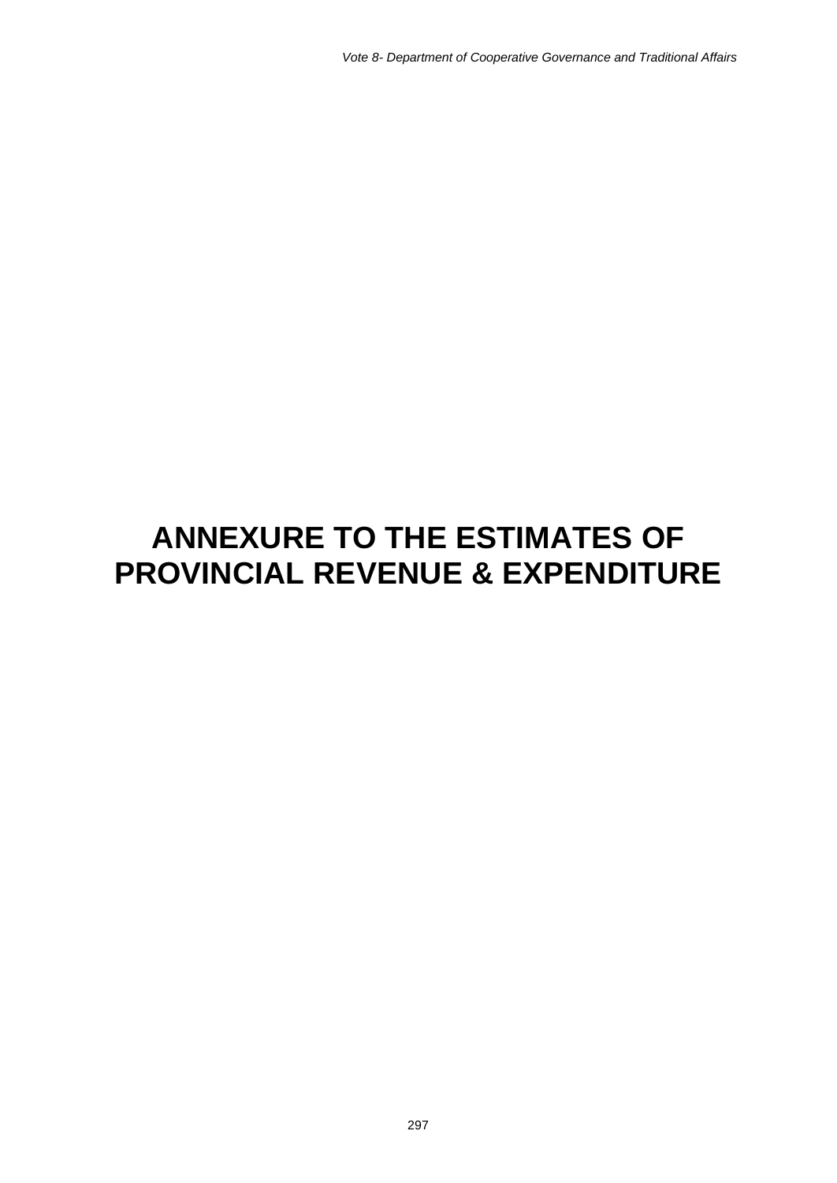# ANNEXURE TO THE ESTIMATES OF PROVINCIAL REVENUE & EXPENDITURE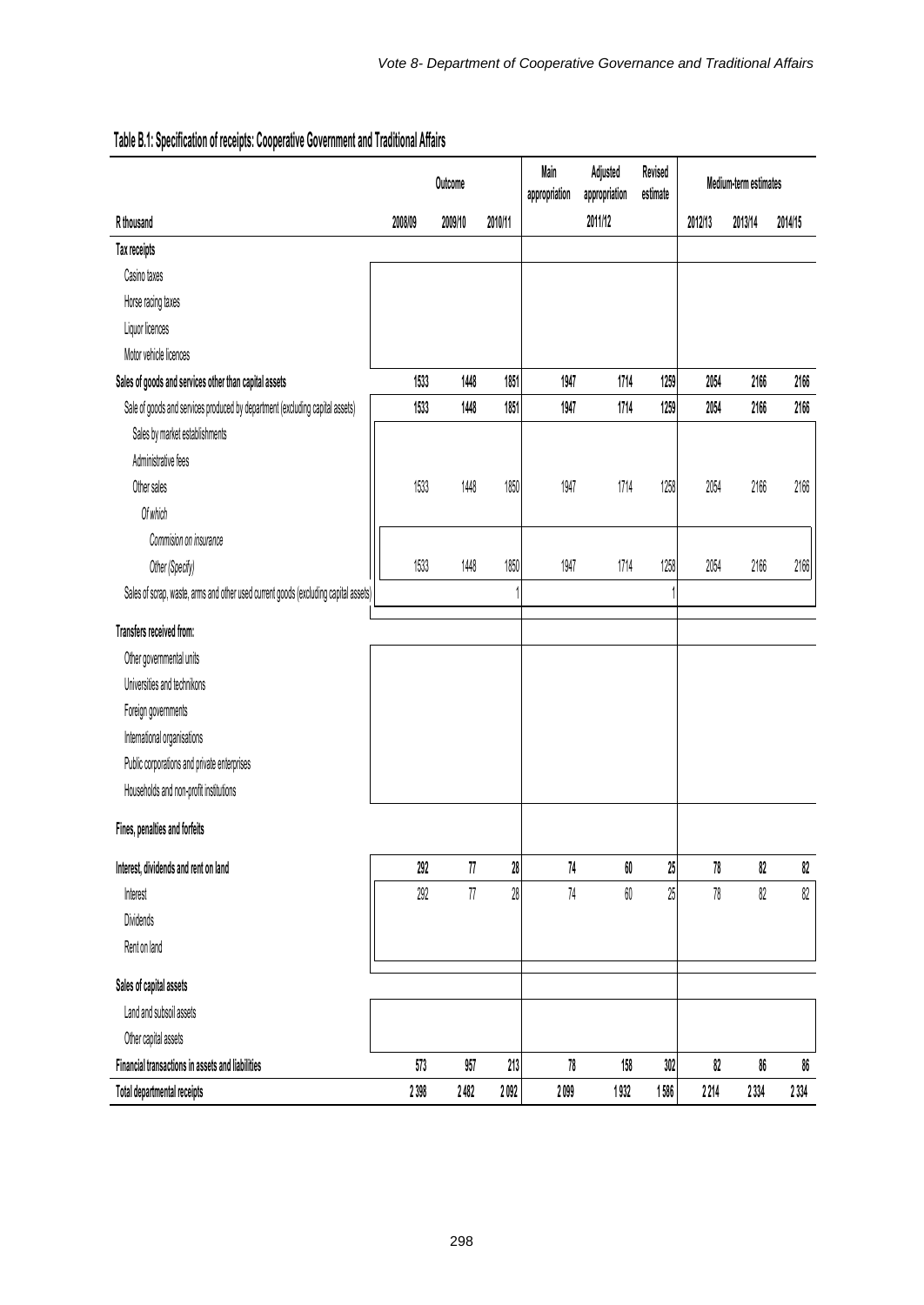**Table B.1: Specification of receipts: Cooperative Government and Traditional Affairs**

| R thousand | Outcome | | | Main appropriation | Adjusted appropriation | Revised estimate | Medium-term estimates | | |
|---|---|---|---|---|---|---|---|---|---|
| | 2008/09 | 2009/10 | 2010/11 | | 2011/12 | | 2012/13 | 2013/14 | 2014/15 |
| **Tax receipts** | | | | | | | | | |
| Casino taxes | | | | | | | | | |
| Horse racing taxes | | | | | | | | | |
| Liquor licences | | | | | | | | | |
| Motor vehicle licences | | | | | | | | | |
| **Sales of goods and services other than capital assets** | **1533** | **1448** | **1851** | **1947** | **1714** | **1259** | **2054** | **2166** | **2166** |
| Sale of goods and services produced by department (excluding capital assets) | 1533 | 1448 | 1851 | 1947 | 1714 | 1259 | 2054 | 2166 | 2166 |
| Sales by market establishments | | | | | | | | | |
| Administrative fees | | | | | | | | | |
| Other sales | 1533 | 1448 | 1850 | 1947 | 1714 | 1258 | 2054 | 2166 | 2166 |
| *Of which* | | | | | | | | | |
| *Commision on insurance* | | | | | | | | | |
| *Other (Specify)* | 1533 | 1448 | 1850 | 1947 | 1714 | 1258 | 2054 | 2166 | 2166 |
| Sales of scrap, waste, arms and other used current goods (excluding capital assets) | | | 1 | | | 1 | | | |
| **Transfers received from:** | | | | | | | | | |
| Other governmental units | | | | | | | | | |
| Universities and technikons | | | | | | | | | |
| Foreign governments | | | | | | | | | |
| International organisations | | | | | | | | | |
| Public corporations and private enterprises | | | | | | | | | |
| Households and non-profit institutions | | | | | | | | | |
| **Fines, penalties and forfeits** | | | | | | | | | |
| **Interest, dividends and rent on land** | **292** | **77** | **28** | **74** | **60** | **25** | **78** | **82** | **82** |
| Interest | 292 | 77 | 28 | 74 | 60 | 25 | 78 | 82 | 82 |
| Dividends | | | | | | | | | |
| Rent on land | | | | | | | | | |
| **Sales of capital assets** | | | | | | | | | |
| Land and subsoil assets | | | | | | | | | |
| Other capital assets | | | | | | | | | |
| **Financial transactions in assets and liabilities** | **573** | **957** | **213** | **78** | **158** | **302** | **82** | **86** | **86** |
| **Total departmental receipts** | **2 398** | **2 482** | **2 092** | **2 099** | **1 932** | **1 586** | **2 214** | **2 334** | **2 334** |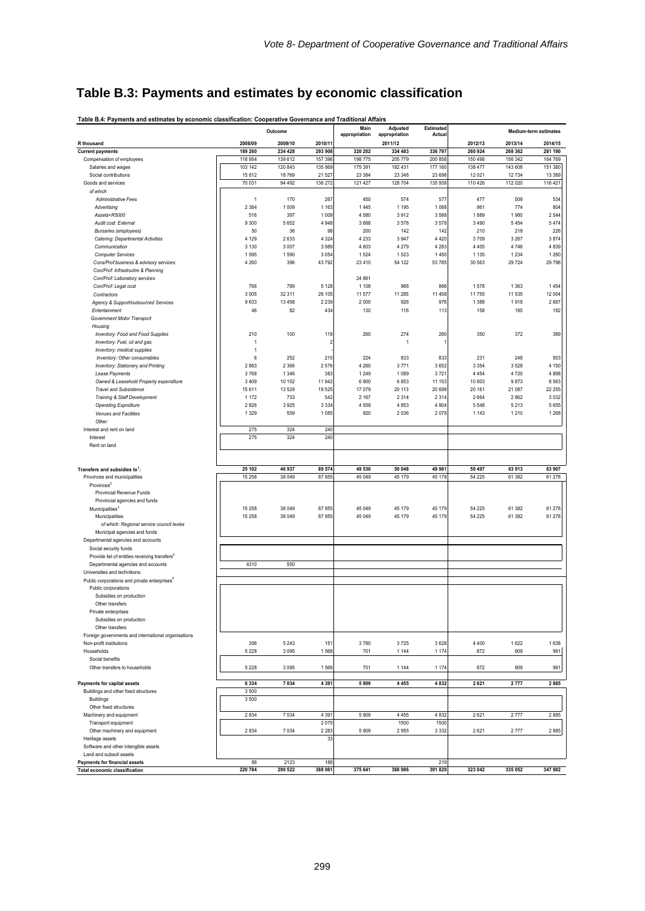# Table B.3: Payments and estimates by economic classification

**Table B.4: Payments and estimates by economic classification: Cooperative Governance and Traditional Affairs**

| R thousand | Outcome | | | Main appropriation | Adjusted appropriation | Estimated Actual | Medium-term estimates | | |
|---|---|---|---|---|---|---|---|---|---|
| | 2008/09 | 2009/10 | 2010/11 | | 2011/12 | | 2012/13 | 2013/14 | 2014/15 |
| **Current payments** | **189 260** | **234 428** | **293 908** | **320 202** | **334 483** | **336 797** | **260 924** | **268 362** | **281 190** |
| Compensation of employees | 118 954 | 139 612 | 157 396 | 198 775 | 205 779 | 200 858 | 150 498 | 156 342 | 164 769 |
| Salaries and wages | 103 142 | 120 843 | 135 869 | 175 391 | 182 431 | 177 160 | 138 477 | 143 608 | 151 380 |
| Social contributions | 15 812 | 18 769 | 21 527 | 23 384 | 23 348 | 23 698 | 12 021 | 12 734 | 13 389 |
| Goods and services | 70 031 | 94 492 | 136 272 | 121 427 | 128 704 | 135 939 | 110 426 | 112 020 | 116 421 |
| *of which* | | | | | | | | | |
| *Administrative Fees* | 1 | 170 | 267 | 450 | 574 | 577 | 477 | 509 | 534 |
| *Advertising* | 2 384 | 1 009 | 1 163 | 1 445 | 1 195 | 1 088 | 961 | 774 | 804 |
| *Assets<R5000* | 516 | 397 | 1 009 | 4 580 | 3 912 | 3 588 | 1 889 | 1 980 | 2 544 |
| *Audit cost: External* | 9 300 | 5 652 | 4 948 | 3 688 | 3 578 | 3 578 | 3 490 | 5 454 | 5 474 |
| *Bursaries (employees)* | 50 | 36 | 98 | 200 | 142 | 142 | 210 | 218 | 226 |
| *Catering: Departmental Activities* | 4 129 | 2 633 | 4 324 | 4 233 | 3 947 | 4 420 | 3 709 | 3 267 | 3 874 |
| *Communication* | 3 130 | 3 007 | 3 989 | 4 603 | 4 279 | 4 283 | 4 405 | 4 746 | 4 839 |
| *Computer Services* | 1 595 | 1 590 | 3 054 | 1 524 | 1 523 | 1 450 | 1 135 | 1 234 | 1 280 |
| *Cons/Prof:business & advisory services* | 4 260 | 396 | 43 792 | 23 410 | 54 122 | 53 785 | 30 563 | 29 724 | 29 796 |
| *Con/Prof: Infrastructre & Planning* | | | | | | | | | |
| *Con/Prof: Laboratory services* | | | | 24 861 | | | | | |
| *Con/Prof: Legal cost* | 766 | 789 | 5 128 | 1 108 | 968 | 866 | 1 578 | 1 363 | 1 454 |
| *Contractors* | 3 005 | 32 311 | 26 105 | 11 577 | 11 285 | 11 458 | 11 755 | 11 535 | 12 004 |
| *Agency & Support/outsourced Services* | 9 633 | 13 458 | 2 239 | 2 000 | 926 | 976 | 1 388 | 1 918 | 2 687 |
| *Entertainment* | 46 | 82 | 434 | 130 | 116 | 113 | 158 | 185 | 192 |
| *Government Motor Transport* | | | | | | | | | |
| *Housing* | | | | | | | | | |
| *Inventory: Food and Food Supplies* | 210 | 100 | 118 | 260 | 274 | 260 | 350 | 372 | 389 |
| *Inventory: Fuel, oil and gas* | 1 | | 2 | | 1 | 1 | | | |
| *Inventory: medical supplies* | 1 | | | | | | | | |
| *Inventory: Other consumables* | 6 | 252 | 215 | 224 | 833 | 833 | 231 | 248 | 503 |
| *Inventory: Stationery and Printing* | 2 883 | 2 366 | 2 576 | 4 260 | 3 771 | 3 652 | 3 354 | 3 528 | 4 150 |
| *Lease Payments* | 3 768 | 1 346 | 383 | 1 249 | 1 089 | 3 721 | 4 454 | 4 720 | 4 898 |
| *Owned & Leasehold Property expenditure* | 3 409 | 10 152 | 11 942 | 6 900 | 6 853 | 11 153 | 10 803 | 9 873 | 8 563 |
| *Travel and Subsistence* | 15 611 | 13 529 | 19 525 | 17 079 | 20 113 | 20 699 | 20 161 | 21 087 | 22 255 |
| *Training & Staff Development* | 1 172 | 733 | 542 | 2 167 | 2 314 | 2 314 | 2 664 | 2 862 | 3 032 |
| *Operating Expnditure* | 2 826 | 3 925 | 3 334 | 4 559 | 4 853 | 4 904 | 5 548 | 5 213 | 5 655 |
| *Venues and Facilities* | 1 329 | 559 | 1 085 | 920 | 2 036 | 2 078 | 1 143 | 1 210 | 1 268 |
| *Other* | | | | | | | | | |
| Interest and rent on land | 275 | 324 | 240 | | | | | | |
| Interest | 275 | 324 | 240 | | | | | | |
| Rent on land | | | | | | | | | |
| **Transfers and subsidies to[1]:** | **25 102** | **46 937** | **89 574** | **49 530** | **50 048** | **49 981** | **59 497** | **63 913** | **63 907** |
| Provinces and municipalities | 15 258 | 38 049 | 87 855 | 45 049 | 45 179 | 45 179 | 54 225 | 61 382 | 61 278 |
| Provinces[2] | | | | | | | | | |
| Provincial Revenue Funds | | | | | | | | | |
| Provincial agencies and funds | | | | | | | | | |
| Municipalities[3] | 15 258 | 38 049 | 87 855 | 45 049 | 45 179 | 45 179 | 54 225 | 61 382 | 61 278 |
| Municipalities | 15 258 | 38 049 | 87 855 | 45 049 | 45 179 | 45 179 | 54 225 | 61 382 | 61 278 |
| *of which: Regional service council levies* | | | | | | | | | |
| Municipal agencies and funds | | | | | | | | | |
| Departmental agencies and accounts | | | | | | | | | |
| Social security funds | | | | | | | | | |
| Provide list of entities receiving transfers[4] | | | | | | | | | |
| Departmental agencies and accounts | 4310 | 550 | | | | | | | |
| Universities and technikons | | | | | | | | | |
| Public corporations and private enterprises[5] | | | | | | | | | |
| Public corporations | | | | | | | | | |
| Subsidies on production | | | | | | | | | |
| Other transfers | | | | | | | | | |
| Private enterprises | | | | | | | | | |
| Subsidies on production | | | | | | | | | |
| Other transfers | | | | | | | | | |
| Foreign governments and international organisations | | | | | | | | | |
| Non-profit institutions | 306 | 5 243 | 151 | 3 780 | 3 725 | 3 628 | 4 400 | 1 622 | 1 638 |
| Households | 5 228 | 3 095 | 1 568 | 701 | 1 144 | 1 174 | 872 | 909 | 991 |
| Social benefits | | | | | | | | | |
| Other transfers to households | 5 228 | 3 095 | 1 568 | 701 | 1 144 | 1 174 | 872 | 909 | 991 |
| **Payments for capital assets** | **6 334** | **7 034** | **4 391** | **5 909** | **4 455** | **4 832** | **2 621** | **2 777** | **2 885** |
| Buildings and other fixed structures | 3 500 | | | | | | | | |
| Buildings | 3 500 | | | | | | | | |
| Other fixed structures | | | | | | | | | |
| Machinery and equipment | 2 834 | 7 034 | 4 391 | 5 909 | 4 455 | 4 832 | 2 621 | 2 777 | 2 885 |
| Transport equipment | | | 2 075 | | 1500 | 1500 | | | |
| Other machinery and equipment | 2 834 | 7 034 | 2 283 | 5 909 | 2 955 | 3 332 | 2 621 | 2 777 | 2 885 |
| Heritage assets | | | 33 | | | | | | |
| Software and other intangible assets | | | | | | | | | |
| Land and subsoil assets | | | | | | | | | |
| **Payments for financial assets** | 88 | 2123 | 188 | | | 219 | | | |
| **Total economic classification** | **220 784** | **290 522** | **388 061** | **375 641** | **388 986** | **391 829** | **323 042** | **335 052** | **347 982** |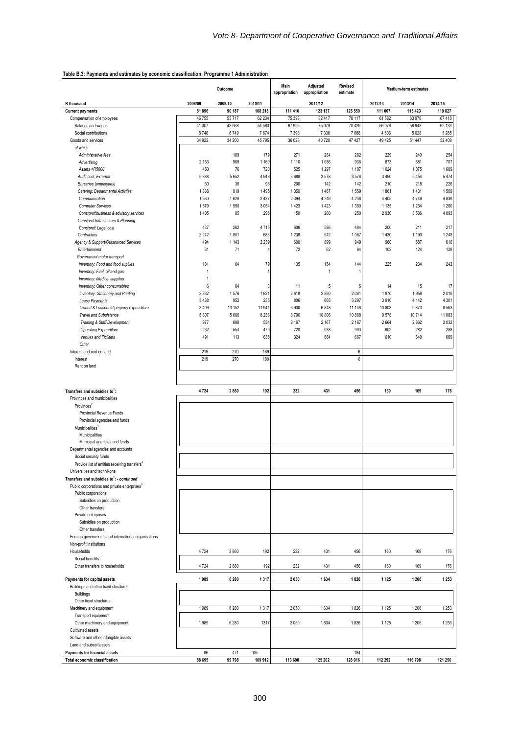**Table B.3: Payments and estimates by economic classification: Programme 1 Administration**

| R thousand | Outcome | | | Main appropriation | Adjusted appropriation | Revised estimate | Medium-term estimates | | |
|---|---|---|---|---|---|---|---|---|---|
| | 2008/09 | 2009/10 | 2010/11 | 2011/12 | | | 2012/13 | 2013/14 | 2014/15 |
| **Current payments** | **81 896** | **90 187** | **108 218** | **111 416** | **123 137** | **125 550** | **111 007** | **115 423** | **119 827** |
| Compensation of employees | 46 755 | 55 717 | 62 234 | 75 393 | 82 417 | 78 117 | 61 582 | 63 976 | 67 418 |
| Salaries and wages | 41 007 | 48 968 | 54 560 | 67 995 | 75 079 | 70 429 | 56 976 | 58 948 | 62 133 |
| Social contributions | 5 748 | 6 749 | 7 674 | 7 398 | 7 338 | 7 688 | 4 606 | 5 028 | 5 285 |
| Goods and services | 34 922 | 34 200 | 45 795 | 36 023 | 40 720 | 47 427 | 49 425 | 51 447 | 52 409 |
| *of which* | | | | | | | | | |
| *Administrative fees* | | 109 | 179 | 271 | 284 | 282 | 229 | 240 | 254 |
| *Advertising* | 2 153 | 969 | 1 160 | 1 110 | 1 086 | 936 | 873 | 681 | 707 |
| *Assets <R5000* | 450 | 76 | 720 | 525 | 1 297 | 1 107 | 1 024 | 1 075 | 1 609 |
| *Audit cost: External* | 5 888 | 5 652 | 4 948 | 3 688 | 3 578 | 3 578 | 3 490 | 5 454 | 5 474 |
| *Bursaries (employees)* | 50 | 36 | 98 | 200 | 142 | 142 | 210 | 218 | 226 |
| *Catering: Departmental Activties* | 1 838 | 919 | 1 495 | 1 359 | 1 467 | 1 559 | 1 861 | 1 431 | 1 509 |
| *Communication* | 1 530 | 1 628 | 2 437 | 2 394 | 4 246 | 4 248 | 4 405 | 4 746 | 4 839 |
| *Computer Services* | 1 579 | 1 590 | 3 054 | 1 423 | 1 423 | 1 350 | 1 135 | 1 234 | 1 280 |
| *Cons/prof:business & advisory services* | 1 405 | 85 | 296 | 150 | 200 | 250 | 2 930 | 3 536 | 4 093 |
| *Cons/prof:Infrastucture & Planning* | | | | | | | | | |
| *Cons/prof: Legal cost* | 437 | 262 | 4 715 | 606 | 586 | 484 | 200 | 211 | 217 |
| *Contractors* | 2 242 | 1 801 | 683 | 1 238 | 942 | 1 087 | 1 430 | 1 190 | 1 248 |
| *Agency & Support/Outsourced Services* | 494 | 1 143 | 2 239 | 600 | 899 | 949 | 960 | 587 | 610 |
| *Entertainment* | 31 | 71 | 4 | 72 | 62 | 64 | 102 | 124 | 129 |
| *Government motor transport* | | | | | | | | | |
| *Inventory: Food and food supllies* | 131 | 64 | 79 | 135 | 154 | 144 | 225 | 234 | 242 |
| *Inventory: Fuel, oil and gas* | 1 | | 1 | | 1 | 1 | | | |
| *Inventory: Medical supplies* | 1 | | | | | | | | |
| *Inventory: Other consumables* | 6 | 64 | 3 | 11 | 5 | 5 | 14 | 15 | 17 |
| *Inventory: Stationery and Printing* | 2 332 | 1 576 | 1 621 | 2 618 | 2 260 | 2 081 | 1 870 | 1 958 | 2 019 |
| *Lease Payments* | 3 438 | 952 | 235 | 806 | 665 | 3 297 | 3 910 | 4 142 | 4 301 |
| *Owned & Leasehold property expenditure* | 3 409 | 10 152 | 11 941 | 6 900 | 6 848 | 11 148 | 10 803 | 9 873 | 8 563 |
| *Travel and Subsistence* | 5 807 | 5 686 | 8 238 | 8 706 | 10 806 | 10 888 | 9 578 | 10 714 | 11 083 |
| *Training & Staff Development* | 977 | 698 | 534 | 2 167 | 2 167 | 2 167 | 2 664 | 2 862 | 3 032 |
| *Operating Expenditure* | 232 | 554 | 479 | 720 | 938 | 993 | 902 | 282 | 288 |
| *Venues and Ficilities* | 491 | 113 | 636 | 324 | 664 | 667 | 610 | 640 | 669 |
| *Other* | | | | | | | | | |
| Interest and rent on land | 219 | 270 | 189 | | | 6 | | | |
| Interest | 219 | 270 | 189 | | | 6 | | | |
| Rent on land | | | | | | | | | |
| **Transfers and subsidies to[1]:** | **4 724** | **2 860** | **192** | **232** | **431** | **456** | **160** | **169** | **176** |
| Provinces and municipalities | | | | | | | | | |
| Provinces[2] | | | | | | | | | |
| Provincial Revenue Funds | | | | | | | | | |
| Provincial agencies and funds | | | | | | | | | |
| Municipalities[3] | | | | | | | | | |
| Municipalities | | | | | | | | | |
| Municipal agencies and funds | | | | | | | | | |
| Departmental agencies and accounts | | | | | | | | | |
| Social security funds | | | | | | | | | |
| Provide list of entities receiving transfers[4] | | | | | | | | | |
| Universities and technikons | | | | | | | | | |
| ***Transfers and subsidies to[1]: - continued*** | | | | | | | | | |
| Public corporations and private enterprises[5] | | | | | | | | | |
| Public corporations | | | | | | | | | |
| Subsidies on production | | | | | | | | | |
| Other transfers | | | | | | | | | |
| Private enterprises | | | | | | | | | |
| Subsidies on production | | | | | | | | | |
| Other transfers | | | | | | | | | |
| Foreign governments and international organisations | | | | | | | | | |
| Non-profit institutions | | | | | | | | | |
| Households | 4 724 | 2 860 | 192 | 232 | 431 | 456 | 160 | 169 | 176 |
| Social benefits | | | | | | | | | |
| Other transfers to households | 4 724 | 2 860 | 192 | 232 | 431 | 456 | 160 | 169 | 176 |
| **Payments for capital assets** | **1 989** | **6 280** | **1 317** | **2 050** | **1 634** | **1 826** | **1 125** | **1 206** | **1 253** |
| Buildings and other fixed structures | | | | | | | | | |
| Buildings | | | | | | | | | |
| Other fixed structures | | | | | | | | | |
| Machinery and equipment | 1 989 | 6 280 | 1 317 | 2 050 | 1 634 | 1 826 | 1 125 | 1 206 | 1 253 |
| Transport equipment | | | | | | | | | |
| Other machinery and equipment | 1 989 | 6 280 | 1317 | 2 050 | 1 634 | 1 826 | 1 125 | 1 206 | 1 253 |
| Cultivated assets | | | | | | | | | |
| Software and other intangible assets | | | | | | | | | |
| Land and subsoil assets | | | | | | | | | |
| **Payments for financial assets** | 86 | 471 | 185 | | | 184 | | | |
| **Total economic classification** | **88 695** | **99 798** | **109 912** | **113 698** | **125 202** | **128 016** | **112 292** | **116 798** | **121 256** |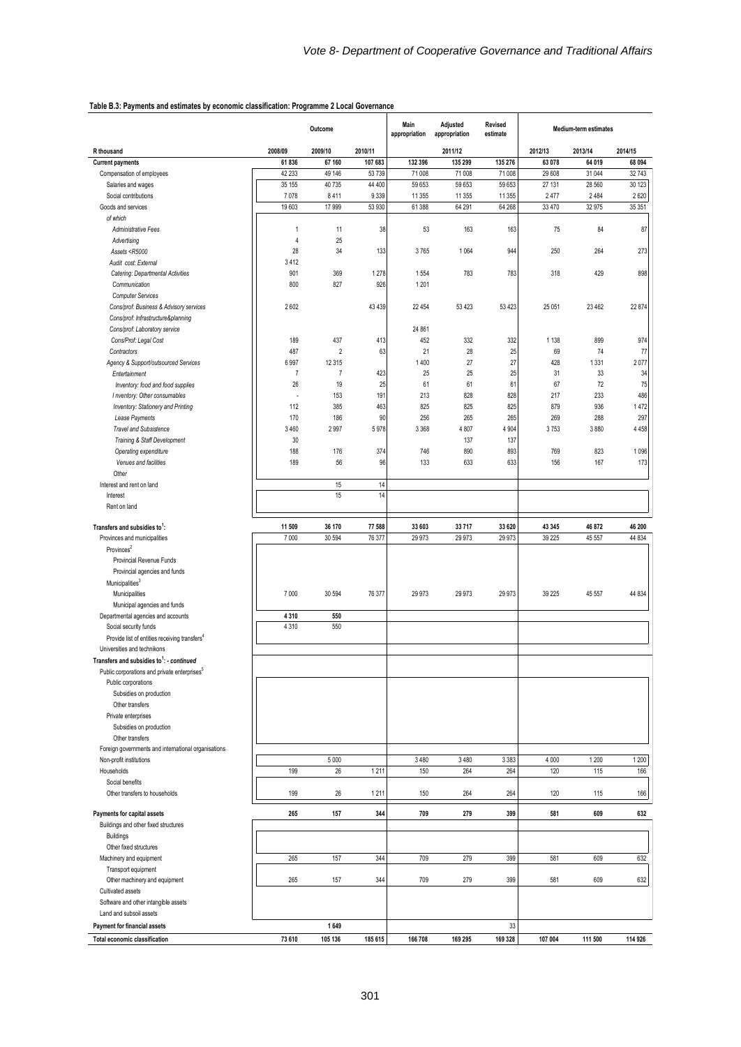**Table B.3: Payments and estimates by economic classification: Programme 2 Local Governance**

| R thousand | Outcome | | | Main appropriation | Adjusted appropriation | Revised estimate | Medium-term estimates | | |
|---|---|---|---|---|---|---|---|---|---|
| | 2008/09 | 2009/10 | 2010/11 | 2011/12 | | | 2012/13 | 2013/14 | 2014/15 |
| **Current payments** | **61 836** | **67 160** | **107 683** | **132 396** | **135 299** | **135 276** | **63 078** | **64 019** | **68 094** |
| Compensation of employees | 42 233 | 49 146 | 53 739 | 71 008 | 71 008 | 71 008 | 29 608 | 31 044 | 32 743 |
| Salaries and wages | 35 155 | 40 735 | 44 400 | 59 653 | 59 653 | 59 653 | 27 131 | 28 560 | 30 123 |
| Social contributions | 7 078 | 8 411 | 9 339 | 11 355 | 11 355 | 11 355 | 2 477 | 2 484 | 2 620 |
| Goods and services | 19 603 | 17 999 | 53 930 | 61 388 | 64 291 | 64 268 | 33 470 | 32 975 | 35 351 |
| *of which* | | | | | | | | | |
| *Administrative Fees* | 1 | 11 | 38 | 53 | 163 | 163 | 75 | 84 | 87 |
| *Advertising* | 4 | 25 | | | | | | | |
| *Assets <R5000* | 28 | 34 | 133 | 3 765 | 1 064 | 944 | 250 | 264 | 273 |
| *Audit cost: External* | 3 412 | | | | | | | | |
| *Catering: Departmental Activities* | 901 | 369 | 1 278 | 1 554 | 783 | 783 | 318 | 429 | 898 |
| *Communication* | 800 | 827 | 926 | 1 201 | | | | | |
| *Computer Services* | | | | | | | | | |
| *Cons/prof: Business & Advisory services* | 2 602 | | 43 439 | 22 454 | 53 423 | 53 423 | 25 051 | 23 462 | 22 874 |
| *Cons/prof: Infrastructure&planning* | | | | | | | | | |
| *Cons/prof: Laboratory service* | | | | 24 861 | | | | | |
| *Cons/Prof: Legal Cost* | 189 | 437 | 413 | 452 | 332 | 332 | 1 138 | 899 | 974 |
| *Contractors* | 487 | 2 | 63 | 21 | 28 | 25 | 69 | 74 | 77 |
| *Agency & Support/outsourced Services* | 6 997 | 12 315 | | 1 400 | 27 | 27 | 428 | 1 331 | 2 077 |
| *Entertainment* | 7 | 7 | 423 | 25 | 25 | 25 | 31 | 33 | 34 |
| *Inventory: food and food supplies* | 26 | 19 | 25 | 61 | 61 | 61 | 67 | 72 | 75 |
| *Inventory: Other consumables* | - | 153 | 191 | 213 | 828 | 828 | 217 | 233 | 486 |
| *Inventory: Stationery and Printing* | 112 | 385 | 463 | 825 | 825 | 825 | 879 | 936 | 1 472 |
| *Lease Payments* | 170 | 186 | 90 | 256 | 265 | 265 | 269 | 288 | 297 |
| *Travel and Subsistence* | 3 460 | 2 997 | 5 978 | 3 368 | 4 807 | 4 904 | 3 753 | 3 880 | 4 458 |
| *Training & Staff Development* | 30 | | | | 137 | 137 | | | |
| *Operating expenditure* | 188 | 176 | 374 | 746 | 890 | 893 | 769 | 823 | 1 096 |
| *Venues and facilities* | 189 | 56 | 96 | 133 | 633 | 633 | 156 | 167 | 173 |
| *Other* | | | | | | | | | |
| Interest and rent on land | | 15 | 14 | | | | | | |
| Interest | | 15 | 14 | | | | | | |
| Rent on land | | | | | | | | | |
| **Transfers and subsidies to[1]:** | **11 509** | **36 170** | **77 588** | **33 603** | **33 717** | **33 620** | **43 345** | **46 872** | **46 200** |
| Provinces and municipalities | 7 000 | 30 594 | 76 377 | 29 973 | 29 973 | 29 973 | 39 225 | 45 557 | 44 834 |
| Provinces[2] | | | | | | | | | |
| Provincial Revenue Funds | | | | | | | | | |
| Provincial agencies and funds | | | | | | | | | |
| Municipalities[3] | | | | | | | | | |
| Municipalities | 7 000 | 30 594 | 76 377 | 29 973 | 29 973 | 29 973 | 39 225 | 45 557 | 44 834 |
| Municipal agencies and funds | | | | | | | | | |
| Departmental agencies and accounts | **4 310** | **550** | | | | | | | |
| Social security funds | 4 310 | 550 | | | | | | | |
| Provide list of entities receiving transfers[4] | | | | | | | | | |
| Universities and technikons | | | | | | | | | |
| **Transfers and subsidies to[1]: - continued** | | | | | | | | | |
| Public corporations and private enterprises[5] | | | | | | | | | |
| Public corporations | | | | | | | | | |
| Subsidies on production | | | | | | | | | |
| Other transfers | | | | | | | | | |
| Private enterprises | | | | | | | | | |
| Subsidies on production | | | | | | | | | |
| Other transfers | | | | | | | | | |
| Foreign governments and international organisations | | | | | | | | | |
| Non-profit institutions | | 5 000 | | 3 480 | 3 480 | 3 383 | 4 000 | 1 200 | 1 200 |
| Households | 199 | 26 | 1 211 | 150 | 264 | 264 | 120 | 115 | 166 |
| Social benefits | | | | | | | | | |
| Other transfers to households | 199 | 26 | 1 211 | 150 | 264 | 264 | 120 | 115 | 166 |
| **Payments for capital assets** | **265** | **157** | **344** | **709** | **279** | **399** | **581** | **609** | **632** |
| Buildings and other fixed structures | | | | | | | | | |
| Buildings | | | | | | | | | |
| Other fixed structures | | | | | | | | | |
| Machinery and equipment | 265 | 157 | 344 | 709 | 279 | 399 | 581 | 609 | 632 |
| Transport equipment | | | | | | | | | |
| Other machinery and equipment | 265 | 157 | 344 | 709 | 279 | 399 | 581 | 609 | 632 |
| Cultivated assets | | | | | | | | | |
| Software and other intangible assets | | | | | | | | | |
| Land and subsoil assets | | | | | | | | | |
| **Payment for financial assets** | | **1 649** | | | | 33 | | | |
| **Total economic classification** | **73 610** | **105 136** | **185 615** | **166 708** | **169 295** | **169 328** | **107 004** | **111 500** | **114 926** |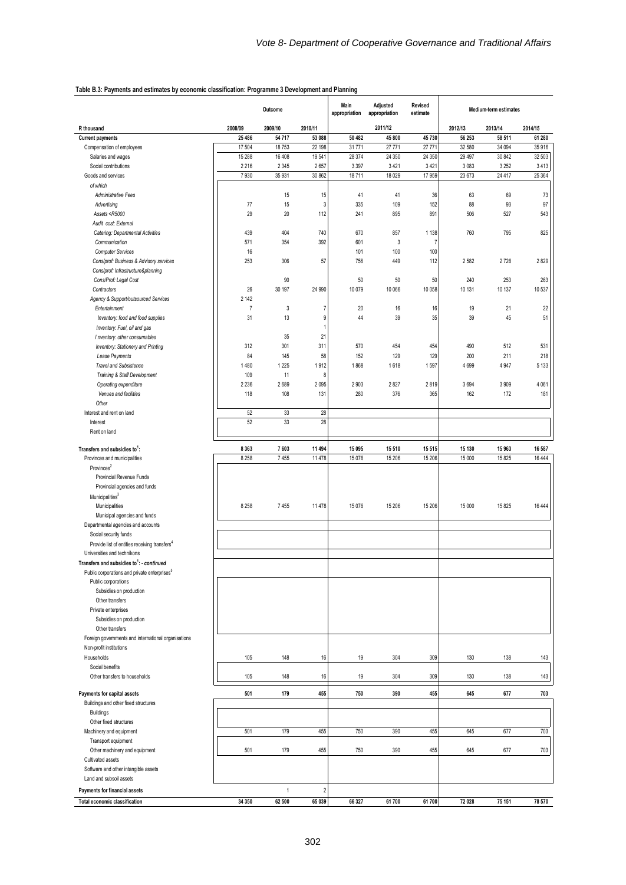**Table B.3: Payments and estimates by economic classification: Programme 3 Development and Planning**

| R thousand | Outcome | | | Main appropriation | Adjusted appropriation | Revised estimate | Medium-term estimates | | |
|---|---|---|---|---|---|---|---|---|---|
| | 2008/09 | 2009/10 | 2010/11 | | 2011/12 | | 2012/13 | 2013/14 | 2014/15 |
| **Current payments** | **25 486** | **54 717** | **53 088** | **50 482** | **45 800** | **45 730** | **56 253** | **58 511** | **61 280** |
| Compensation of employees | 17 504 | 18 753 | 22 198 | 31 771 | 27 771 | 27 771 | 32 580 | 34 094 | 35 916 |
| Salaries and wages | 15 288 | 16 408 | 19 541 | 28 374 | 24 350 | 24 350 | 29 497 | 30 842 | 32 503 |
| Social contributions | 2 216 | 2 345 | 2 657 | 3 397 | 3 421 | 3 421 | 3 083 | 3 252 | 3 413 |
| Goods and services | 7 930 | 35 931 | 30 862 | 18 711 | 18 029 | 17 959 | 23 673 | 24 417 | 25 364 |
| *of which* | | | | | | | | | |
| *Administrative Fees* | | 15 | 15 | 41 | 41 | 36 | 63 | 69 | 73 |
| *Advertising* | 77 | 15 | 3 | 335 | 109 | 152 | 88 | 93 | 97 |
| *Assets <R5000* | 29 | 20 | 112 | 241 | 895 | 891 | 506 | 527 | 543 |
| *Audit cost: External* | | | | | | | | | |
| *Catering: Departmental Activities* | 439 | 404 | 740 | 670 | 857 | 1 138 | 760 | 795 | 825 |
| *Communication* | 571 | 354 | 392 | 601 | 3 | 7 | | | |
| *Computer Services* | 16 | | | 101 | 100 | 100 | | | |
| *Cons/prof: Business & Advisory services* | 253 | 306 | 57 | 756 | 449 | 112 | 2 582 | 2 726 | 2 829 |
| *Cons/prof: Infrastructure&planning* | | | | | | | | | |
| *Cons/Prof: Legal Cost* | | 90 | | 50 | 50 | 50 | 240 | 253 | 263 |
| *Contractors* | 26 | 30 197 | 24 990 | 10 079 | 10 066 | 10 058 | 10 131 | 10 137 | 10 537 |
| *Agency & Support/outsourced Services* | 2 142 | | | | | | | | |
| *Entertainment* | 7 | 3 | 7 | 20 | 16 | 16 | 19 | 21 | 22 |
| *Inventory: food and food supplies* | 31 | 13 | 9 | 44 | 39 | 35 | 39 | 45 | 51 |
| *Inventory: Fuel, oil and gas* | | | 1 | | | | | | |
| *I nventory: other consumables* | | 35 | 21 | | | | | | |
| *Inventory: Stationery and Printing* | 312 | 301 | 311 | 570 | 454 | 454 | 490 | 512 | 531 |
| *Lease Payments* | 84 | 145 | 58 | 152 | 129 | 129 | 200 | 211 | 218 |
| *Travel and Subsistence* | 1 480 | 1 225 | 1 912 | 1 868 | 1 618 | 1 597 | 4 699 | 4 947 | 5 133 |
| *Training & Staff Development* | 109 | 11 | 8 | | | | | | |
| *Operating expenditure* | 2 236 | 2 689 | 2 095 | 2 903 | 2 827 | 2 819 | 3 694 | 3 909 | 4 061 |
| *Venues and facilities* | 118 | 108 | 131 | 280 | 376 | 365 | 162 | 172 | 181 |
| *Other* | | | | | | | | | |
| Interest and rent on land | 52 | 33 | 28 | | | | | | |
| Interest | 52 | 33 | 28 | | | | | | |
| Rent on land | | | | | | | | | |
| **Transfers and subsidies to[1]:** | **8 363** | **7 603** | **11 494** | **15 095** | **15 510** | **15 515** | **15 130** | **15 963** | **16 587** |
| Provinces and municipalities | 8 258 | 7 455 | 11 478 | 15 076 | 15 206 | 15 206 | 15 000 | 15 825 | 16 444 |
| Provinces[2] | | | | | | | | | |
| Provincial Revenue Funds | | | | | | | | | |
| Provincial agencies and funds | | | | | | | | | |
| Municipalities[3] | | | | | | | | | |
| Municipalities | 8 258 | 7 455 | 11 478 | 15 076 | 15 206 | 15 206 | 15 000 | 15 825 | 16 444 |
| Municipal agencies and funds | | | | | | | | | |
| Departmental agencies and accounts | | | | | | | | | |
| Social security funds | | | | | | | | | |
| Provide list of entities receiving transfers[4] | | | | | | | | | |
| Universities and technikons | | | | | | | | | |
| ***Transfers and subsidies to[1]: - continued*** | | | | | | | | | |
| Public corporations and private enterprises[5] | | | | | | | | | |
| Public corporations | | | | | | | | | |
| Subsidies on production | | | | | | | | | |
| Other transfers | | | | | | | | | |
| Private enterprises | | | | | | | | | |
| Subsidies on production | | | | | | | | | |
| Other transfers | | | | | | | | | |
| Foreign governments and international organisations | | | | | | | | | |
| Non-profit institutions | | | | | | | | | |
| Households | 105 | 148 | 16 | 19 | 304 | 309 | 130 | 138 | 143 |
| Social benefits | | | | | | | | | |
| Other transfers to households | 105 | 148 | 16 | 19 | 304 | 309 | 130 | 138 | 143 |
| **Payments for capital assets** | **501** | **179** | **455** | **750** | **390** | **455** | **645** | **677** | **703** |
| Buildings and other fixed structures | | | | | | | | | |
| Buildings | | | | | | | | | |
| Other fixed structures | | | | | | | | | |
| Machinery and equipment | 501 | 179 | 455 | 750 | 390 | 455 | 645 | 677 | 703 |
| Transport equipment | | | | | | | | | |
| Other machinery and equipment | 501 | 179 | 455 | 750 | 390 | 455 | 645 | 677 | 703 |
| Cultivated assets | | | | | | | | | |
| Software and other intangible assets | | | | | | | | | |
| Land and subsoil assets | | | | | | | | | |
| **Payments for financial assets** | | 1 | 2 | | | | | | |
| **Total economic classification** | **34 350** | **62 500** | **65 039** | **66 327** | **61 700** | **61 700** | **72 028** | **75 151** | **78 570** |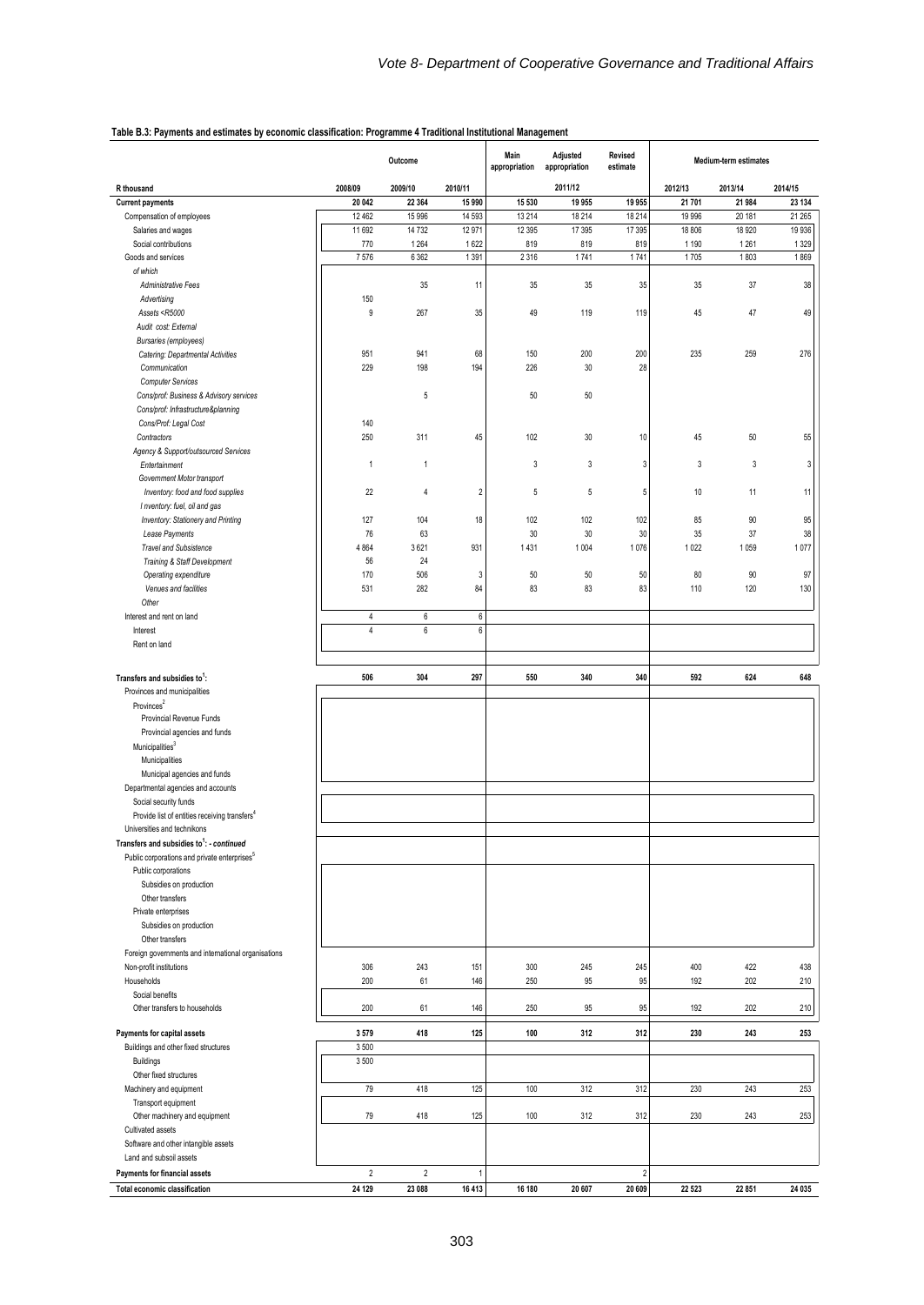**Table B.3: Payments and estimates by economic classification: Programme 4 Traditional Institutional Management**

| R thousand | Outcome | | | Main appropriation | Adjusted appropriation | Revised estimate | Medium-term estimates | | |
|---|---|---|---|---|---|---|---|---|---|
| | 2008/09 | 2009/10 | 2010/11 | | 2011/12 | | 2012/13 | 2013/14 | 2014/15 |
| **Current payments** | **20 042** | **22 364** | **15 990** | **15 530** | **19 955** | **19 955** | **21 701** | **21 984** | **23 134** |
| Compensation of employees | 12 462 | 15 996 | 14 593 | 13 214 | 18 214 | 18 214 | 19 996 | 20 181 | 21 265 |
| Salaries and wages | 11 692 | 14 732 | 12 971 | 12 395 | 17 395 | 17 395 | 18 806 | 18 920 | 19 936 |
| Social contributions | 770 | 1 264 | 1 622 | 819 | 819 | 819 | 1 190 | 1 261 | 1 329 |
| Goods and services | 7 576 | 6 362 | 1 391 | 2 316 | 1 741 | 1 741 | 1 705 | 1 803 | 1 869 |
| *of which* | | | | | | | | | |
| *Administrative Fees* | | 35 | 11 | 35 | 35 | 35 | 35 | 37 | 38 |
| *Advertising* | 150 | | | | | | | | |
| *Assets <R5000* | 9 | 267 | 35 | 49 | 119 | 119 | 45 | 47 | 49 |
| *Audit cost: External* | | | | | | | | | |
| *Bursaries (employees)* | | | | | | | | | |
| *Catering: Departmental Activities* | 951 | 941 | 68 | 150 | 200 | 200 | 235 | 259 | 276 |
| *Communication* | 229 | 198 | 194 | 226 | 30 | 28 | | | |
| *Computer Services* | | | | | | | | | |
| *Cons/prof: Business & Advisory services* | | 5 | | 50 | 50 | | | | |
| *Cons/prof: Infrastructure&planning* | | | | | | | | | |
| *Cons/Prof: Legal Cost* | 140 | | | | | | | | |
| *Contractors* | 250 | 311 | 45 | 102 | 30 | 10 | 45 | 50 | 55 |
| *Agency & Support/outsourced Services* | | | | | | | | | |
| *Entertainment* | 1 | 1 | | 3 | 3 | 3 | 3 | 3 | 3 |
| *Government Motor transport* | | | | | | | | | |
| *Inventory: food and food supplies* | 22 | 4 | 2 | 5 | 5 | 5 | 10 | 11 | 11 |
| *I nventory: fuel, oil and gas* | | | | | | | | | |
| *Inventory: Stationery and Printing* | 127 | 104 | 18 | 102 | 102 | 102 | 85 | 90 | 95 |
| *Lease Payments* | 76 | 63 | | 30 | 30 | 30 | 35 | 37 | 38 |
| *Travel and Subsistence* | 4 864 | 3 621 | 931 | 1 431 | 1 004 | 1 076 | 1 022 | 1 059 | 1 077 |
| *Training & Staff Development* | 56 | 24 | | | | | | | |
| *Operating expenditure* | 170 | 506 | 3 | 50 | 50 | 50 | 80 | 90 | 97 |
| *Venues and facilities* | 531 | 282 | 84 | 83 | 83 | 83 | 110 | 120 | 130 |
| *Other* | | | | | | | | | |
| Interest and rent on land | 4 | 6 | 6 | | | | | | |
| Interest | 4 | 6 | 6 | | | | | | |
| Rent on land | | | | | | | | | |
| **Transfers and subsidies to[1]:** | **506** | **304** | **297** | **550** | **340** | **340** | **592** | **624** | **648** |
| Provinces and municipalities | | | | | | | | | |
| Provinces[2] | | | | | | | | | |
| Provincial Revenue Funds | | | | | | | | | |
| Provincial agencies and funds | | | | | | | | | |
| Municipalities[3] | | | | | | | | | |
| Municipalities | | | | | | | | | |
| Municipal agencies and funds | | | | | | | | | |
| Departmental agencies and accounts | | | | | | | | | |
| Social security funds | | | | | | | | | |
| Provide list of entities receiving transfers[4] | | | | | | | | | |
| Universities and technikons | | | | | | | | | |
| **Transfers and subsidies to[1]: *- continued*** | | | | | | | | | |
| Public corporations and private enterprises[5] | | | | | | | | | |
| Public corporations | | | | | | | | | |
| Subsidies on production | | | | | | | | | |
| Other transfers | | | | | | | | | |
| Private enterprises | | | | | | | | | |
| Subsidies on production | | | | | | | | | |
| Other transfers | | | | | | | | | |
| Foreign governments and international organisations | | | | | | | | | |
| Non-profit institutions | 306 | 243 | 151 | 300 | 245 | 245 | 400 | 422 | 438 |
| Households | 200 | 61 | 146 | 250 | 95 | 95 | 192 | 202 | 210 |
| Social benefits | | | | | | | | | |
| Other transfers to households | 200 | 61 | 146 | 250 | 95 | 95 | 192 | 202 | 210 |
| **Payments for capital assets** | **3 579** | **418** | **125** | **100** | **312** | **312** | **230** | **243** | **253** |
| Buildings and other fixed structures | 3 500 | | | | | | | | |
| Buildings | 3 500 | | | | | | | | |
| Other fixed structures | | | | | | | | | |
| Machinery and equipment | 79 | 418 | 125 | 100 | 312 | 312 | 230 | 243 | 253 |
| Transport equipment | | | | | | | | | |
| Other machinery and equipment | 79 | 418 | 125 | 100 | 312 | 312 | 230 | 243 | 253 |
| Cultivated assets | | | | | | | | | |
| Software and other intangible assets | | | | | | | | | |
| Land and subsoil assets | | | | | | | | | |
| **Payments for financial assets** | 2 | 2 | 1 | | | 2 | | | |
| **Total economic classification** | **24 129** | **23 088** | **16 413** | **16 180** | **20 607** | **20 609** | **22 523** | **22 851** | **24 035** |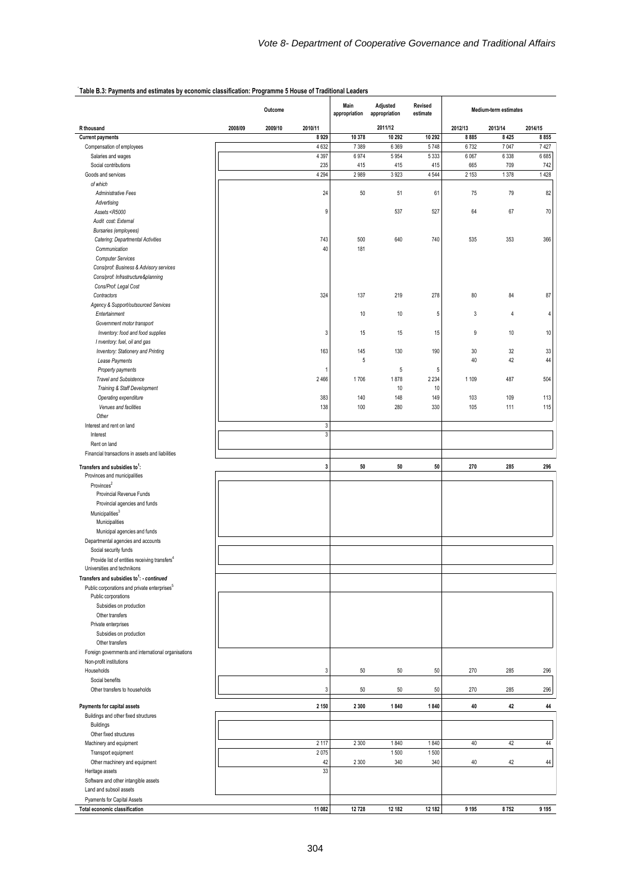Table B.3: Payments and estimates by economic classification: Programme 5 House of Traditional Leaders

| R thousand | Outcome | | | Main appropriation | Adjusted appropriation | Revised estimate | Medium-term estimates | | |
|---|---|---|---|---|---|---|---|---|---|
| | 2008/09 | 2009/10 | 2010/11 | | 2011/12 | | 2012/13 | 2013/14 | 2014/15 |
| **Current payments** | | | **8 929** | **10 378** | **10 292** | **10 292** | **8 885** | **8 425** | **8 855** |
| Compensation of employees | | | 4 632 | 7 389 | 6 369 | 5 748 | 6 732 | 7 047 | 7 427 |
| Salaries and wages | | | 4 397 | 6 974 | 5 954 | 5 333 | 6 067 | 6 338 | 6 685 |
| Social contributions | | | 235 | 415 | 415 | 415 | 665 | 709 | 742 |
| Goods and services | | | 4 294 | 2 989 | 3 923 | 4 544 | 2 153 | 1 378 | 1 428 |
| *of which* | | | | | | | | | |
| *Administrative Fees* | | | 24 | 50 | 51 | 61 | 75 | 79 | 82 |
| *Advertising* | | | | | | | | | |
| *Assets <R5000* | | | 9 | | 537 | 527 | 64 | 67 | 70 |
| *Audit cost: External* | | | | | | | | | |
| *Bursaries (employees)* | | | | | | | | | |
| *Catering: Departmental Activities* | | | 743 | 500 | 640 | 740 | 535 | 353 | 366 |
| *Communication* | | | 40 | 181 | | | | | |
| *Computer Services* | | | | | | | | | |
| *Cons/prof: Business & Advisory services* | | | | | | | | | |
| *Cons/prof: Infrastructure&planning* | | | | | | | | | |
| *Cons/Prof: Legal Cost* | | | | | | | | | |
| *Contractors* | | | 324 | 137 | 219 | 278 | 80 | 84 | 87 |
| *Agency & Support/outsourced Services* | | | | | | | | | |
| *Entertainment* | | | | 10 | 10 | 5 | 3 | 4 | 4 |
| *Government motor transport* | | | | | | | | | |
| *Inventory: food and food supplies* | | | 3 | 15 | 15 | 15 | 9 | 10 | 10 |
| *Inventory: fuel, oil and gas* | | | | | | | | | |
| *Inventory: Stationery and Printing* | | | 163 | 145 | 130 | 190 | 30 | 32 | 33 |
| *Lease Payments* | | | | 5 | | | 40 | 42 | 44 |
| *Property payments* | | | 1 | | 5 | 5 | | | |
| *Travel and Subsistence* | | | 2 466 | 1 706 | 1 878 | 2 234 | 1 109 | 487 | 504 |
| *Training & Staff Development* | | | | | 10 | 10 | | | |
| *Operating expenditure* | | | 383 | 140 | 148 | 149 | 103 | 109 | 113 |
| *Venues and facilities* | | | 138 | 100 | 280 | 330 | 105 | 111 | 115 |
| *Other* | | | | | | | | | |
| Interest and rent on land | | | 3 | | | | | | |
| Interest | | | 3 | | | | | | |
| Rent on land | | | | | | | | | |
| Financial transactions in assets and liabilities | | | | | | | | | |
| **Transfers and subsidies to[1]:** | | | **3** | **50** | **50** | **50** | **270** | **285** | **296** |
| Provinces and municipalities | | | | | | | | | |
| Provinces[2] | | | | | | | | | |
| Provincial Revenue Funds | | | | | | | | | |
| Provincial agencies and funds | | | | | | | | | |
| Municipalities[3] | | | | | | | | | |
| Municipalities | | | | | | | | | |
| Municipal agencies and funds | | | | | | | | | |
| Departmental agencies and accounts | | | | | | | | | |
| Social security funds | | | | | | | | | |
| Provide list of entities receiving transfers[4] | | | | | | | | | |
| Universities and technikons | | | | | | | | | |
| ***Transfers and subsidies to[1]: - continued*** | | | | | | | | | |
| Public corporations and private enterprises[5] | | | | | | | | | |
| Public corporations | | | | | | | | | |
| Subsidies on production | | | | | | | | | |
| Other transfers | | | | | | | | | |
| Private enterprises | | | | | | | | | |
| Subsidies on production | | | | | | | | | |
| Other transfers | | | | | | | | | |
| Foreign governments and international organisations | | | | | | | | | |
| Non-profit institutions | | | | | | | | | |
| Households | | | 3 | 50 | 50 | 50 | 270 | 285 | 296 |
| Social benefits | | | | | | | | | |
| Other transfers to households | | | 3 | 50 | 50 | 50 | 270 | 285 | 296 |
| **Payments for capital assets** | | | **2 150** | **2 300** | **1 840** | **1 840** | **40** | **42** | **44** |
| Buildings and other fixed structures | | | | | | | | | |
| Buildings | | | | | | | | | |
| Other fixed structures | | | | | | | | | |
| Machinery and equipment | | | 2 117 | 2 300 | 1 840 | 1 840 | 40 | 42 | 44 |
| Transport equipment | | | 2 075 | | 1 500 | 1 500 | | | |
| Other machinery and equipment | | | 42 | 2 300 | 340 | 340 | 40 | 42 | 44 |
| Heritage assets | | | 33 | | | | | | |
| Software and other intangible assets | | | | | | | | | |
| Land and subsoil assets | | | | | | | | | |
| Pyaments for Capital Assets | | | | | | | | | |
| **Total economic classification** | | | **11 082** | **12 728** | **12 182** | **12 182** | **9 195** | **8 752** | **9 195** |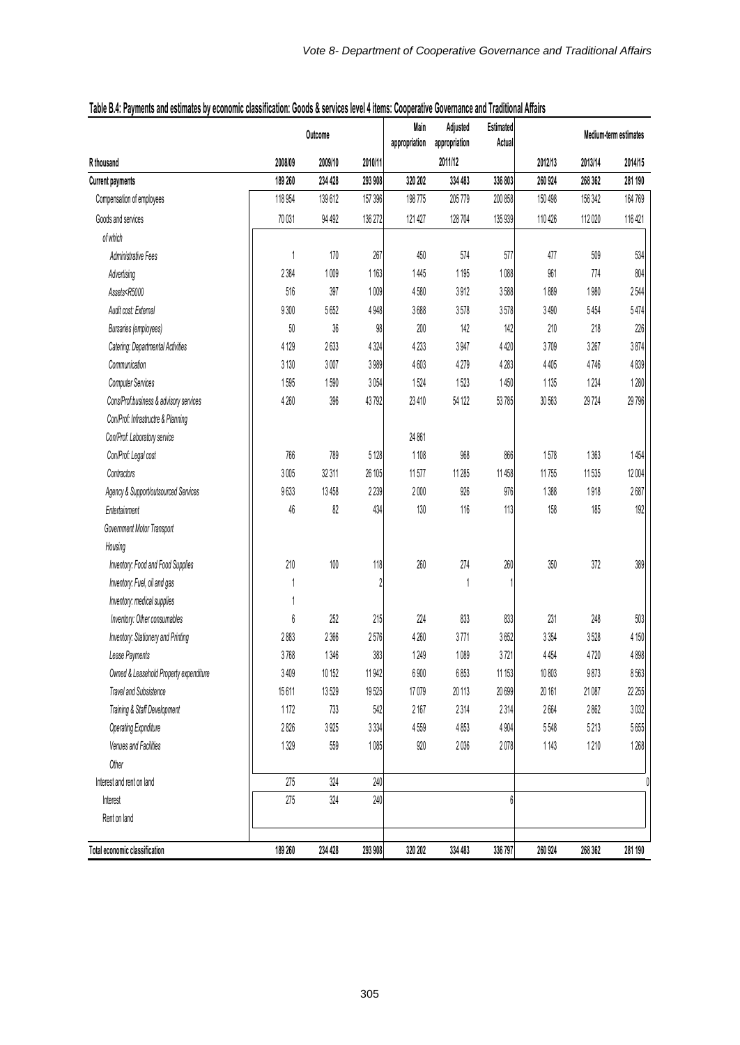**Table B.4: Payments and estimates by economic classification: Goods & services level 4 items: Cooperative Governance and Traditional Affairs**

| R thousand | Outcome | | | Main appropriation | Adjusted appropriation | Estimated Actual | Medium-term estimates | | |
|---|---|---|---|---|---|---|---|---|---|
| | 2008/09 | 2009/10 | 2010/11 | | 2011/12 | | 2012/13 | 2013/14 | 2014/15 |
| **Current payments** | **189 260** | **234 428** | **293 908** | **320 202** | **334 483** | **336 803** | **260 924** | **268 362** | **281 190** |
| Compensation of employees | 118 954 | 139 612 | 157 396 | 198 775 | 205 779 | 200 858 | 150 498 | 156 342 | 164 769 |
| Goods and services | 70 031 | 94 492 | 136 272 | 121 427 | 128 704 | 135 939 | 110 426 | 112 020 | 116 421 |
| *of which* | | | | | | | | | |
| *Administrative Fees* | 1 | 170 | 267 | 450 | 574 | 577 | 477 | 509 | 534 |
| *Advertising* | 2 384 | 1 009 | 1 163 | 1 445 | 1 195 | 1 088 | 961 | 774 | 804 |
| *Assets<R5000* | 516 | 397 | 1 009 | 4 580 | 3 912 | 3 588 | 1 889 | 1 980 | 2 544 |
| *Audit cost: External* | 9 300 | 5 652 | 4 948 | 3 688 | 3 578 | 3 578 | 3 490 | 5 454 | 5 474 |
| *Bursaries (employees)* | 50 | 36 | 98 | 200 | 142 | 142 | 210 | 218 | 226 |
| *Catering: Departmental Activities* | 4 129 | 2 633 | 4 324 | 4 233 | 3 947 | 4 420 | 3 709 | 3 267 | 3 874 |
| *Communication* | 3 130 | 3 007 | 3 989 | 4 603 | 4 279 | 4 283 | 4 405 | 4 746 | 4 839 |
| *Computer Services* | 1 595 | 1 590 | 3 054 | 1 524 | 1 523 | 1 450 | 1 135 | 1 234 | 1 280 |
| *Cons/Prof:business & advisory services* | 4 260 | 396 | 43 792 | 23 410 | 54 122 | 53 785 | 30 563 | 29 724 | 29 796 |
| *Con/Prof: Infrastructre & Planning* | | | | | | | | | |
| *Con/Prof: Laboratory service* | | | | 24 861 | | | | | |
| *Con/Prof: Legal cost* | 766 | 789 | 5 128 | 1 108 | 968 | 866 | 1 578 | 1 363 | 1 454 |
| *Contractors* | 3 005 | 32 311 | 26 105 | 11 577 | 11 285 | 11 458 | 11 755 | 11 535 | 12 004 |
| *Agency & Support/outsourced Services* | 9 633 | 13 458 | 2 239 | 2 000 | 926 | 976 | 1 388 | 1 918 | 2 687 |
| *Entertainment* | 46 | 82 | 434 | 130 | 116 | 113 | 158 | 185 | 192 |
| *Government Motor Transport* | | | | | | | | | |
| *Housing* | | | | | | | | | |
| *Inventory: Food and Food Supplies* | 210 | 100 | 118 | 260 | 274 | 260 | 350 | 372 | 389 |
| *Inventory: Fuel, oil and gas* | 1 | | 2 | | 1 | 1 | | | |
| *Inventory: medical supplies* | 1 | | | | | | | | |
| *Inventory: Other consumables* | 6 | 252 | 215 | 224 | 833 | 833 | 231 | 248 | 503 |
| *Inventory: Stationery and Printing* | 2 883 | 2 366 | 2 576 | 4 260 | 3 771 | 3 652 | 3 354 | 3 528 | 4 150 |
| *Lease Payments* | 3 768 | 1 346 | 383 | 1 249 | 1 089 | 3 721 | 4 454 | 4 720 | 4 898 |
| *Owned & Leasehold Property expenditure* | 3 409 | 10 152 | 11 942 | 6 900 | 6 853 | 11 153 | 10 803 | 9 873 | 8 563 |
| *Travel and Subsistence* | 15 611 | 13 529 | 19 525 | 17 079 | 20 113 | 20 699 | 20 161 | 21 087 | 22 255 |
| *Training & Staff Development* | 1 172 | 733 | 542 | 2 167 | 2 314 | 2 314 | 2 664 | 2 862 | 3 032 |
| *Operating Expnditure* | 2 826 | 3 925 | 3 334 | 4 559 | 4 853 | 4 904 | 5 548 | 5 213 | 5 655 |
| *Venues and Facilities* | 1 329 | 559 | 1 085 | 920 | 2 036 | 2 078 | 1 143 | 1 210 | 1 268 |
| *Other* | | | | | | | | | |
| Interest and rent on land | 275 | 324 | 240 | | | | | | 0 |
| Interest | 275 | 324 | 240 | | | 6 | | | |
| Rent on land | | | | | | | | | |
| **Total economic classification** | **189 260** | **234 428** | **293 908** | **320 202** | **334 483** | **336 797** | **260 924** | **268 362** | **281 190** |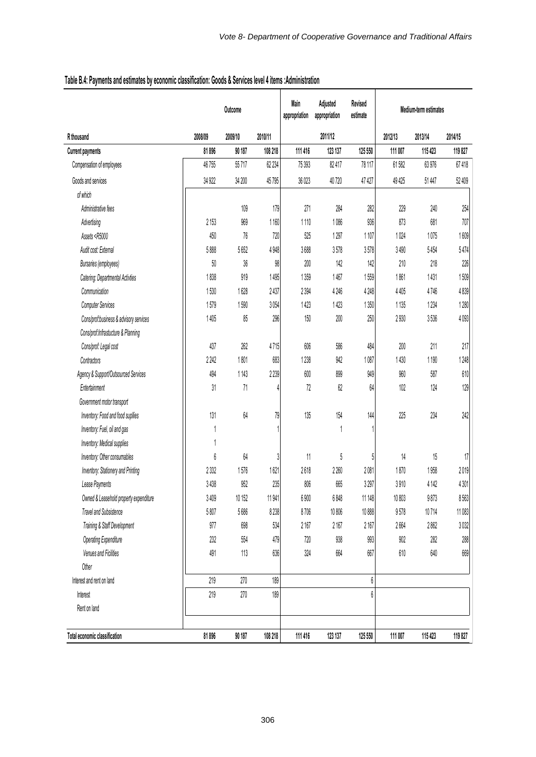**Table B.4: Payments and estimates by economic classification: Goods & Services level 4 items :Administration**

| | Outcome | | | Main appropriation | Adjusted appropriation | Revised estimate | Medium-term estimates | | |
|---|---|---|---|---|---|---|---|---|---|
| R thousand | 2008/09 | 2009/10 | 2010/11 | 2011/12 | | | 2012/13 | 2013/14 | 2014/15 |
| **Current payments** | **81 896** | **90 187** | **108 218** | **111 416** | **123 137** | **125 550** | **111 007** | **115 423** | **119 827** |
| Compensation of employees | 46 755 | 55 717 | 62 234 | 75 393 | 82 417 | 78 117 | 61 582 | 63 976 | 67 418 |
| Goods and services | 34 922 | 34 200 | 45 795 | 36 023 | 40 720 | 47 427 | 49 425 | 51 447 | 52 409 |
| *of which* | | | | | | | | | |
| *Administrative fees* | | 109 | 179 | 271 | 284 | 282 | 229 | 240 | 254 |
| *Advertising* | 2 153 | 969 | 1 160 | 1 110 | 1 086 | 936 | 873 | 681 | 707 |
| *Assets <R5000* | 450 | 76 | 720 | 525 | 1 297 | 1 107 | 1 024 | 1 075 | 1 609 |
| *Audit cost: External* | 5 888 | 5 652 | 4 948 | 3 688 | 3 578 | 3 578 | 3 490 | 5 454 | 5 474 |
| *Bursaries (employees)* | 50 | 36 | 98 | 200 | 142 | 142 | 210 | 218 | 226 |
| *Catering: Departmental Activties* | 1 838 | 919 | 1 495 | 1 359 | 1 467 | 1 559 | 1 861 | 1 431 | 1 509 |
| *Communication* | 1 530 | 1 628 | 2 437 | 2 394 | 4 246 | 4 248 | 4 405 | 4 746 | 4 839 |
| *Computer Services* | 1 579 | 1 590 | 3 054 | 1 423 | 1 423 | 1 350 | 1 135 | 1 234 | 1 280 |
| *Cons/prof:business & advisory services* | 1 405 | 85 | 296 | 150 | 200 | 250 | 2 930 | 3 536 | 4 093 |
| *Cons/prof:Infrastucture & Planning* | | | | | | | | | |
| *Cons/prof: Legal cost* | 437 | 262 | 4 715 | 606 | 586 | 484 | 200 | 211 | 217 |
| *Contractors* | 2 242 | 1 801 | 683 | 1 238 | 942 | 1 087 | 1 430 | 1 190 | 1 248 |
| *Agency & Support/Outsourced Services* | 494 | 1 143 | 2 239 | 600 | 899 | 949 | 960 | 587 | 610 |
| *Entertainment* | 31 | 71 | 4 | 72 | 62 | 64 | 102 | 124 | 129 |
| *Government motor transport* | | | | | | | | | |
| *Inventory: Food and food supllies* | 131 | 64 | 79 | 135 | 154 | 144 | 225 | 234 | 242 |
| *Inventory: Fuel, oil and gas* | 1 | | 1 | | 1 | 1 | | | |
| *Inventory: Medical supplies* | 1 | | | | | | | | |
| *Inventory: Other consumables* | 6 | 64 | 3 | 11 | 5 | 5 | 14 | 15 | 17 |
| *Inventory: Stationery and Printing* | 2 332 | 1 576 | 1 621 | 2 618 | 2 260 | 2 081 | 1 870 | 1 958 | 2 019 |
| *Lease Payments* | 3 438 | 952 | 235 | 806 | 665 | 3 297 | 3 910 | 4 142 | 4 301 |
| *Owned & Leasehold property expenditure* | 3 409 | 10 152 | 11 941 | 6 900 | 6 848 | 11 148 | 10 803 | 9 873 | 8 563 |
| *Travel and Subsistence* | 5 807 | 5 686 | 8 238 | 8 706 | 10 806 | 10 888 | 9 578 | 10 714 | 11 083 |
| *Training & Staff Development* | 977 | 698 | 534 | 2 167 | 2 167 | 2 167 | 2 664 | 2 862 | 3 032 |
| *Operating Expenditure* | 232 | 554 | 479 | 720 | 938 | 993 | 902 | 282 | 288 |
| *Venues and Ficilities* | 491 | 113 | 636 | 324 | 664 | 667 | 610 | 640 | 669 |
| *Other* | | | | | | | | | |
| Interest and rent on land | 219 | 270 | 189 | | | 6 | | | |
| Interest | 219 | 270 | 189 | | | 6 | | | |
| Rent on land | | | | | | | | | |
| **Total economic classification** | **81 896** | **90 187** | **108 218** | **111 416** | **123 137** | **125 550** | **111 007** | **115 423** | **119 827** |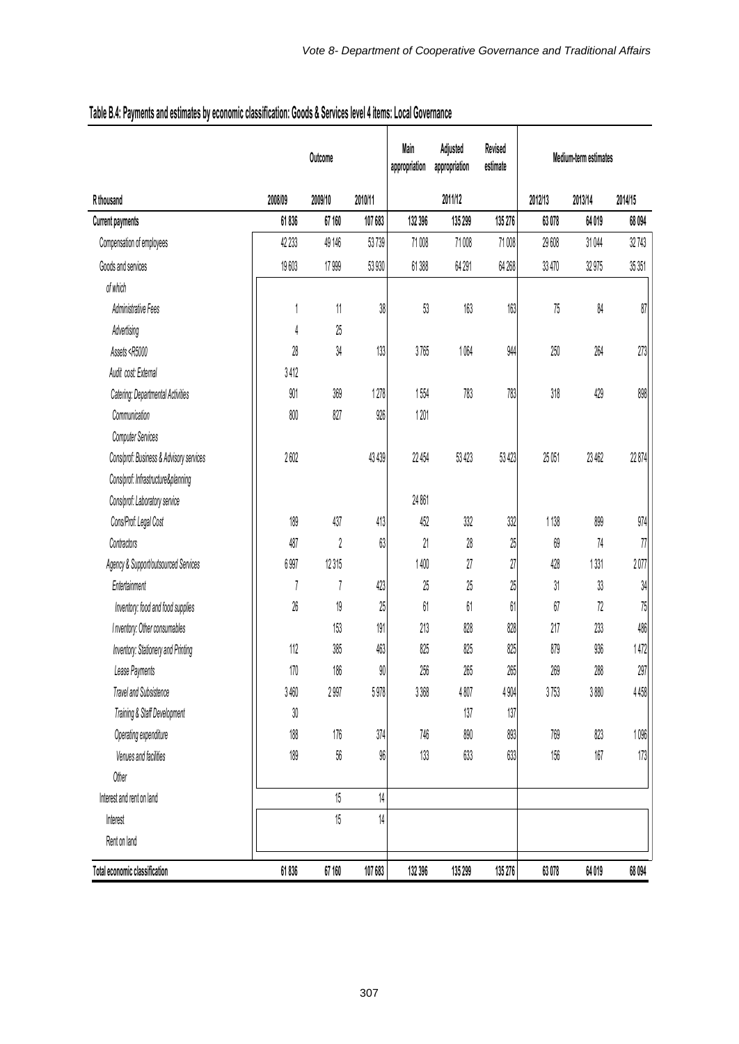**Table B.4: Payments and estimates by economic classification: Goods & Services level 4 items: Local Governance**

| | Outcome | | | Main appropriation | Adjusted appropriation | Revised estimate | Medium-term estimates | | |
|---|---|---|---|---|---|---|---|---|---|
| **R thousand** | **2008/09** | **2009/10** | **2010/11** | | **2011/12** | | **2012/13** | **2013/14** | **2014/15** |
| **Current payments** | **61 836** | **67 160** | **107 683** | **132 396** | **135 299** | **135 276** | **63 078** | **64 019** | **68 094** |
| Compensation of employees | 42 233 | 49 146 | 53 739 | 71 008 | 71 008 | 71 008 | 29 608 | 31 044 | 32 743 |
| Goods and services | 19 603 | 17 999 | 53 930 | 61 388 | 64 291 | 64 268 | 33 470 | 32 975 | 35 351 |
| *of which* | | | | | | | | | |
| *Administrative Fees* | 1 | 11 | 38 | 53 | 163 | 163 | 75 | 84 | 87 |
| *Advertising* | 4 | 25 | | | | | | | |
| *Assets <R5000* | 28 | 34 | 133 | 3 765 | 1 064 | 944 | 250 | 264 | 273 |
| *Audit cost: External* | 3 412 | | | | | | | | |
| *Catering: Departmental Activities* | 901 | 369 | 1 278 | 1 554 | 783 | 783 | 318 | 429 | 898 |
| *Communication* | 800 | 827 | 926 | 1 201 | | | | | |
| *Computer Services* | | | | | | | | | |
| *Cons/prof: Business & Advisory services* | 2 602 | | 43 439 | 22 454 | 53 423 | 53 423 | 25 051 | 23 462 | 22 874 |
| *Cons/prof: Infrastructure&planning* | | | | | | | | | |
| *Cons/prof: Laboratory service* | | | | 24 861 | | | | | |
| *Cons/Prof: Legal Cost* | 189 | 437 | 413 | 452 | 332 | 332 | 1 138 | 899 | 974 |
| *Contractors* | 487 | 2 | 63 | 21 | 28 | 25 | 69 | 74 | 77 |
| *Agency & Support/outsourced Services* | 6 997 | 12 315 | | 1 400 | 27 | 27 | 428 | 1 331 | 2 077 |
| *Entertainment* | 7 | 7 | 423 | 25 | 25 | 25 | 31 | 33 | 34 |
| *Inventory: food and food supplies* | 26 | 19 | 25 | 61 | 61 | 61 | 67 | 72 | 75 |
| *Inventory: Other consumables* | | 153 | 191 | 213 | 828 | 828 | 217 | 233 | 486 |
| *Inventory: Stationery and Printing* | 112 | 385 | 463 | 825 | 825 | 825 | 879 | 936 | 1 472 |
| *Lease Payments* | 170 | 186 | 90 | 256 | 265 | 265 | 269 | 288 | 297 |
| *Travel and Subsistence* | 3 460 | 2 997 | 5 978 | 3 368 | 4 807 | 4 904 | 3 753 | 3 880 | 4 458 |
| *Training & Staff Development* | 30 | | | | 137 | 137 | | | |
| *Operating expenditure* | 188 | 176 | 374 | 746 | 890 | 893 | 769 | 823 | 1 096 |
| *Venues and facilities* | 189 | 56 | 96 | 133 | 633 | 633 | 156 | 167 | 173 |
| *Other* | | | | | | | | | |
| Interest and rent on land | | 15 | 14 | | | | | | |
| Interest | | 15 | 14 | | | | | | |
| Rent on land | | | | | | | | | |
| **Total economic classification** | **61 836** | **67 160** | **107 683** | **132 396** | **135 299** | **135 276** | **63 078** | **64 019** | **68 094** |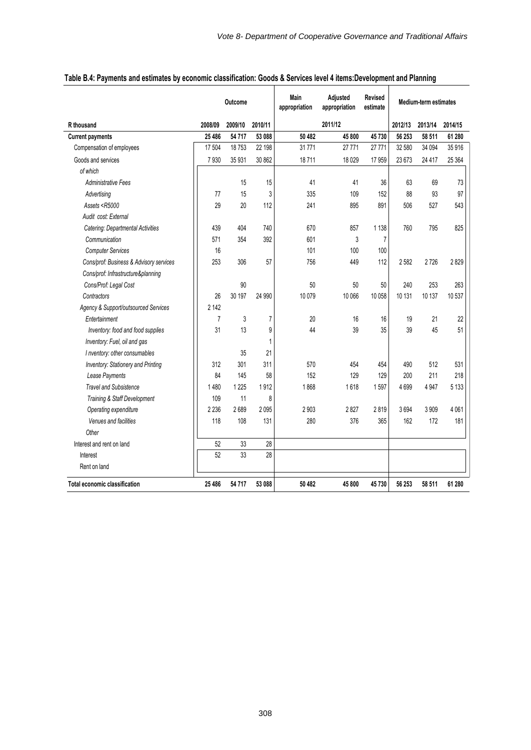**Table B.4: Payments and estimates by economic classification: Goods & Services level 4 items:Development and Planning**

| | Outcome | | | Main appropriation | Adjusted appropriation | Revised estimate | Medium-term estimates | | |
|---|---|---|---|---|---|---|---|---|---|
| R thousand | 2008/09 | 2009/10 | 2010/11 | | 2011/12 | | 2012/13 | 2013/14 | 2014/15 |
| **Current payments** | **25 486** | **54 717** | **53 088** | **50 482** | **45 800** | **45 730** | **56 253** | **58 511** | **61 280** |
| Compensation of employees | 17 504 | 18 753 | 22 198 | 31 771 | 27 771 | 27 771 | 32 580 | 34 094 | 35 916 |
| Goods and services | 7 930 | 35 931 | 30 862 | 18 711 | 18 029 | 17 959 | 23 673 | 24 417 | 25 364 |
| *of which* | | | | | | | | | |
| *Administrative Fees* | | 15 | 15 | 41 | 41 | 36 | 63 | 69 | 73 |
| *Advertising* | 77 | 15 | 3 | 335 | 109 | 152 | 88 | 93 | 97 |
| *Assets <R5000* | 29 | 20 | 112 | 241 | 895 | 891 | 506 | 527 | 543 |
| *Audit cost: External* | | | | | | | | | |
| *Catering: Departmental Activities* | 439 | 404 | 740 | 670 | 857 | 1 138 | 760 | 795 | 825 |
| *Communication* | 571 | 354 | 392 | 601 | 3 | 7 | | | |
| *Computer Services* | 16 | | | 101 | 100 | 100 | | | |
| *Cons/prof: Business & Advisory services* | 253 | 306 | 57 | 756 | 449 | 112 | 2 582 | 2 726 | 2 829 |
| *Cons/prof: Infrastructure&planning* | | | | | | | | | |
| *Cons/Prof: Legal Cost* | | 90 | | 50 | 50 | 50 | 240 | 253 | 263 |
| *Contractors* | 26 | 30 197 | 24 990 | 10 079 | 10 066 | 10 058 | 10 131 | 10 137 | 10 537 |
| *Agency & Support/outsourced Services* | 2 142 | | | | | | | | |
| *Entertainment* | 7 | 3 | 7 | 20 | 16 | 16 | 19 | 21 | 22 |
| *Inventory: food and food supplies* | 31 | 13 | 9 | 44 | 39 | 35 | 39 | 45 | 51 |
| *Inventory: Fuel, oil and gas* | | | 1 | | | | | | |
| *I nventory: other consumables* | | 35 | 21 | | | | | | |
| *Inventory: Stationery and Printing* | 312 | 301 | 311 | 570 | 454 | 454 | 490 | 512 | 531 |
| *Lease Payments* | 84 | 145 | 58 | 152 | 129 | 129 | 200 | 211 | 218 |
| *Travel and Subsistence* | 1 480 | 1 225 | 1 912 | 1 868 | 1 618 | 1 597 | 4 699 | 4 947 | 5 133 |
| *Training & Staff Development* | 109 | 11 | 8 | | | | | | |
| *Operating expenditure* | 2 236 | 2 689 | 2 095 | 2 903 | 2 827 | 2 819 | 3 694 | 3 909 | 4 061 |
| *Venues and facilities* | 118 | 108 | 131 | 280 | 376 | 365 | 162 | 172 | 181 |
| *Other* | | | | | | | | | |
| Interest and rent on land | 52 | 33 | 28 | | | | | | |
| Interest | 52 | 33 | 28 | | | | | | |
| Rent on land | | | | | | | | | |
| **Total economic classification** | **25 486** | **54 717** | **53 088** | **50 482** | **45 800** | **45 730** | **56 253** | **58 511** | **61 280** |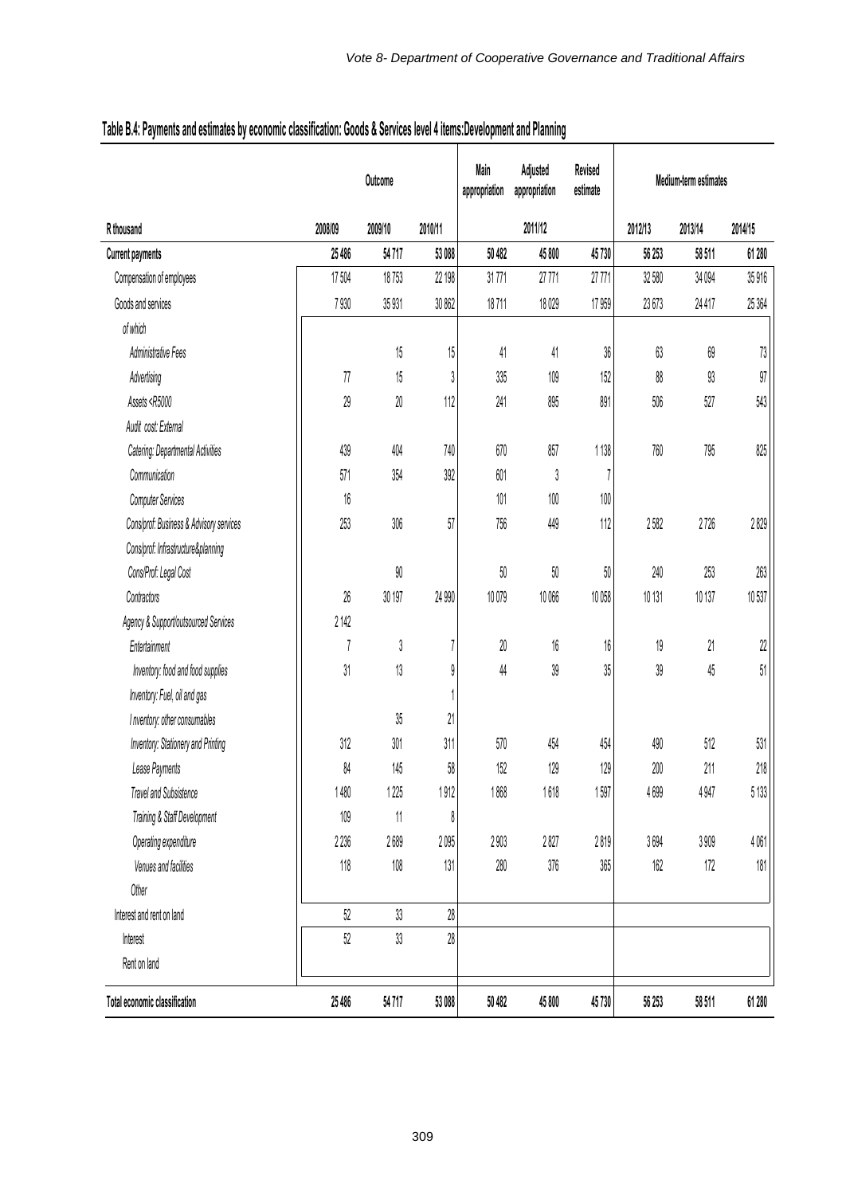## Table B.4: Payments and estimates by economic classification: Goods & Services level 4 items:Development and Planning

| | Outcome | | | Main appropriation | Adjusted appropriation | Revised estimate | Medium-term estimates | | |
|---|---|---|---|---|---|---|---|---|---|
| R thousand | 2008/09 | 2009/10 | 2010/11 | | 2011/12 | | 2012/13 | 2013/14 | 2014/15 |
| **Current payments** | **25 486** | **54 717** | **53 088** | **50 482** | **45 800** | **45 730** | **56 253** | **58 511** | **61 280** |
| Compensation of employees | 17 504 | 18 753 | 22 198 | 31 771 | 27 771 | 27 771 | 32 580 | 34 094 | 35 916 |
| Goods and services | 7 930 | 35 931 | 30 862 | 18 711 | 18 029 | 17 959 | 23 673 | 24 417 | 25 364 |
| *of which* | | | | | | | | | |
| *Administrative Fees* | | 15 | 15 | 41 | 41 | 36 | 63 | 69 | 73 |
| *Advertising* | 77 | 15 | 3 | 335 | 109 | 152 | 88 | 93 | 97 |
| *Assets <R5000* | 29 | 20 | 112 | 241 | 895 | 891 | 506 | 527 | 543 |
| *Audit cost: External* | | | | | | | | | |
| *Catering: Departmental Activities* | 439 | 404 | 740 | 670 | 857 | 1 138 | 760 | 795 | 825 |
| *Communication* | 571 | 354 | 392 | 601 | 3 | 7 | | | |
| *Computer Services* | 16 | | | 101 | 100 | 100 | | | |
| *Cons/prof: Business & Advisory services* | 253 | 306 | 57 | 756 | 449 | 112 | 2 582 | 2 726 | 2 829 |
| *Cons/prof: Infrastructure&planning* | | | | | | | | | |
| *Cons/Prof: Legal Cost* | | 90 | | 50 | 50 | 50 | 240 | 253 | 263 |
| *Contractors* | 26 | 30 197 | 24 990 | 10 079 | 10 066 | 10 058 | 10 131 | 10 137 | 10 537 |
| *Agency & Support/outsourced Services* | 2 142 | | | | | | | | |
| *Entertainment* | 7 | 3 | 7 | 20 | 16 | 16 | 19 | 21 | 22 |
| *Inventory: food and food supplies* | 31 | 13 | 9 | 44 | 39 | 35 | 39 | 45 | 51 |
| *Inventory: Fuel, oil and gas* | | | 1 | | | | | | |
| *Inventory: other consumables* | | 35 | 21 | | | | | | |
| *Inventory: Stationery and Printing* | 312 | 301 | 311 | 570 | 454 | 454 | 490 | 512 | 531 |
| *Lease Payments* | 84 | 145 | 58 | 152 | 129 | 129 | 200 | 211 | 218 |
| *Travel and Subsistence* | 1 480 | 1 225 | 1 912 | 1 868 | 1 618 | 1 597 | 4 699 | 4 947 | 5 133 |
| *Training & Staff Development* | 109 | 11 | 8 | | | | | | |
| *Operating expenditure* | 2 236 | 2 689 | 2 095 | 2 903 | 2 827 | 2 819 | 3 694 | 3 909 | 4 061 |
| *Venues and facilities* | 118 | 108 | 131 | 280 | 376 | 365 | 162 | 172 | 181 |
| *Other* | | | | | | | | | |
| Interest and rent on land | 52 | 33 | 28 | | | | | | |
| Interest | 52 | 33 | 28 | | | | | | |
| Rent on land | | | | | | | | | |
| **Total economic classification** | **25 486** | **54 717** | **53 088** | **50 482** | **45 800** | **45 730** | **56 253** | **58 511** | **61 280** |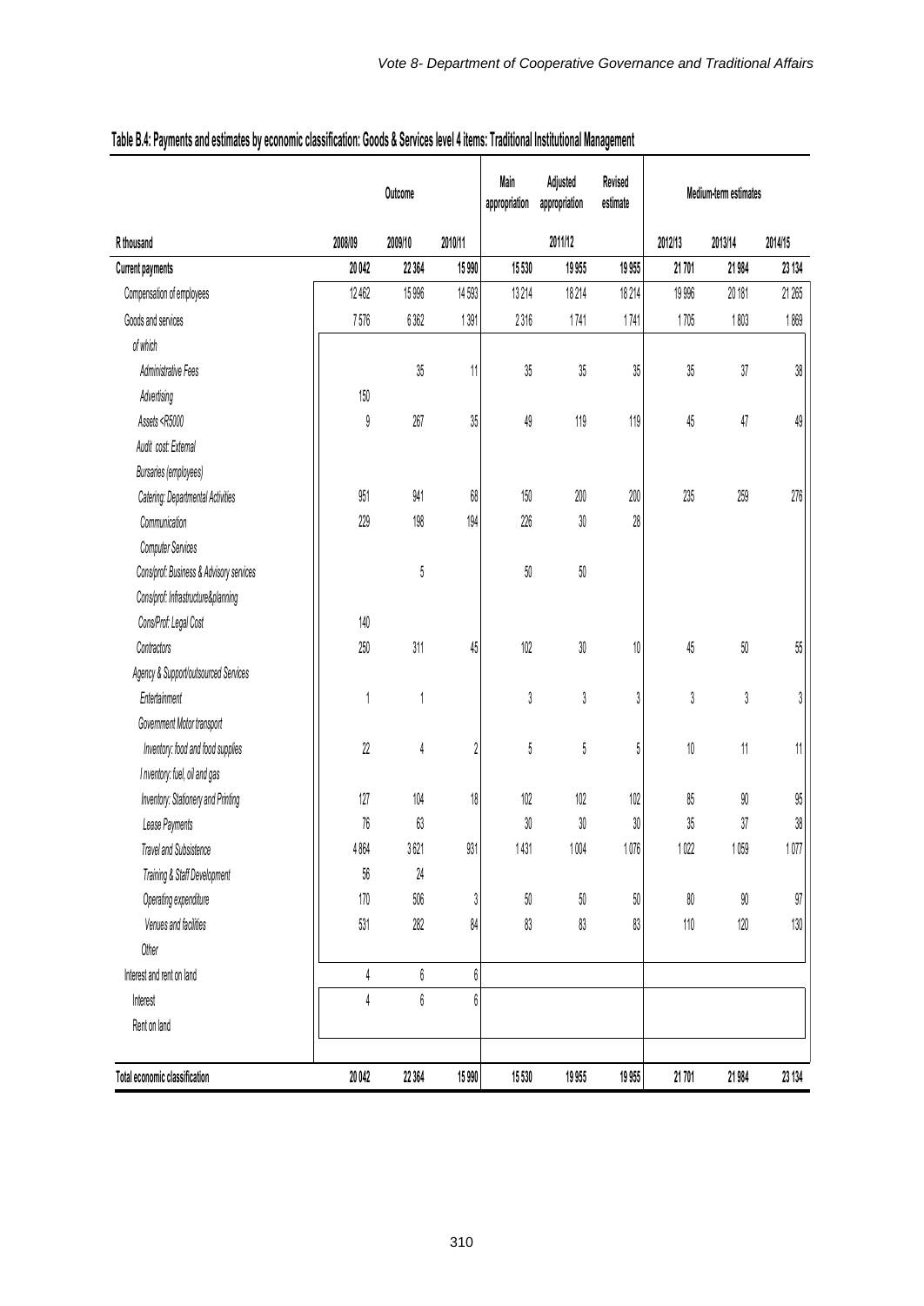**Table B.4: Payments and estimates by economic classification: Goods & Services level 4 items: Traditional Institutional Management**

| | Outcome | | | Main appropriation | Adjusted appropriation | Revised estimate | Medium-term estimates | | |
|---|---|---|---|---|---|---|---|---|---|
| R thousand | 2008/09 | 2009/10 | 2010/11 | 2011/12 | | | 2012/13 | 2013/14 | 2014/15 |
| **Current payments** | **20 042** | **22 364** | **15 990** | **15 530** | **19 955** | **19 955** | **21 701** | **21 984** | **23 134** |
| Compensation of employees | 12 462 | 15 996 | 14 593 | 13 214 | 18 214 | 18 214 | 19 996 | 20 181 | 21 265 |
| Goods and services | 7 576 | 6 362 | 1 391 | 2 316 | 1 741 | 1 741 | 1 705 | 1 803 | 1 869 |
| *of which* | | | | | | | | | |
| *Administrative Fees* | | 35 | 11 | 35 | 35 | 35 | 35 | 37 | 38 |
| *Advertising* | 150 | | | | | | | | |
| *Assets <R5000* | 9 | 267 | 35 | 49 | 119 | 119 | 45 | 47 | 49 |
| *Audit cost: External* | | | | | | | | | |
| *Bursaries (employees)* | | | | | | | | | |
| *Catering: Departmental Activities* | 951 | 941 | 68 | 150 | 200 | 200 | 235 | 259 | 276 |
| *Communication* | 229 | 198 | 194 | 226 | 30 | 28 | | | |
| *Computer Services* | | | | | | | | | |
| *Cons/prof: Business & Advisory services* | | 5 | | 50 | 50 | | | | |
| *Cons/prof: Infrastructure&planning* | | | | | | | | | |
| *Cons/Prof: Legal Cost* | 140 | | | | | | | | |
| *Contractors* | 250 | 311 | 45 | 102 | 30 | 10 | 45 | 50 | 55 |
| *Agency & Support/outsourced Services* | | | | | | | | | |
| *Entertainment* | 1 | 1 | | 3 | 3 | 3 | 3 | 3 | 3 |
| *Government Motor transport* | | | | | | | | | |
| *Inventory: food and food supplies* | 22 | 4 | 2 | 5 | 5 | 5 | 10 | 11 | 11 |
| *I nventory: fuel, oil and gas* | | | | | | | | | |
| *Inventory: Stationery and Printing* | 127 | 104 | 18 | 102 | 102 | 102 | 85 | 90 | 95 |
| *Lease Payments* | 76 | 63 | | 30 | 30 | 30 | 35 | 37 | 38 |
| *Travel and Subsistence* | 4 864 | 3 621 | 931 | 1 431 | 1 004 | 1 076 | 1 022 | 1 059 | 1 077 |
| *Training & Staff Development* | 56 | 24 | | | | | | | |
| *Operating expenditure* | 170 | 506 | 3 | 50 | 50 | 50 | 80 | 90 | 97 |
| *Venues and facilities* | 531 | 282 | 84 | 83 | 83 | 83 | 110 | 120 | 130 |
| *Other* | | | | | | | | | |
| Interest and rent on land | 4 | 6 | 6 | | | | | | |
| Interest | 4 | 6 | 6 | | | | | | |
| Rent on land | | | | | | | | | |
| **Total economic classification** | **20 042** | **22 364** | **15 990** | **15 530** | **19 955** | **19 955** | **21 701** | **21 984** | **23 134** |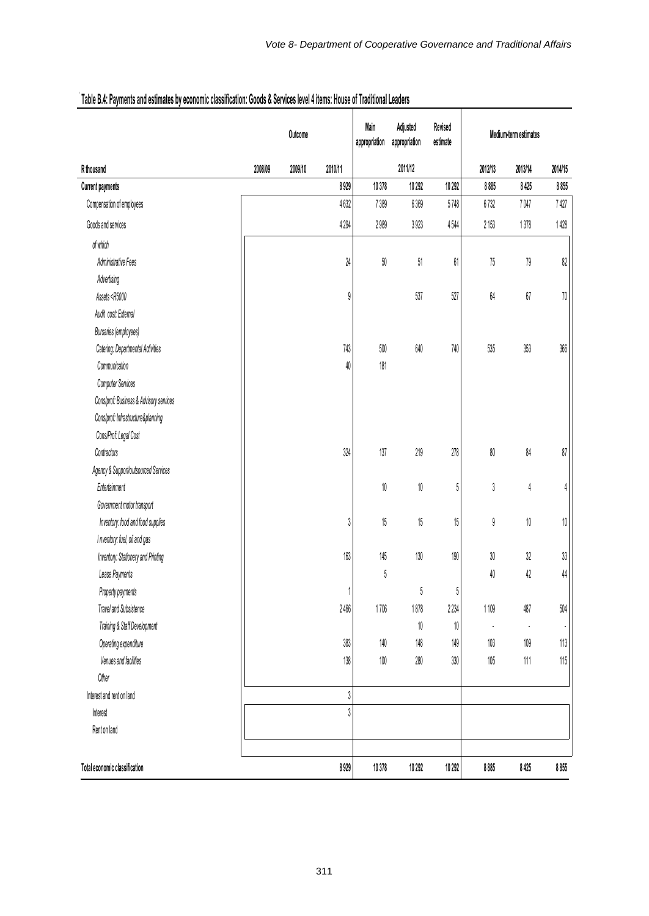**Table B.4: Payments and estimates by economic classification: Goods & Services level 4 items: House of Traditional Leaders**

| R thousand | Outcome | | | Main appropriation | Adjusted appropriation | Revised estimate | Medium-term estimates | | |
|---|---|---|---|---|---|---|---|---|---|
| | 2008/09 | 2009/10 | 2010/11 | | 2011/12 | | 2012/13 | 2013/14 | 2014/15 |
| **Current payments** | | | **8 929** | **10 378** | **10 292** | **10 292** | **8 885** | **8 425** | **8 855** |
| Compensation of employees | | | 4 632 | 7 389 | 6 369 | 5 748 | 6 732 | 7 047 | 7 427 |
| Goods and services | | | 4 294 | 2 989 | 3 923 | 4 544 | 2 153 | 1 378 | 1 428 |
| *of which* | | | | | | | | | |
| *Administrative Fees* | | | 24 | 50 | 51 | 61 | 75 | 79 | 82 |
| *Advertising* | | | | | | | | | |
| *Assets <R5000* | | | 9 | | 537 | 527 | 64 | 67 | 70 |
| *Audit cost: External* | | | | | | | | | |
| *Bursaries (employees)* | | | | | | | | | |
| *Catering: Departmental Activities* | | | 743 | 500 | 640 | 740 | 535 | 353 | 366 |
| *Communication* | | | 40 | 181 | | | | | |
| *Computer Services* | | | | | | | | | |
| *Cons/prof: Business & Advisory services* | | | | | | | | | |
| *Cons/prof: Infrastructure&planning* | | | | | | | | | |
| *Cons/Prof: Legal Cost* | | | | | | | | | |
| *Contractors* | | | 324 | 137 | 219 | 278 | 80 | 84 | 87 |
| *Agency & Support/outsourced Services* | | | | | | | | | |
| *Entertainment* | | | | 10 | 10 | 5 | 3 | 4 | 4 |
| *Government motor transport* | | | | | | | | | |
| *Inventory: food and food supplies* | | | 3 | 15 | 15 | 15 | 9 | 10 | 10 |
| *Inventory: fuel, oil and gas* | | | | | | | | | |
| *Inventory: Stationery and Printing* | | | 163 | 145 | 130 | 190 | 30 | 32 | 33 |
| *Lease Payments* | | | | 5 | | | 40 | 42 | 44 |
| *Property payments* | | | 1 | | 5 | 5 | | | |
| *Travel and Subsistence* | | | 2 466 | 1 706 | 1 878 | 2 234 | 1 109 | 487 | 504 |
| *Training & Staff Development* | | | | | 10 | 10 | - | - | - |
| *Operating expenditure* | | | 383 | 140 | 148 | 149 | 103 | 109 | 113 |
| *Venues and facilities* | | | 138 | 100 | 280 | 330 | 105 | 111 | 115 |
| *Other* | | | | | | | | | |
| Interest and rent on land | | | 3 | | | | | | |
| Interest | | | 3 | | | | | | |
| Rent on land | | | | | | | | | |
| **Total economic classification** | | | **8 929** | **10 378** | **10 292** | **10 292** | **8 885** | **8 425** | **8 855** |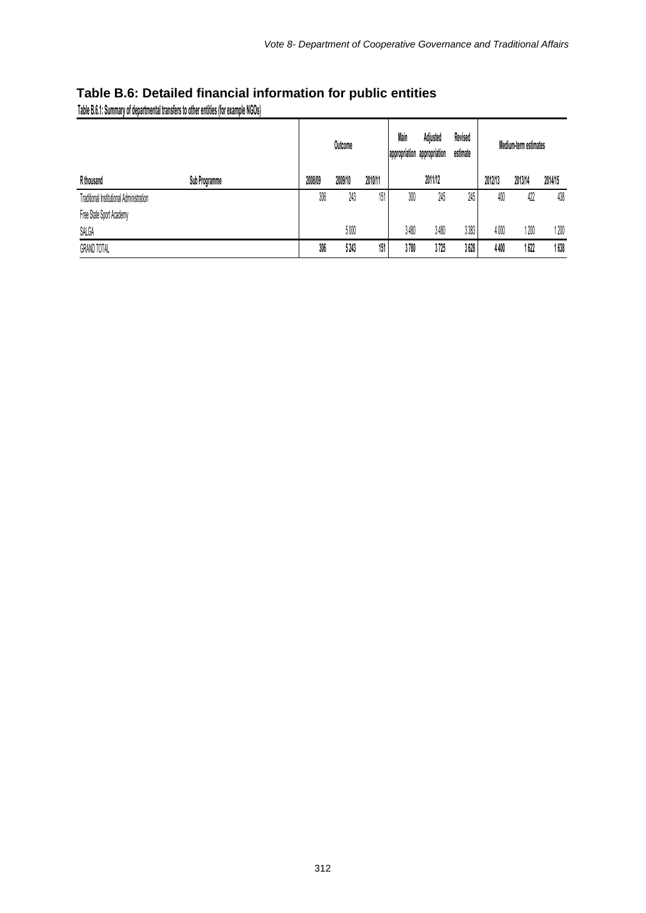## Table B.6: Detailed financial information for public entities

**Table B.6.1: Summary of departmental transfers to other entities (for example NGOs)**

| | | Outcome | | | Main appropriation | Adjusted appropriation | Revised estimate | Medium-term estimates | | |
|---|---|---|---|---|---|---|---|---|---|---|
| **R thousand** | **Sub Programme** | **2008/09** | **2009/10** | **2010/11** | | **2011/12** | | **2012/13** | **2013/14** | **2014/15** |
| Traditional Institutional Administration | | 306 | 243 | 151 | 300 | 245 | 245 | 400 | 422 | 438 |
| Free State Sport Academy | | | | | | | | | | |
| SALGA | | | 5 000 | | 3 480 | 3 480 | 3 383 | 4 000 | 1 200 | 1 200 |
| GRAND TOTAL | | **306** | **5 243** | **151** | **3 780** | **3 725** | **3 628** | **4 400** | **1 622** | **1 638** |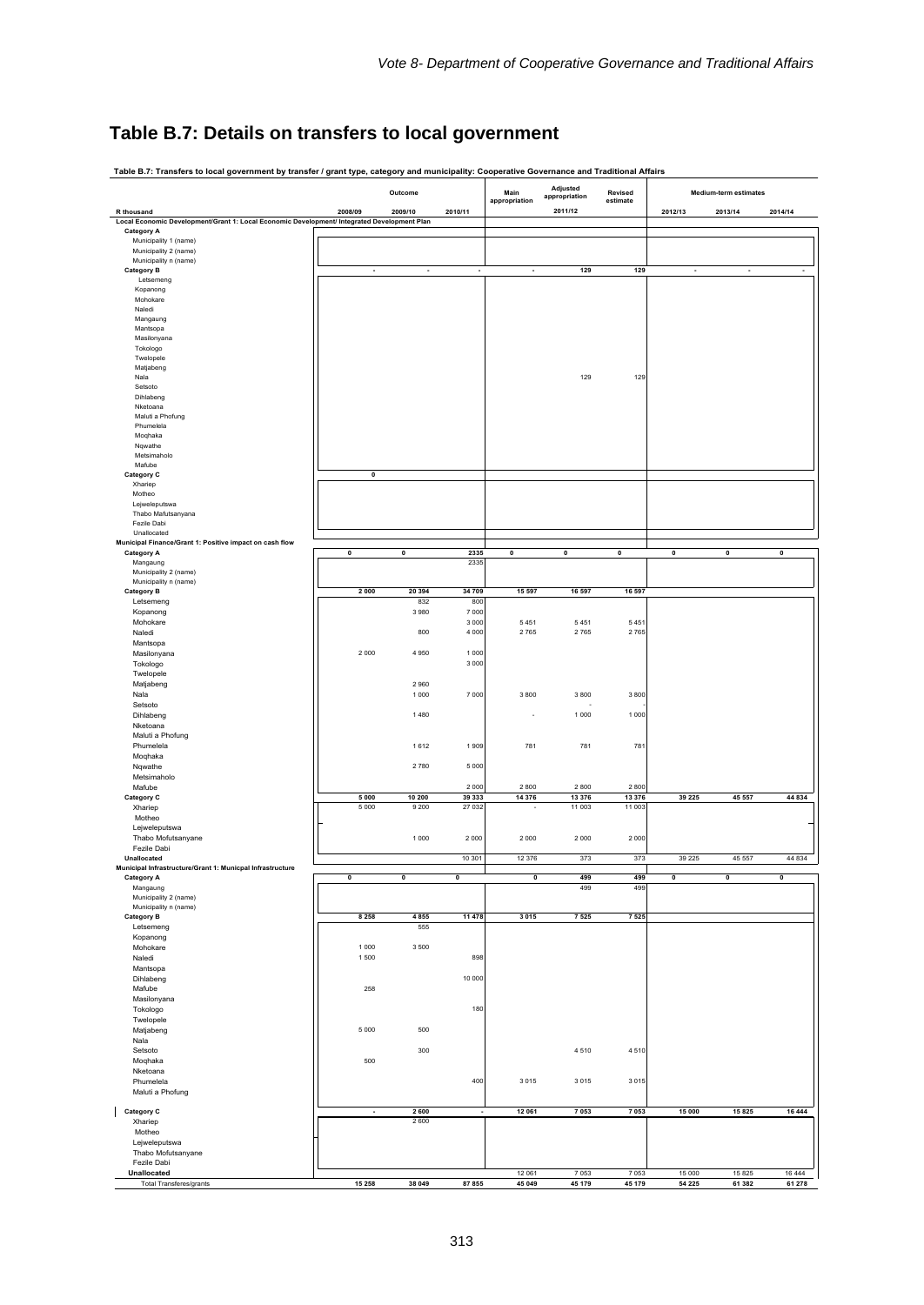# Table B.7: Details on transfers to local government

**Table B.7: Transfers to local government by transfer / grant type, category and municipality: Cooperative Governance and Traditional Affairs**

| | Outcome | | | Main appropriation | Adjusted appropriation | Revised estimate | Medium-term estimates | | |
|---|---|---|---|---|---|---|---|---|---|
| R thousand | 2008/09 | 2009/10 | 2010/11 | | 2011/12 | | 2012/13 | 2013/14 | 2014/14 |
| **Local Economic Development/Grant 1: Local Economic Development/ Integrated Development Plan** | | | | | | | | | |
| **Category A** | | | | | | | | | |
| Municipality 1 (name) | | | | | | | | | |
| Municipality 2 (name) | | | | | | | | | |
| Municipality n (name) | | | | | | | | | |
| **Category B** | - | - | - | - | 129 | 129 | - | - | - |
| Letsemeng | | | | | | | | | |
| Kopanong | | | | | | | | | |
| Mohokare | | | | | | | | | |
| Naledi | | | | | | | | | |
| Mangaung | | | | | | | | | |
| Mantsopa | | | | | | | | | |
| Masilonyana | | | | | | | | | |
| Tokologo | | | | | | | | | |
| Twelopele | | | | | | | | | |
| Matjabeng | | | | | | | | | |
| Nala | | | | | 129 | 129 | | | |
| Setsoto | | | | | | | | | |
| Dihlabeng | | | | | | | | | |
| Nketoana | | | | | | | | | |
| Maluti a Phofung | | | | | | | | | |
| Phumelela | | | | | | | | | |
| Moqhaka | | | | | | | | | |
| Nqwathe | | | | | | | | | |
| Metsimaholo | | | | | | | | | |
| Mafube | | | | | | | | | |
| **Category C** | 0 | | | | | | | | |
| Xhariep | | | | | | | | | |
| Motheo | | | | | | | | | |
| Lejweleputswa | | | | | | | | | |
| Thabo Mafutsanyana | | | | | | | | | |
| Fezile Dabi | | | | | | | | | |
| Unallocated | | | | | | | | | |
| **Municipal Finance/Grant 1: Positive impact on cash flow** | | | | | | | | | |
| **Category A** | 0 | 0 | 2335 | 0 | 0 | 0 | 0 | 0 | 0 |
| Mangaung | | | 2335 | | | | | | |
| Municipality 2 (name) | | | | | | | | | |
| Municipality n (name) | | | | | | | | | |
| **Category B** | 2 000 | 20 394 | 34 709 | 15 597 | 16 597 | 16 597 | | | |
| Letsemeng | | 832 | 800 | | | | | | |
| Kopanong | | 3 980 | 7 000 | | | | | | |
| Mohokare | | | 3 000 | 5 451 | 5 451 | 5 451 | | | |
| Naledi | | 800 | 4 000 | 2 765 | 2 765 | 2 765 | | | |
| Mantsopa | | | | | | | | | |
| Masilonyana | 2 000 | 4 950 | 1 000 | | | | | | |
| Tokologo | | | 3 000 | | | | | | |
| Twelopele | | | | | | | | | |
| Matjabeng | | 2 960 | | | | | | | |
| Nala | | 1 000 | 7 000 | 3 800 | 3 800 | 3 800 | | | |
| Setsoto | | | | | - | - | | | |
| Dihlabeng | | 1 480 | | - | 1 000 | 1 000 | | | |
| Nketoana | | | | | | | | | |
| Maluti a Phofung | | | | | | | | | |
| Phumelela | | 1 612 | 1 909 | 781 | 781 | 781 | | | |
| Moqhaka | | | | | | | | | |
| Nqwathe | | 2 780 | 5 000 | | | | | | |
| Metsimaholo | | | | | | | | | |
| Mafube | | | 2 000 | 2 800 | 2 800 | 2 800 | | | |
| **Category C** | 5 000 | 10 200 | 39 333 | 14 376 | 13 376 | 13 376 | 39 225 | 45 557 | 44 834 |
| Xhariep | 5 000 | 9 200 | 27 032 | - | 11 003 | 11 003 | | | |
| Motheo | | | | | | | | | |
| Lejweleputswa | | | | | | | | | |
| Thabo Mofutsanyane | | 1 000 | 2 000 | 2 000 | 2 000 | 2 000 | | | |
| Fezile Dabi | | | | | | | | | |
| **Unallocated** | | | 10 301 | 12 376 | 373 | 373 | 39 225 | 45 557 | 44 834 |
| **Municipal Infrastructure/Grant 1: Municpal Infrastructure** | | | | | | | | | |
| **Category A** | 0 | 0 | 0 | 0 | 499 | 499 | 0 | 0 | 0 |
| Mangaung | | | | | 499 | 499 | | | |
| Municipality 2 (name) | | | | | | | | | |
| Municipality n (name) | | | | | | | | | |
| **Category B** | 8 258 | 4 855 | 11 478 | 3 015 | 7 525 | 7 525 | | | |
| Letsemeng | | 555 | | | | | | | |
| Kopanong | | | | | | | | | |
| Mohokare | 1 000 | 3 500 | | | | | | | |
| Naledi | 1 500 | | 898 | | | | | | |
| Mantsopa | | | | | | | | | |
| Dihlabeng | | | 10 000 | | | | | | |
| Mafube | 258 | | | | | | | | |
| Masilonyana | | | | | | | | | |
| Tokologo | | | 180 | | | | | | |
| Twelopele | | | | | | | | | |
| Matjabeng | 5 000 | 500 | | | | | | | |
| Nala | | | | | | | | | |
| Setsoto | | 300 | | | 4 510 | 4 510 | | | |
| Moqhaka | 500 | | | | | | | | |
| Nketoana | | | | | | | | | |
| Phumelela | | | 400 | 3 015 | 3 015 | 3 015 | | | |
| Maluti a Phofung | | | | | | | | | |
| **Category C** | - | 2 600 | - | 12 061 | 7 053 | 7 053 | 15 000 | 15 825 | 16 444 |
| Xhariep | | 2 600 | | | | | | | |
| Motheo | | | | | | | | | |
| Lejweleputswa | | | | | | | | | |
| Thabo Mofutsanyane | | | | | | | | | |
| Fezile Dabi | | | | | | | | | |
| **Unallocated** | | | | 12 061 | 7 053 | 7 053 | 15 000 | 15 825 | 16 444 |
| Total Transferes/grants | 15 258 | 38 049 | 87 855 | 45 049 | 45 179 | 45 179 | 54 225 | 61 382 | 61 278 |